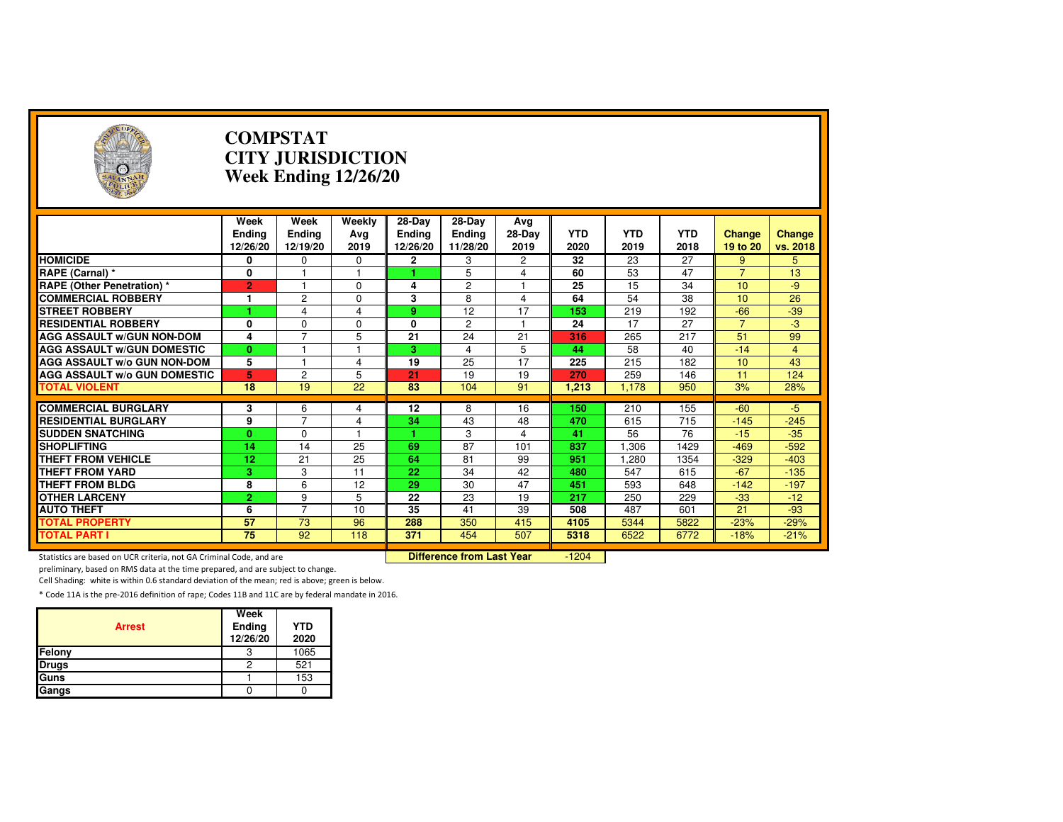# COMPSTAT
# CITY JURISDICTION
# Week Ending 12/26/20

| | Week Ending 12/26/20 | Week Ending 12/19/20 | Weekly Avg 2019 | 28-Day Ending 12/26/20 | 28-Day Ending 11/28/20 | Avg 28-Day 2019 | YTD 2020 | YTD 2019 | YTD 2018 | Change 19 to 20 | Change vs. 2018 |
|---|---|---|---|---|---|---|---|---|---|---|---|
| **HOMICIDE** | 0 | 0 | 0 | 2 | 3 | 2 | 32 | 23 | 27 | 9 | 5 |
| **RAPE (Carnal) *** | 0 | 1 | 1 | 1 | 5 | 4 | 60 | 53 | 47 | 7 | 13 |
| **RAPE (Other Penetration) *** | 2 | 1 | 0 | 4 | 2 | 1 | 25 | 15 | 34 | 10 | -9 |
| **COMMERCIAL ROBBERY** | 1 | 2 | 0 | 3 | 8 | 4 | 64 | 54 | 38 | 10 | 26 |
| **STREET ROBBERY** | 1 | 4 | 4 | 9 | 12 | 17 | 153 | 219 | 192 | -66 | -39 |
| **RESIDENTIAL ROBBERY** | 0 | 0 | 0 | 0 | 2 | 1 | 24 | 17 | 27 | 7 | -3 |
| **AGG ASSAULT w/GUN NON-DOM** | 4 | 7 | 5 | 21 | 24 | 21 | 316 | 265 | 217 | 51 | 99 |
| **AGG ASSAULT w/GUN DOMESTIC** | 0 | 1 | 1 | 3 | 4 | 5 | 44 | 58 | 40 | -14 | 4 |
| **AGG ASSAULT w/o GUN NON-DOM** | 5 | 1 | 4 | 19 | 25 | 17 | 225 | 215 | 182 | 10 | 43 |
| **AGG ASSAULT w/o GUN DOMESTIC** | 5 | 2 | 5 | 21 | 19 | 19 | 270 | 259 | 146 | 11 | 124 |
| **TOTAL VIOLENT** | 18 | 19 | 22 | 83 | 104 | 91 | 1,213 | 1,178 | 950 | 3% | 28% |
| **COMMERCIAL BURGLARY** | 3 | 6 | 4 | 12 | 8 | 16 | 150 | 210 | 155 | -60 | -5 |
| **RESIDENTIAL BURGLARY** | 9 | 7 | 4 | 34 | 43 | 48 | 470 | 615 | 715 | -145 | -245 |
| **SUDDEN SNATCHING** | 0 | 0 | 1 | 1 | 3 | 4 | 41 | 56 | 76 | -15 | -35 |
| **SHOPLIFTING** | 14 | 14 | 25 | 69 | 87 | 101 | 837 | 1,306 | 1429 | -469 | -592 |
| **THEFT FROM VEHICLE** | 12 | 21 | 25 | 64 | 81 | 99 | 951 | 1,280 | 1354 | -329 | -403 |
| **THEFT FROM YARD** | 3 | 3 | 11 | 22 | 34 | 42 | 480 | 547 | 615 | -67 | -135 |
| **THEFT FROM BLDG** | 8 | 6 | 12 | 29 | 30 | 47 | 451 | 593 | 648 | -142 | -197 |
| **OTHER LARCENY** | 2 | 9 | 5 | 22 | 23 | 19 | 217 | 250 | 229 | -33 | -12 |
| **AUTO THEFT** | 6 | 7 | 10 | 35 | 41 | 39 | 508 | 487 | 601 | 21 | -93 |
| **TOTAL PROPERTY** | 57 | 73 | 96 | 288 | 350 | 415 | 4105 | 5344 | 5822 | -23% | -29% |
| **TOTAL PART I** | 75 | 92 | 118 | 371 | 454 | 507 | 5318 | 6522 | 6772 | -18% | -21% |

**Difference from Last Year**: -1204

Statistics are based on UCR criteria, not GA Criminal Code, and are preliminary, based on RMS data at the time prepared, and are subject to change.

Cell Shading: white is within 0.6 standard deviation of the mean; red is above; green is below.

* Code 11A is the pre-2016 definition of rape; Codes 11B and 11C are by federal mandate in 2016.

| Arrest | Week Ending 12/26/20 | YTD 2020 |
|---|---|---|
| Felony | 3 | 1065 |
| Drugs | 2 | 521 |
| Guns | 1 | 153 |
| Gangs | 0 | 0 |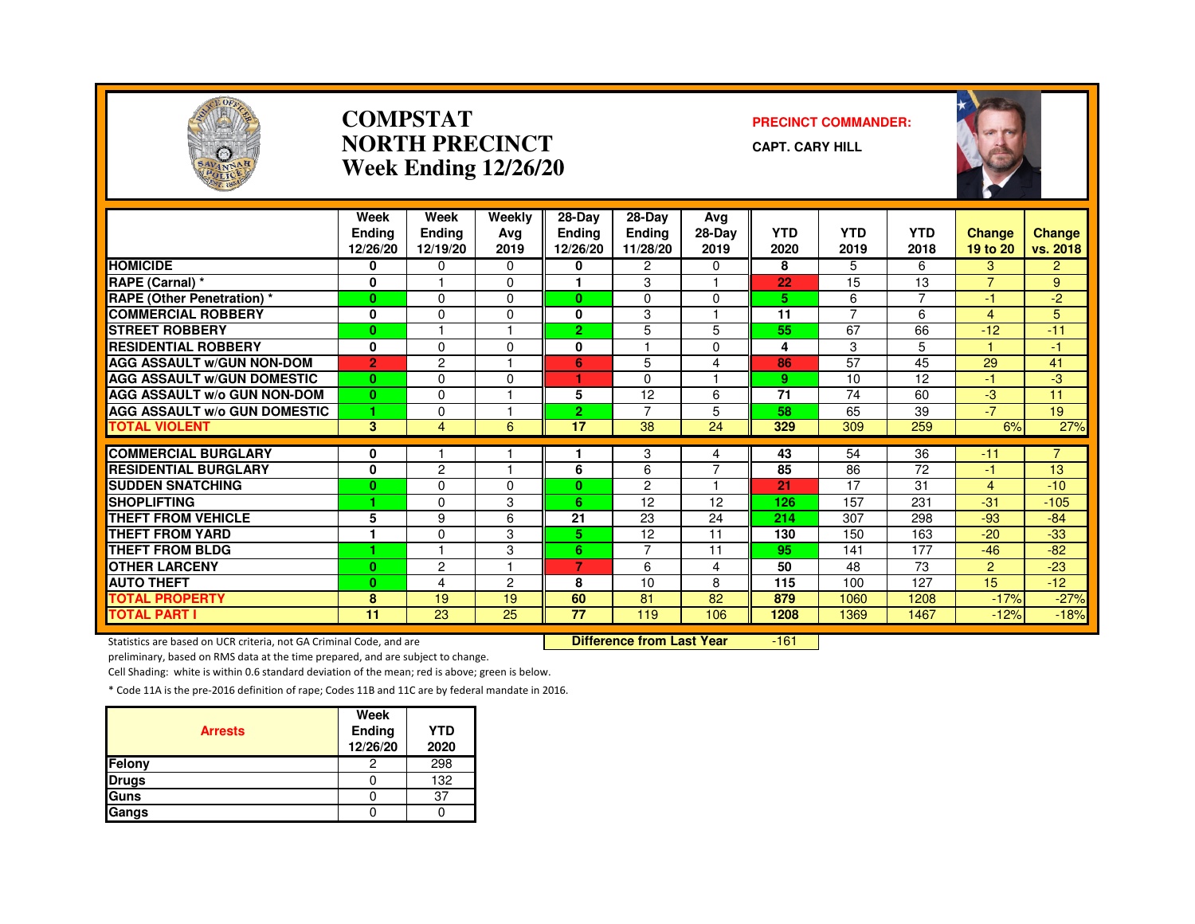# COMPSTAT
# NORTH PRECINCT
# Week Ending 12/26/20

**PRECINCT COMMANDER:**

**CAPT. CARY HILL**

| | Week Ending 12/26/20 | Week Ending 12/19/20 | Weekly Avg 2019 | 28-Day Ending 12/26/20 | 28-Day Ending 11/28/20 | Avg 28-Day 2019 | YTD 2020 | YTD 2019 | YTD 2018 | Change 19 to 20 | Change vs. 2018 |
|---|---|---|---|---|---|---|---|---|---|---|---|
| **HOMICIDE** | 0 | 0 | 0 | 0 | 2 | 0 | 8 | 5 | 6 | 3 | 2 |
| **RAPE (Carnal) *** | 0 | 1 | 0 | 1 | 3 | 1 | 22 | 15 | 13 | 7 | 9 |
| **RAPE (Other Penetration) *** | 0 | 0 | 0 | 0 | 0 | 0 | 5 | 6 | 7 | -1 | -2 |
| **COMMERCIAL ROBBERY** | 0 | 0 | 0 | 0 | 3 | 1 | 11 | 7 | 6 | 4 | 5 |
| **STREET ROBBERY** | 0 | 1 | 1 | 2 | 5 | 5 | 55 | 67 | 66 | -12 | -11 |
| **RESIDENTIAL ROBBERY** | 0 | 0 | 0 | 0 | 1 | 0 | 4 | 3 | 5 | 1 | -1 |
| **AGG ASSAULT w/GUN NON-DOM** | 2 | 2 | 1 | 6 | 5 | 4 | 86 | 57 | 45 | 29 | 41 |
| **AGG ASSAULT w/GUN DOMESTIC** | 0 | 0 | 0 | 1 | 0 | 1 | 9 | 10 | 12 | -1 | -3 |
| **AGG ASSAULT w/o GUN NON-DOM** | 0 | 0 | 1 | 5 | 12 | 6 | 71 | 74 | 60 | -3 | 11 |
| **AGG ASSAULT w/o GUN DOMESTIC** | 1 | 0 | 1 | 2 | 7 | 5 | 58 | 65 | 39 | -7 | 19 |
| **TOTAL VIOLENT** | 3 | 4 | 6 | 17 | 38 | 24 | 329 | 309 | 259 | 6% | 27% |
| **COMMERCIAL BURGLARY** | 0 | 1 | 1 | 1 | 3 | 4 | 43 | 54 | 36 | -11 | 7 |
| **RESIDENTIAL BURGLARY** | 0 | 2 | 1 | 6 | 6 | 7 | 85 | 86 | 72 | -1 | 13 |
| **SUDDEN SNATCHING** | 0 | 0 | 0 | 0 | 2 | 1 | 21 | 17 | 31 | 4 | -10 |
| **SHOPLIFTING** | 1 | 0 | 3 | 6 | 12 | 12 | 126 | 157 | 231 | -31 | -105 |
| **THEFT FROM VEHICLE** | 5 | 9 | 6 | 21 | 23 | 24 | 214 | 307 | 298 | -93 | -84 |
| **THEFT FROM YARD** | 1 | 0 | 3 | 5 | 12 | 11 | 130 | 150 | 163 | -20 | -33 |
| **THEFT FROM BLDG** | 1 | 1 | 3 | 6 | 7 | 11 | 95 | 141 | 177 | -46 | -82 |
| **OTHER LARCENY** | 0 | 2 | 1 | 7 | 6 | 4 | 50 | 48 | 73 | 2 | -23 |
| **AUTO THEFT** | 0 | 4 | 2 | 8 | 10 | 8 | 115 | 100 | 127 | 15 | -12 |
| **TOTAL PROPERTY** | 8 | 19 | 19 | 60 | 81 | 82 | 879 | 1060 | 1208 | -17% | -27% |
| **TOTAL PART I** | 11 | 23 | 25 | 77 | 119 | 106 | 1208 | 1369 | 1467 | -12% | -18% |

**Difference from Last Year** -161

Statistics are based on UCR criteria, not GA Criminal Code, and are preliminary, based on RMS data at the time prepared, and are subject to change.

Cell Shading: white is within 0.6 standard deviation of the mean; red is above; green is below.

* Code 11A is the pre-2016 definition of rape; Codes 11B and 11C are by federal mandate in 2016.

| Arrests | Week Ending 12/26/20 | YTD 2020 |
|---|---|---|
| Felony | 2 | 298 |
| Drugs | 0 | 132 |
| Guns | 0 | 37 |
| Gangs | 0 | 0 |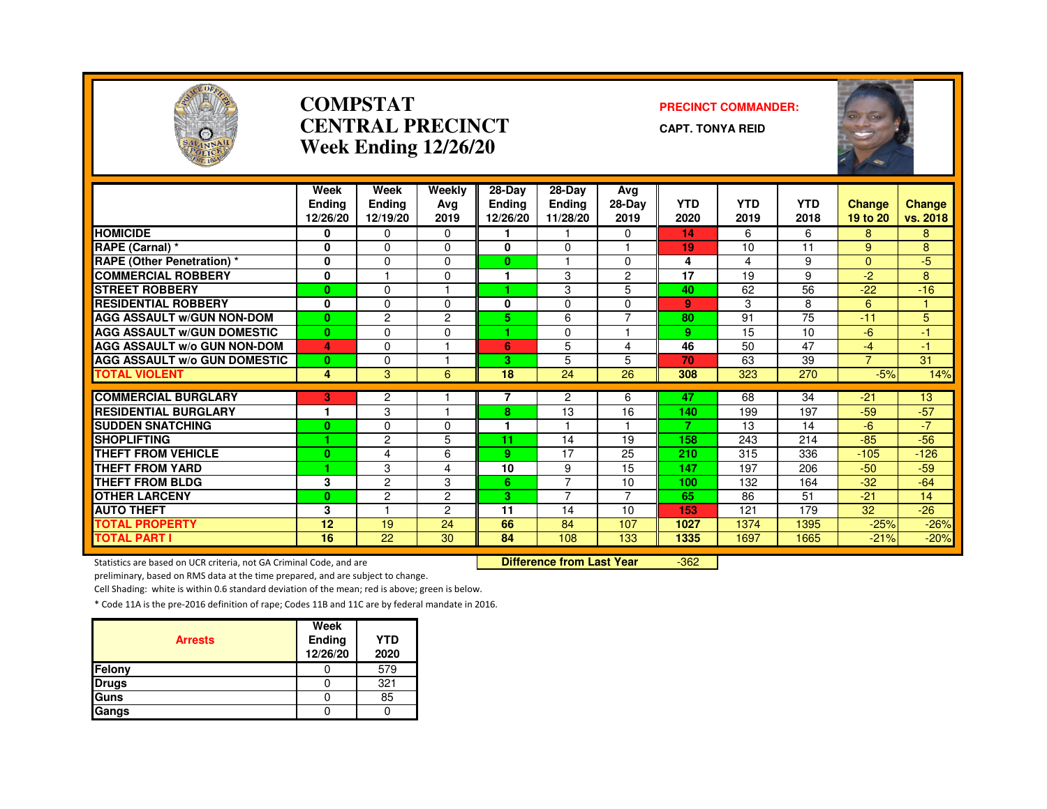# COMPSTAT
# CENTRAL PRECINCT
## Week Ending 12/26/20

**PRECINCT COMMANDER:**

**CAPT. TONYA REID**

| | Week Ending 12/26/20 | Week Ending 12/19/20 | Weekly Avg 2019 | 28-Day Ending 12/26/20 | 28-Day Ending 11/28/20 | Avg 28-Day 2019 | YTD 2020 | YTD 2019 | YTD 2018 | Change 19 to 20 | Change vs. 2018 |
|---|---|---|---|---|---|---|---|---|---|---|---|
| HOMICIDE | 0 | 0 | 0 | 1 | 1 | 0 | 14 | 6 | 6 | 8 | 8 |
| RAPE (Carnal) * | 0 | 0 | 0 | 0 | 0 | 1 | 19 | 10 | 11 | 9 | 8 |
| RAPE (Other Penetration) * | 0 | 0 | 0 | 0 | 1 | 0 | 4 | 4 | 9 | 0 | -5 |
| COMMERCIAL ROBBERY | 0 | 1 | 0 | 1 | 3 | 2 | 17 | 19 | 9 | -2 | 8 |
| STREET ROBBERY | 0 | 0 | 1 | 1 | 3 | 5 | 40 | 62 | 56 | -22 | -16 |
| RESIDENTIAL ROBBERY | 0 | 0 | 0 | 0 | 0 | 0 | 9 | 3 | 8 | 6 | 1 |
| AGG ASSAULT w/GUN NON-DOM | 0 | 2 | 2 | 5 | 6 | 7 | 80 | 91 | 75 | -11 | 5 |
| AGG ASSAULT w/GUN DOMESTIC | 0 | 0 | 0 | 1 | 0 | 1 | 9 | 15 | 10 | -6 | -1 |
| AGG ASSAULT w/o GUN NON-DOM | 4 | 0 | 1 | 6 | 5 | 4 | 46 | 50 | 47 | -4 | -1 |
| AGG ASSAULT w/o GUN DOMESTIC | 0 | 0 | 1 | 3 | 5 | 5 | 70 | 63 | 39 | 7 | 31 |
| TOTAL VIOLENT | 4 | 3 | 6 | 18 | 24 | 26 | 308 | 323 | 270 | -5% | 14% |
| COMMERCIAL BURGLARY | 3 | 2 | 1 | 7 | 2 | 6 | 47 | 68 | 34 | -21 | 13 |
| RESIDENTIAL BURGLARY | 1 | 3 | 1 | 8 | 13 | 16 | 140 | 199 | 197 | -59 | -57 |
| SUDDEN SNATCHING | 0 | 0 | 0 | 1 | 1 | 1 | 7 | 13 | 14 | -6 | -7 |
| SHOPLIFTING | 1 | 2 | 5 | 11 | 14 | 19 | 158 | 243 | 214 | -85 | -56 |
| THEFT FROM VEHICLE | 0 | 4 | 6 | 9 | 17 | 25 | 210 | 315 | 336 | -105 | -126 |
| THEFT FROM YARD | 1 | 3 | 4 | 10 | 9 | 15 | 147 | 197 | 206 | -50 | -59 |
| THEFT FROM BLDG | 3 | 2 | 3 | 6 | 7 | 10 | 100 | 132 | 164 | -32 | -64 |
| OTHER LARCENY | 0 | 2 | 2 | 3 | 7 | 7 | 65 | 86 | 51 | -21 | 14 |
| AUTO THEFT | 3 | 1 | 2 | 11 | 14 | 10 | 153 | 121 | 179 | 32 | -26 |
| TOTAL PROPERTY | 12 | 19 | 24 | 66 | 84 | 107 | 1027 | 1374 | 1395 | -25% | -26% |
| TOTAL PART I | 16 | 22 | 30 | 84 | 108 | 133 | 1335 | 1697 | 1665 | -21% | -20% |

**Difference from Last Year** -362

Statistics are based on UCR criteria, not GA Criminal Code, and are preliminary, based on RMS data at the time prepared, and are subject to change.

Cell Shading: white is within 0.6 standard deviation of the mean; red is above; green is below.

* Code 11A is the pre-2016 definition of rape; Codes 11B and 11C are by federal mandate in 2016.

| Arrests | Week Ending 12/26/20 | YTD 2020 |
|---|---|---|
| Felony | 0 | 579 |
| Drugs | 0 | 321 |
| Guns | 0 | 85 |
| Gangs | 0 | 0 |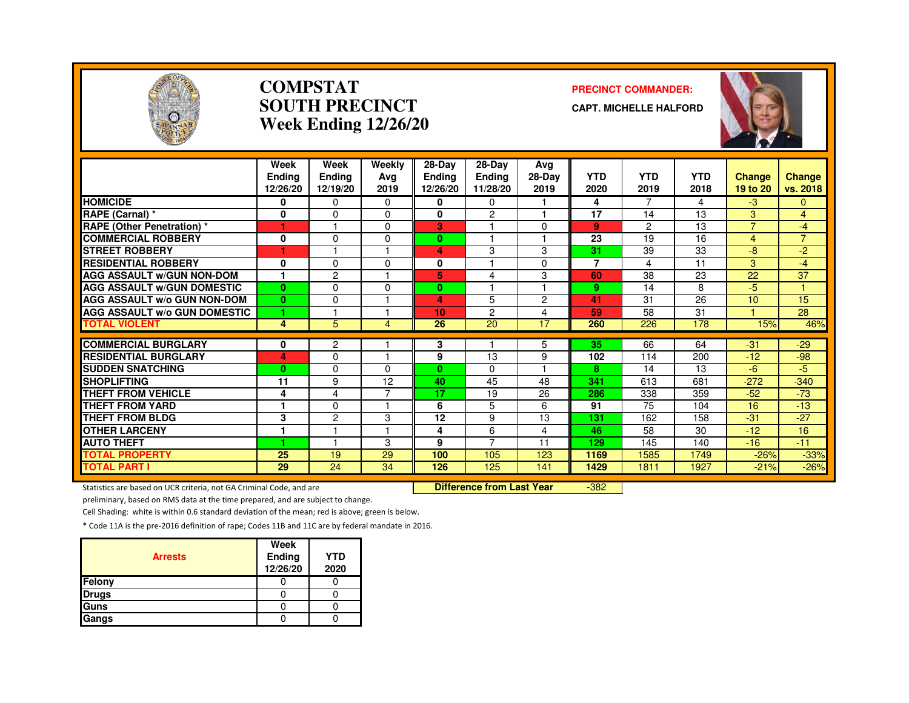# COMPSTAT
# SOUTH PRECINCT
## Week Ending 12/26/20

**PRECINCT COMMANDER:**

**CAPT. MICHELLE HALFORD**

| | Week Ending 12/26/20 | Week Ending 12/19/20 | Weekly Avg 2019 | 28-Day Ending 12/26/20 | 28-Day Ending 11/28/20 | Avg 28-Day 2019 | YTD 2020 | YTD 2019 | YTD 2018 | Change 19 to 20 | Change vs. 2018 |
|---|---|---|---|---|---|---|---|---|---|---|---|
| HOMICIDE | 0 | 0 | 0 | 0 | 0 | 1 | 4 | 7 | 4 | -3 | 0 |
| RAPE (Carnal) * | 0 | 0 | 0 | 0 | 2 | 1 | 17 | 14 | 13 | 3 | 4 |
| RAPE (Other Penetration) * | 1 | 1 | 0 | 3 | 1 | 0 | 9 | 2 | 13 | 7 | -4 |
| COMMERCIAL ROBBERY | 0 | 0 | 0 | 0 | 1 | 1 | 23 | 19 | 16 | 4 | 7 |
| STREET ROBBERY | 1 | 1 | 1 | 4 | 3 | 3 | 31 | 39 | 33 | -8 | -2 |
| RESIDENTIAL ROBBERY | 0 | 0 | 0 | 0 | 1 | 0 | 7 | 4 | 11 | 3 | -4 |
| AGG ASSAULT w/GUN NON-DOM | 1 | 2 | 1 | 5 | 4 | 3 | 60 | 38 | 23 | 22 | 37 |
| AGG ASSAULT w/GUN DOMESTIC | 0 | 0 | 0 | 0 | 1 | 1 | 9 | 14 | 8 | -5 | 1 |
| AGG ASSAULT w/o GUN NON-DOM | 0 | 0 | 1 | 4 | 5 | 2 | 41 | 31 | 26 | 10 | 15 |
| AGG ASSAULT w/o GUN DOMESTIC | 1 | 1 | 1 | 10 | 2 | 4 | 59 | 58 | 31 | 1 | 28 |
| TOTAL VIOLENT | 4 | 5 | 4 | 26 | 20 | 17 | 260 | 226 | 178 | 15% | 46% |
| COMMERCIAL BURGLARY | 0 | 2 | 1 | 3 | 1 | 5 | 35 | 66 | 64 | -31 | -29 |
| RESIDENTIAL BURGLARY | 4 | 0 | 1 | 9 | 13 | 9 | 102 | 114 | 200 | -12 | -98 |
| SUDDEN SNATCHING | 0 | 0 | 0 | 0 | 0 | 1 | 8 | 14 | 13 | -6 | -5 |
| SHOPLIFTING | 11 | 9 | 12 | 40 | 45 | 48 | 341 | 613 | 681 | -272 | -340 |
| THEFT FROM VEHICLE | 4 | 4 | 7 | 17 | 19 | 26 | 286 | 338 | 359 | -52 | -73 |
| THEFT FROM YARD | 1 | 0 | 1 | 6 | 5 | 6 | 91 | 75 | 104 | 16 | -13 |
| THEFT FROM BLDG | 3 | 2 | 3 | 12 | 9 | 13 | 131 | 162 | 158 | -31 | -27 |
| OTHER LARCENY | 1 | 1 | 1 | 4 | 6 | 4 | 46 | 58 | 30 | -12 | 16 |
| AUTO THEFT | 1 | 1 | 3 | 9 | 7 | 11 | 129 | 145 | 140 | -16 | -11 |
| TOTAL PROPERTY | 25 | 19 | 29 | 100 | 105 | 123 | 1169 | 1585 | 1749 | -26% | -33% |
| TOTAL PART I | 29 | 24 | 34 | 126 | 125 | 141 | 1429 | 1811 | 1927 | -21% | -26% |

**Difference from Last Year** -382

Statistics are based on UCR criteria, not GA Criminal Code, and are preliminary, based on RMS data at the time prepared, and are subject to change.

Cell Shading: white is within 0.6 standard deviation of the mean; red is above; green is below.

* Code 11A is the pre-2016 definition of rape; Codes 11B and 11C are by federal mandate in 2016.

| Arrests | Week Ending 12/26/20 | YTD 2020 |
|---|---|---|
| Felony | 0 | 0 |
| Drugs | 0 | 0 |
| Guns | 0 | 0 |
| Gangs | 0 | 0 |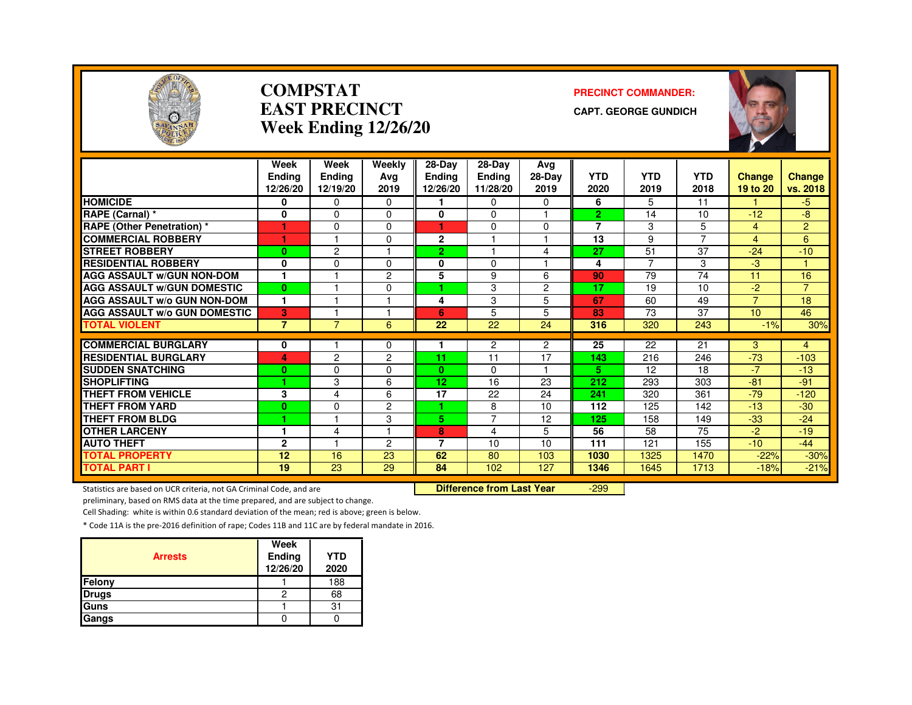# COMPSTAT
# EAST PRECINCT
# Week Ending 12/26/20

**PRECINCT COMMANDER:**

**CAPT. GEORGE GUNDICH**

| | Week Ending 12/26/20 | Week Ending 12/19/20 | Weekly Avg 2019 | 28-Day Ending 12/26/20 | 28-Day Ending 11/28/20 | Avg 28-Day 2019 | YTD 2020 | YTD 2019 | YTD 2018 | Change 19 to 20 | Change vs. 2018 |
|---|---|---|---|---|---|---|---|---|---|---|---|
| HOMICIDE | 0 | 0 | 0 | 1 | 0 | 0 | 6 | 5 | 11 | 1 | -5 |
| RAPE (Carnal) * | 0 | 0 | 0 | 0 | 0 | 1 | 2 | 14 | 10 | -12 | -8 |
| RAPE (Other Penetration) * | 1 | 0 | 0 | 1 | 0 | 0 | 7 | 3 | 5 | 4 | 2 |
| COMMERCIAL ROBBERY | 1 | 1 | 0 | 2 | 1 | 1 | 13 | 9 | 7 | 4 | 6 |
| STREET ROBBERY | 0 | 2 | 1 | 2 | 1 | 4 | 27 | 51 | 37 | -24 | -10 |
| RESIDENTIAL ROBBERY | 0 | 0 | 0 | 0 | 0 | 1 | 4 | 7 | 3 | -3 | 1 |
| AGG ASSAULT w/GUN NON-DOM | 1 | 1 | 2 | 5 | 9 | 6 | 90 | 79 | 74 | 11 | 16 |
| AGG ASSAULT w/GUN DOMESTIC | 0 | 1 | 0 | 1 | 3 | 2 | 17 | 19 | 10 | -2 | 7 |
| AGG ASSAULT w/o GUN NON-DOM | 1 | 1 | 1 | 4 | 3 | 5 | 67 | 60 | 49 | 7 | 18 |
| AGG ASSAULT w/o GUN DOMESTIC | 3 | 1 | 1 | 6 | 5 | 5 | 83 | 73 | 37 | 10 | 46 |
| TOTAL VIOLENT | 7 | 7 | 6 | 22 | 22 | 24 | 316 | 320 | 243 | -1% | 30% |
| COMMERCIAL BURGLARY | 0 | 1 | 0 | 1 | 2 | 2 | 25 | 22 | 21 | 3 | 4 |
| RESIDENTIAL BURGLARY | 4 | 2 | 2 | 11 | 11 | 17 | 143 | 216 | 246 | -73 | -103 |
| SUDDEN SNATCHING | 0 | 0 | 0 | 0 | 0 | 1 | 5 | 12 | 18 | -7 | -13 |
| SHOPLIFTING | 1 | 3 | 6 | 12 | 16 | 23 | 212 | 293 | 303 | -81 | -91 |
| THEFT FROM VEHICLE | 3 | 4 | 6 | 17 | 22 | 24 | 241 | 320 | 361 | -79 | -120 |
| THEFT FROM YARD | 0 | 0 | 2 | 1 | 8 | 10 | 112 | 125 | 142 | -13 | -30 |
| THEFT FROM BLDG | 1 | 1 | 3 | 5 | 7 | 12 | 125 | 158 | 149 | -33 | -24 |
| OTHER LARCENY | 1 | 4 | 1 | 8 | 4 | 5 | 56 | 58 | 75 | -2 | -19 |
| AUTO THEFT | 2 | 1 | 2 | 7 | 10 | 10 | 111 | 121 | 155 | -10 | -44 |
| TOTAL PROPERTY | 12 | 16 | 23 | 62 | 80 | 103 | 1030 | 1325 | 1470 | -22% | -30% |
| TOTAL PART I | 19 | 23 | 29 | 84 | 102 | 127 | 1346 | 1645 | 1713 | -18% | -21% |

**Difference from Last Year** -299

Statistics are based on UCR criteria, not GA Criminal Code, and are preliminary, based on RMS data at the time prepared, and are subject to change.

Cell Shading: white is within 0.6 standard deviation of the mean; red is above; green is below.

* Code 11A is the pre-2016 definition of rape; Codes 11B and 11C are by federal mandate in 2016.

| Arrests | Week Ending 12/26/20 | YTD 2020 |
|---|---|---|
| Felony | 1 | 188 |
| Drugs | 2 | 68 |
| Guns | 1 | 31 |
| Gangs | 0 | 0 |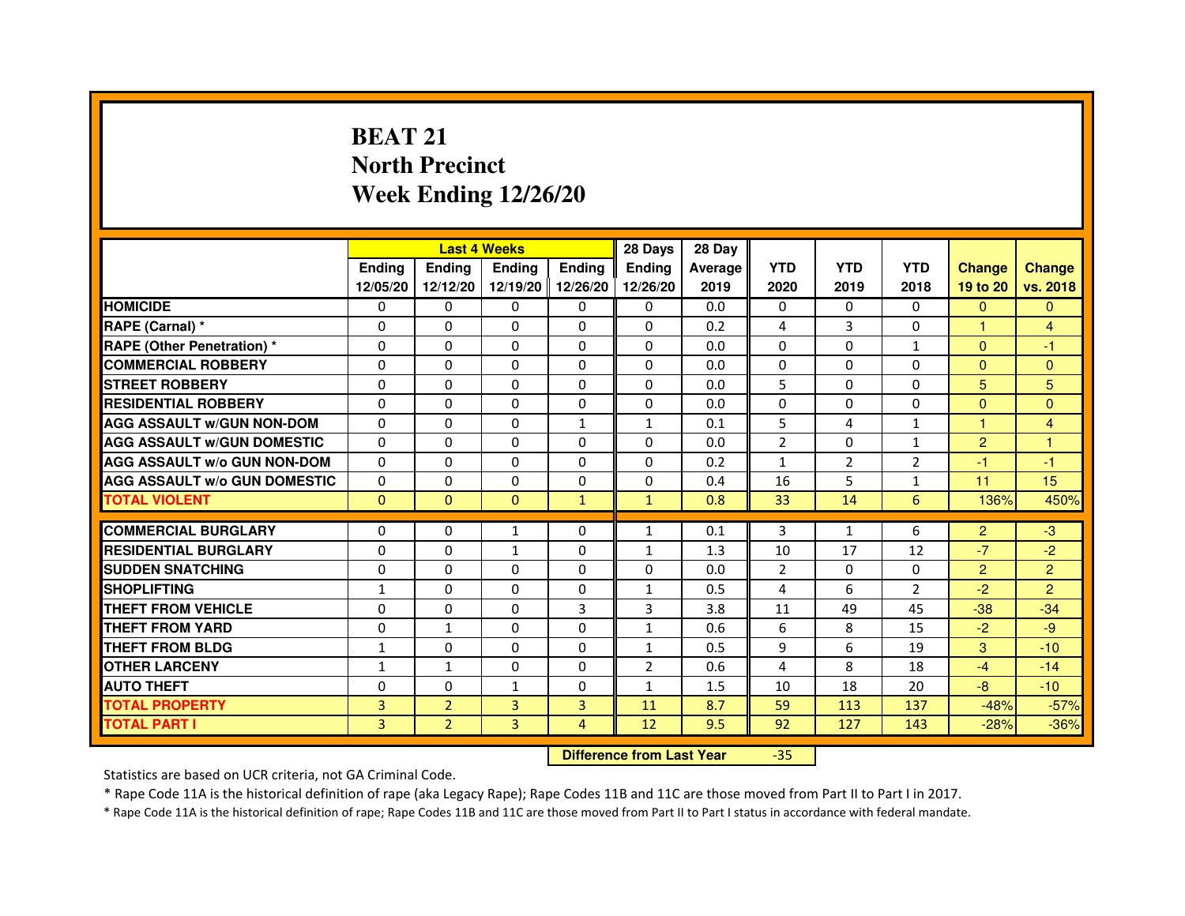# BEAT 21
## North Precinct
## Week Ending 12/26/20

| | Last 4 Weeks | | | | 28 Days | 28 Day | | | | | |
|---|---|---|---|---|---|---|---|---|---|---|---|
| | Ending 12/05/20 | Ending 12/12/20 | Ending 12/19/20 | Ending 12/26/20 | Ending 12/26/20 | Average 2019 | YTD 2020 | YTD 2019 | YTD 2018 | Change 19 to 20 | Change vs. 2018 |
| HOMICIDE | 0 | 0 | 0 | 0 | 0 | 0.0 | 0 | 0 | 0 | 0 | 0 |
| RAPE (Carnal) * | 0 | 0 | 0 | 0 | 0 | 0.2 | 4 | 3 | 0 | 1 | 4 |
| RAPE (Other Penetration) * | 0 | 0 | 0 | 0 | 0 | 0.0 | 0 | 0 | 1 | 0 | -1 |
| COMMERCIAL ROBBERY | 0 | 0 | 0 | 0 | 0 | 0.0 | 0 | 0 | 0 | 0 | 0 |
| STREET ROBBERY | 0 | 0 | 0 | 0 | 0 | 0.0 | 5 | 0 | 0 | 5 | 5 |
| RESIDENTIAL ROBBERY | 0 | 0 | 0 | 0 | 0 | 0.0 | 0 | 0 | 0 | 0 | 0 |
| AGG ASSAULT w/GUN NON-DOM | 0 | 0 | 0 | 1 | 1 | 0.1 | 5 | 4 | 1 | 1 | 4 |
| AGG ASSAULT w/GUN DOMESTIC | 0 | 0 | 0 | 0 | 0 | 0.0 | 2 | 0 | 1 | 2 | 1 |
| AGG ASSAULT w/o GUN NON-DOM | 0 | 0 | 0 | 0 | 0 | 0.2 | 1 | 2 | 2 | -1 | -1 |
| AGG ASSAULT w/o GUN DOMESTIC | 0 | 0 | 0 | 0 | 0 | 0.4 | 16 | 5 | 1 | 11 | 15 |
| TOTAL VIOLENT | 0 | 0 | 0 | 1 | 1 | 0.8 | 33 | 14 | 6 | 136% | 450% |
| COMMERCIAL BURGLARY | 0 | 0 | 1 | 0 | 1 | 0.1 | 3 | 1 | 6 | 2 | -3 |
| RESIDENTIAL BURGLARY | 0 | 0 | 1 | 0 | 1 | 1.3 | 10 | 17 | 12 | -7 | -2 |
| SUDDEN SNATCHING | 0 | 0 | 0 | 0 | 0 | 0.0 | 2 | 0 | 0 | 2 | 2 |
| SHOPLIFTING | 1 | 0 | 0 | 0 | 1 | 0.5 | 4 | 6 | 2 | -2 | 2 |
| THEFT FROM VEHICLE | 0 | 0 | 0 | 3 | 3 | 3.8 | 11 | 49 | 45 | -38 | -34 |
| THEFT FROM YARD | 0 | 1 | 0 | 0 | 1 | 0.6 | 6 | 8 | 15 | -2 | -9 |
| THEFT FROM BLDG | 1 | 0 | 0 | 0 | 1 | 0.5 | 9 | 6 | 19 | 3 | -10 |
| OTHER LARCENY | 1 | 1 | 0 | 0 | 2 | 0.6 | 4 | 8 | 18 | -4 | -14 |
| AUTO THEFT | 0 | 0 | 1 | 0 | 1 | 1.5 | 10 | 18 | 20 | -8 | -10 |
| TOTAL PROPERTY | 3 | 2 | 3 | 3 | 11 | 8.7 | 59 | 113 | 137 | -48% | -57% |
| TOTAL PART I | 3 | 2 | 3 | 4 | 12 | 9.5 | 92 | 127 | 143 | -28% | -36% |

**Difference from Last Year** -35

Statistics are based on UCR criteria, not GA Criminal Code.

* Rape Code 11A is the historical definition of rape (aka Legacy Rape); Rape Codes 11B and 11C are those moved from Part II to Part I in 2017.

* Rape Code 11A is the historical definition of rape; Rape Codes 11B and 11C are those moved from Part II to Part I status in accordance with federal mandate.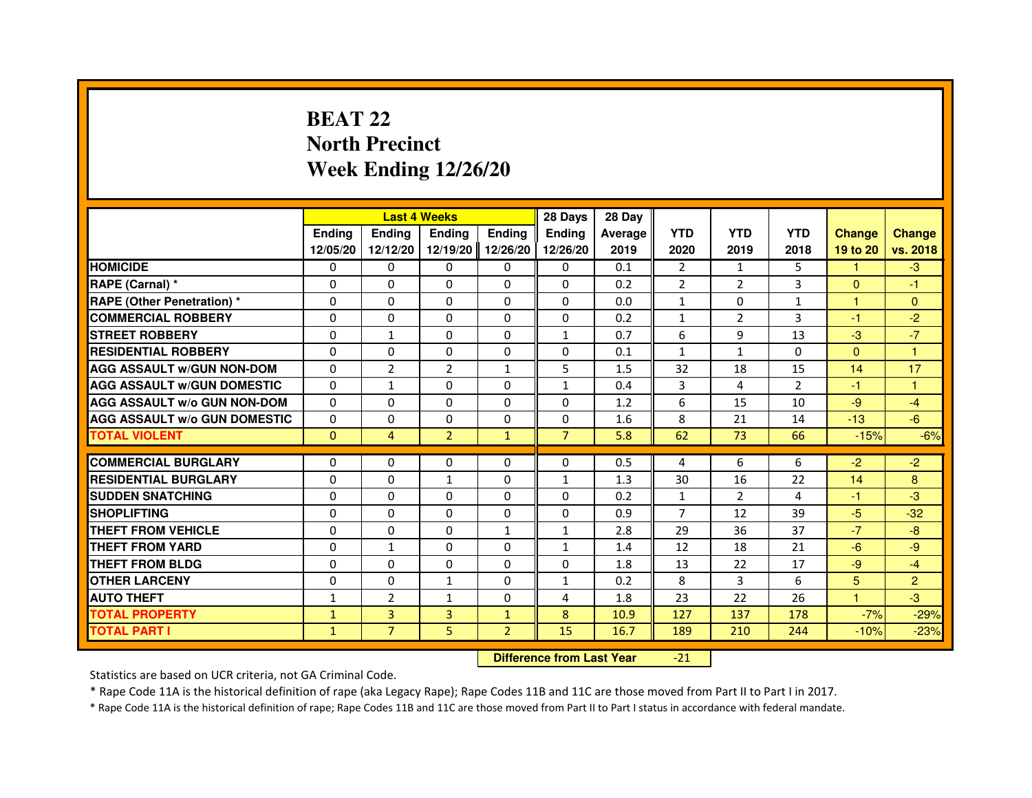# BEAT 22
## North Precinct
## Week Ending 12/26/20

| | Last 4 Weeks | | | | 28 Days | 28 Day | | | | | |
|---|---|---|---|---|---|---|---|---|---|---|---|
| | Ending 12/05/20 | Ending 12/12/20 | Ending 12/19/20 | Ending 12/26/20 | Ending 12/26/20 | Average 2019 | YTD 2020 | YTD 2019 | YTD 2018 | Change 19 to 20 | Change vs. 2018 |
| HOMICIDE | 0 | 0 | 0 | 0 | 0 | 0.1 | 2 | 1 | 5 | 1 | -3 |
| RAPE (Carnal) * | 0 | 0 | 0 | 0 | 0 | 0.2 | 2 | 2 | 3 | 0 | -1 |
| RAPE (Other Penetration) * | 0 | 0 | 0 | 0 | 0 | 0.0 | 1 | 0 | 1 | 1 | 0 |
| COMMERCIAL ROBBERY | 0 | 0 | 0 | 0 | 0 | 0.2 | 1 | 2 | 3 | -1 | -2 |
| STREET ROBBERY | 0 | 1 | 0 | 0 | 1 | 0.7 | 6 | 9 | 13 | -3 | -7 |
| RESIDENTIAL ROBBERY | 0 | 0 | 0 | 0 | 0 | 0.1 | 1 | 1 | 0 | 0 | 1 |
| AGG ASSAULT w/GUN NON-DOM | 0 | 2 | 2 | 1 | 5 | 1.5 | 32 | 18 | 15 | 14 | 17 |
| AGG ASSAULT w/GUN DOMESTIC | 0 | 1 | 0 | 0 | 1 | 0.4 | 3 | 4 | 2 | -1 | 1 |
| AGG ASSAULT w/o GUN NON-DOM | 0 | 0 | 0 | 0 | 0 | 1.2 | 6 | 15 | 10 | -9 | -4 |
| AGG ASSAULT w/o GUN DOMESTIC | 0 | 0 | 0 | 0 | 0 | 1.6 | 8 | 21 | 14 | -13 | -6 |
| TOTAL VIOLENT | 0 | 4 | 2 | 1 | 7 | 5.8 | 62 | 73 | 66 | -15% | -6% |
| COMMERCIAL BURGLARY | 0 | 0 | 0 | 0 | 0 | 0.5 | 4 | 6 | 6 | -2 | -2 |
| RESIDENTIAL BURGLARY | 0 | 0 | 1 | 0 | 1 | 1.3 | 30 | 16 | 22 | 14 | 8 |
| SUDDEN SNATCHING | 0 | 0 | 0 | 0 | 0 | 0.2 | 1 | 2 | 4 | -1 | -3 |
| SHOPLIFTING | 0 | 0 | 0 | 0 | 0 | 0.9 | 7 | 12 | 39 | -5 | -32 |
| THEFT FROM VEHICLE | 0 | 0 | 0 | 1 | 1 | 2.8 | 29 | 36 | 37 | -7 | -8 |
| THEFT FROM YARD | 0 | 1 | 0 | 0 | 1 | 1.4 | 12 | 18 | 21 | -6 | -9 |
| THEFT FROM BLDG | 0 | 0 | 0 | 0 | 0 | 1.8 | 13 | 22 | 17 | -9 | -4 |
| OTHER LARCENY | 0 | 0 | 1 | 0 | 1 | 0.2 | 8 | 3 | 6 | 5 | 2 |
| AUTO THEFT | 1 | 2 | 1 | 0 | 4 | 1.8 | 23 | 22 | 26 | 1 | -3 |
| TOTAL PROPERTY | 1 | 3 | 3 | 1 | 8 | 10.9 | 127 | 137 | 178 | -7% | -29% |
| TOTAL PART I | 1 | 7 | 5 | 2 | 15 | 16.7 | 189 | 210 | 244 | -10% | -23% |

| Difference from Last Year | -21 |
|---|---|

Statistics are based on UCR criteria, not GA Criminal Code.

* Rape Code 11A is the historical definition of rape (aka Legacy Rape); Rape Codes 11B and 11C are those moved from Part II to Part I in 2017.

* Rape Code 11A is the historical definition of rape; Rape Codes 11B and 11C are those moved from Part II to Part I status in accordance with federal mandate.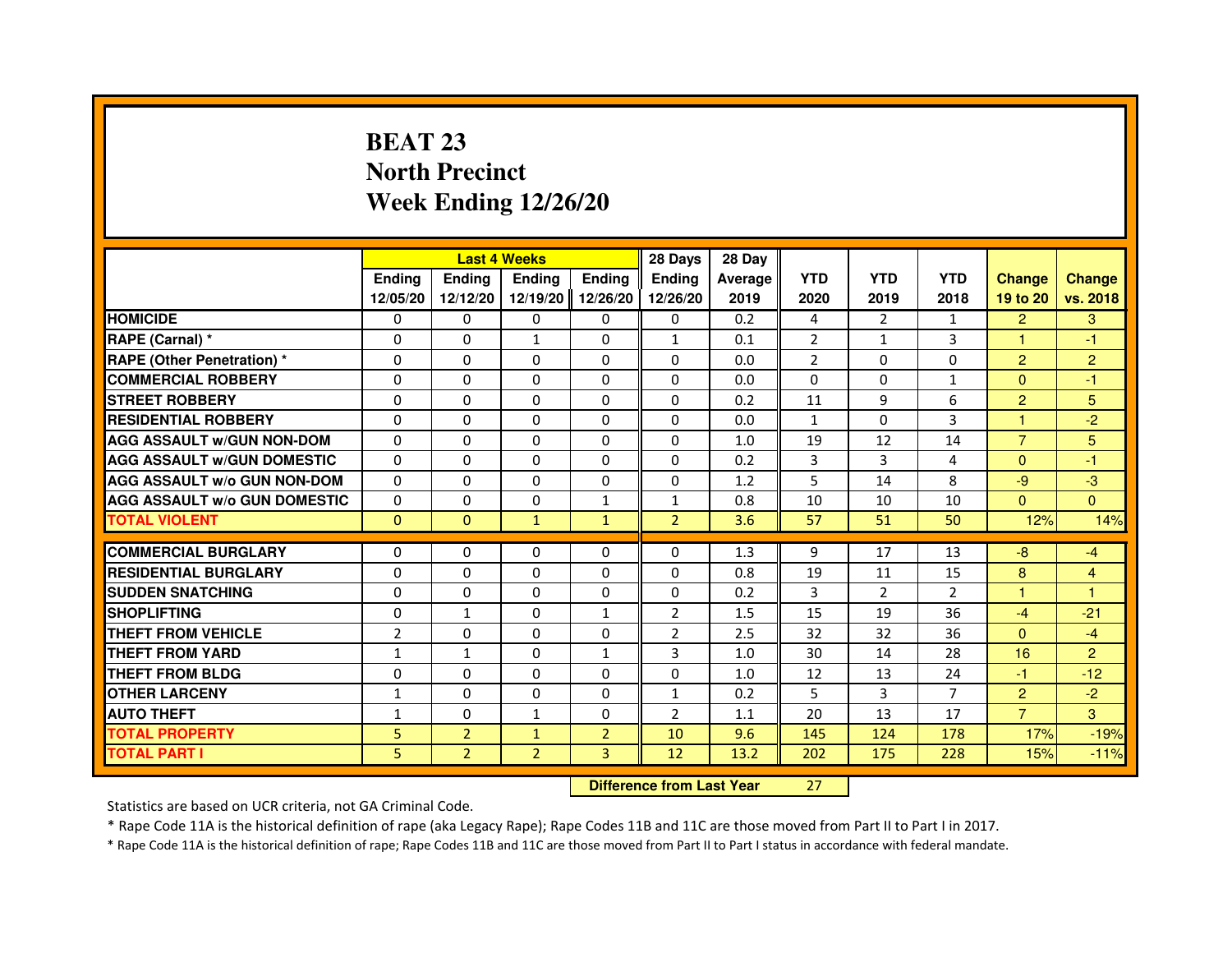# BEAT 23
## North Precinct
## Week Ending 12/26/20

| | Last 4 Weeks | | | | 28 Days | 28 Day | | | | | |
|---|---|---|---|---|---|---|---|---|---|---|---|
| | Ending 12/05/20 | Ending 12/12/20 | Ending 12/19/20 | Ending 12/26/20 | Ending 12/26/20 | Average 2019 | YTD 2020 | YTD 2019 | YTD 2018 | Change 19 to 20 | Change vs. 2018 |
| HOMICIDE | 0 | 0 | 0 | 0 | 0 | 0.2 | 4 | 2 | 1 | 2 | 3 |
| RAPE (Carnal) * | 0 | 0 | 1 | 0 | 1 | 0.1 | 2 | 1 | 3 | 1 | -1 |
| RAPE (Other Penetration) * | 0 | 0 | 0 | 0 | 0 | 0.0 | 2 | 0 | 0 | 2 | 2 |
| COMMERCIAL ROBBERY | 0 | 0 | 0 | 0 | 0 | 0.0 | 0 | 0 | 1 | 0 | -1 |
| STREET ROBBERY | 0 | 0 | 0 | 0 | 0 | 0.2 | 11 | 9 | 6 | 2 | 5 |
| RESIDENTIAL ROBBERY | 0 | 0 | 0 | 0 | 0 | 0.0 | 1 | 0 | 3 | 1 | -2 |
| AGG ASSAULT w/GUN NON-DOM | 0 | 0 | 0 | 0 | 0 | 1.0 | 19 | 12 | 14 | 7 | 5 |
| AGG ASSAULT w/GUN DOMESTIC | 0 | 0 | 0 | 0 | 0 | 0.2 | 3 | 3 | 4 | 0 | -1 |
| AGG ASSAULT w/o GUN NON-DOM | 0 | 0 | 0 | 0 | 0 | 1.2 | 5 | 14 | 8 | -9 | -3 |
| AGG ASSAULT w/o GUN DOMESTIC | 0 | 0 | 0 | 1 | 1 | 0.8 | 10 | 10 | 10 | 0 | 0 |
| TOTAL VIOLENT | 0 | 0 | 1 | 1 | 2 | 3.6 | 57 | 51 | 50 | 12% | 14% |
| COMMERCIAL BURGLARY | 0 | 0 | 0 | 0 | 0 | 1.3 | 9 | 17 | 13 | -8 | -4 |
| RESIDENTIAL BURGLARY | 0 | 0 | 0 | 0 | 0 | 0.8 | 19 | 11 | 15 | 8 | 4 |
| SUDDEN SNATCHING | 0 | 0 | 0 | 0 | 0 | 0.2 | 3 | 2 | 2 | 1 | 1 |
| SHOPLIFTING | 0 | 1 | 0 | 1 | 2 | 1.5 | 15 | 19 | 36 | -4 | -21 |
| THEFT FROM VEHICLE | 2 | 0 | 0 | 0 | 2 | 2.5 | 32 | 32 | 36 | 0 | -4 |
| THEFT FROM YARD | 1 | 1 | 0 | 1 | 3 | 1.0 | 30 | 14 | 28 | 16 | 2 |
| THEFT FROM BLDG | 0 | 0 | 0 | 0 | 0 | 1.0 | 12 | 13 | 24 | -1 | -12 |
| OTHER LARCENY | 1 | 0 | 0 | 0 | 1 | 0.2 | 5 | 3 | 7 | 2 | -2 |
| AUTO THEFT | 1 | 0 | 1 | 0 | 2 | 1.1 | 20 | 13 | 17 | 7 | 3 |
| TOTAL PROPERTY | 5 | 2 | 1 | 2 | 10 | 9.6 | 145 | 124 | 178 | 17% | -19% |
| TOTAL PART I | 5 | 2 | 2 | 3 | 12 | 13.2 | 202 | 175 | 228 | 15% | -11% |

**Difference from Last Year** 27

Statistics are based on UCR criteria, not GA Criminal Code.

* Rape Code 11A is the historical definition of rape (aka Legacy Rape); Rape Codes 11B and 11C are those moved from Part II to Part I in 2017.

* Rape Code 11A is the historical definition of rape; Rape Codes 11B and 11C are those moved from Part II to Part I status in accordance with federal mandate.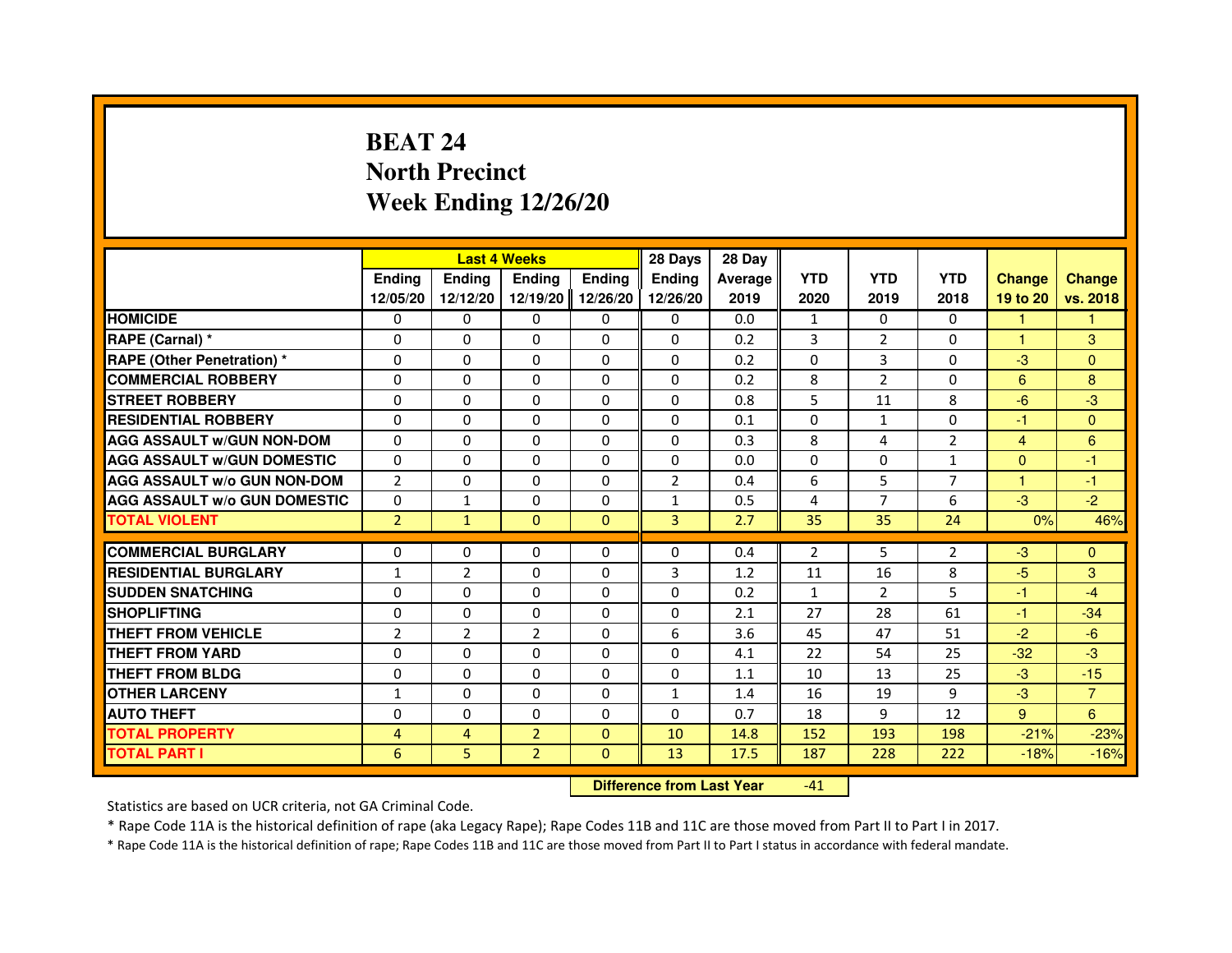# BEAT 24
# North Precinct
# Week Ending 12/26/20

| | Last 4 Weeks | | | | 28 Days | 28 Day | | | | | |
|---|---|---|---|---|---|---|---|---|---|---|---|
| | Ending 12/05/20 | Ending 12/12/20 | Ending 12/19/20 | Ending 12/26/20 | Ending 12/26/20 | Average 2019 | YTD 2020 | YTD 2019 | YTD 2018 | Change 19 to 20 | Change vs. 2018 |
| HOMICIDE | 0 | 0 | 0 | 0 | 0 | 0.0 | 1 | 0 | 0 | 1 | 1 |
| RAPE (Carnal) * | 0 | 0 | 0 | 0 | 0 | 0.2 | 3 | 2 | 0 | 1 | 3 |
| RAPE (Other Penetration) * | 0 | 0 | 0 | 0 | 0 | 0.2 | 0 | 3 | 0 | -3 | 0 |
| COMMERCIAL ROBBERY | 0 | 0 | 0 | 0 | 0 | 0.2 | 8 | 2 | 0 | 6 | 8 |
| STREET ROBBERY | 0 | 0 | 0 | 0 | 0 | 0.8 | 5 | 11 | 8 | -6 | -3 |
| RESIDENTIAL ROBBERY | 0 | 0 | 0 | 0 | 0 | 0.1 | 0 | 1 | 0 | -1 | 0 |
| AGG ASSAULT w/GUN NON-DOM | 0 | 0 | 0 | 0 | 0 | 0.3 | 8 | 4 | 2 | 4 | 6 |
| AGG ASSAULT w/GUN DOMESTIC | 0 | 0 | 0 | 0 | 0 | 0.0 | 0 | 0 | 1 | 0 | -1 |
| AGG ASSAULT w/o GUN NON-DOM | 2 | 0 | 0 | 0 | 2 | 0.4 | 6 | 5 | 7 | 1 | -1 |
| AGG ASSAULT w/o GUN DOMESTIC | 0 | 1 | 0 | 0 | 1 | 0.5 | 4 | 7 | 6 | -3 | -2 |
| TOTAL VIOLENT | 2 | 1 | 0 | 0 | 3 | 2.7 | 35 | 35 | 24 | 0% | 46% |
| COMMERCIAL BURGLARY | 0 | 0 | 0 | 0 | 0 | 0.4 | 2 | 5 | 2 | -3 | 0 |
| RESIDENTIAL BURGLARY | 1 | 2 | 0 | 0 | 3 | 1.2 | 11 | 16 | 8 | -5 | 3 |
| SUDDEN SNATCHING | 0 | 0 | 0 | 0 | 0 | 0.2 | 1 | 2 | 5 | -1 | -4 |
| SHOPLIFTING | 0 | 0 | 0 | 0 | 0 | 2.1 | 27 | 28 | 61 | -1 | -34 |
| THEFT FROM VEHICLE | 2 | 2 | 2 | 0 | 6 | 3.6 | 45 | 47 | 51 | -2 | -6 |
| THEFT FROM YARD | 0 | 0 | 0 | 0 | 0 | 4.1 | 22 | 54 | 25 | -32 | -3 |
| THEFT FROM BLDG | 0 | 0 | 0 | 0 | 0 | 1.1 | 10 | 13 | 25 | -3 | -15 |
| OTHER LARCENY | 1 | 0 | 0 | 0 | 1 | 1.4 | 16 | 19 | 9 | -3 | 7 |
| AUTO THEFT | 0 | 0 | 0 | 0 | 0 | 0.7 | 18 | 9 | 12 | 9 | 6 |
| TOTAL PROPERTY | 4 | 4 | 2 | 0 | 10 | 14.8 | 152 | 193 | 198 | -21% | -23% |
| TOTAL PART I | 6 | 5 | 2 | 0 | 13 | 17.5 | 187 | 228 | 222 | -18% | -16% |

**Difference from Last Year** -41

Statistics are based on UCR criteria, not GA Criminal Code.

* Rape Code 11A is the historical definition of rape (aka Legacy Rape); Rape Codes 11B and 11C are those moved from Part II to Part I in 2017.

* Rape Code 11A is the historical definition of rape; Rape Codes 11B and 11C are those moved from Part II to Part I status in accordance with federal mandate.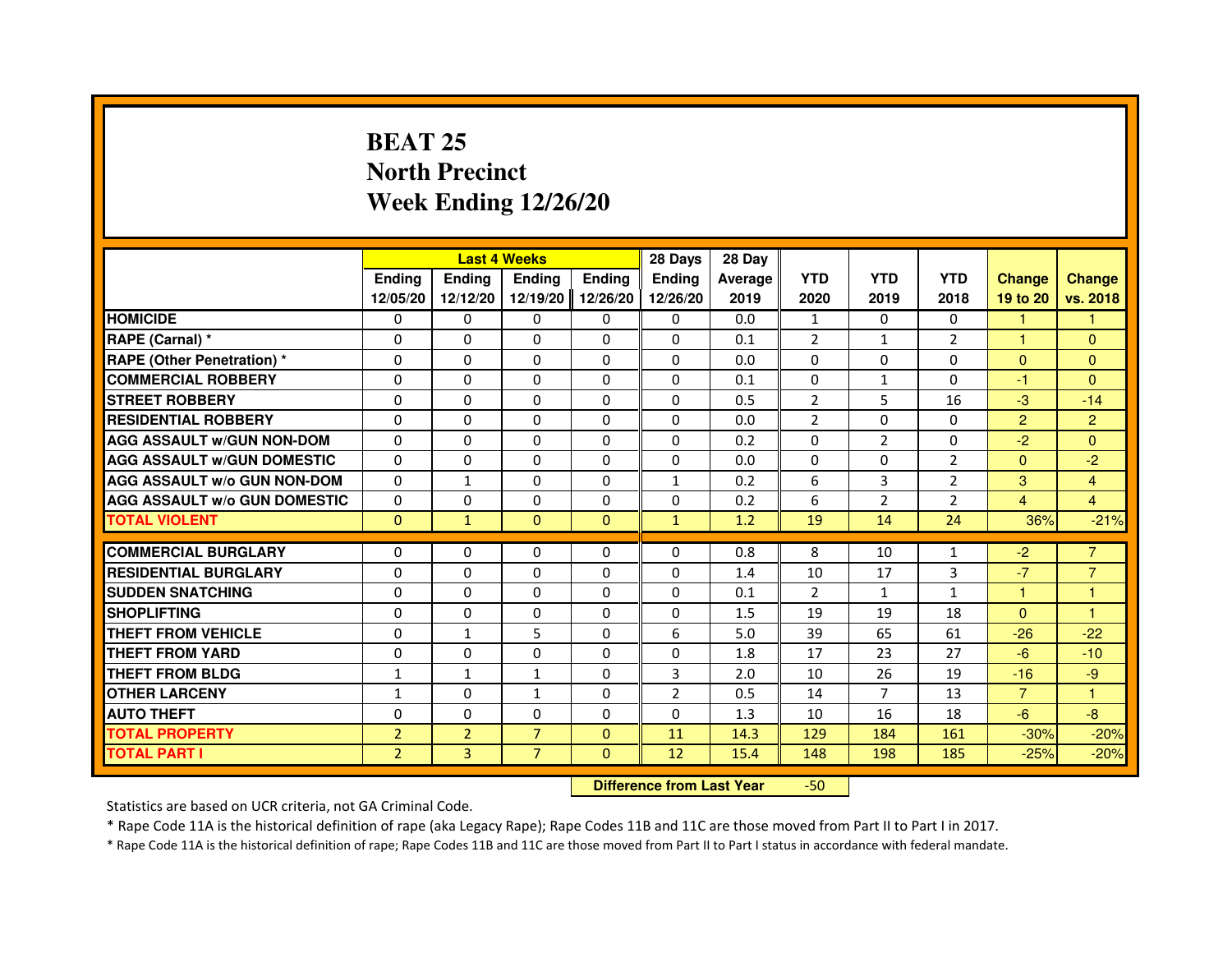# BEAT 25
# North Precinct
# Week Ending 12/26/20

| | Last 4 Weeks | | | | 28 Days | 28 Day | | | | | |
|---|---|---|---|---|---|---|---|---|---|---|---|
| | Ending 12/05/20 | Ending 12/12/20 | Ending 12/19/20 | Ending 12/26/20 | Ending 12/26/20 | Average 2019 | YTD 2020 | YTD 2019 | YTD 2018 | Change 19 to 20 | Change vs. 2018 |
| HOMICIDE | 0 | 0 | 0 | 0 | 0 | 0.0 | 1 | 0 | 0 | 1 | 1 |
| RAPE (Carnal) * | 0 | 0 | 0 | 0 | 0 | 0.1 | 2 | 1 | 2 | 1 | 0 |
| RAPE (Other Penetration) * | 0 | 0 | 0 | 0 | 0 | 0.0 | 0 | 0 | 0 | 0 | 0 |
| COMMERCIAL ROBBERY | 0 | 0 | 0 | 0 | 0 | 0.1 | 0 | 1 | 0 | -1 | 0 |
| STREET ROBBERY | 0 | 0 | 0 | 0 | 0 | 0.5 | 2 | 5 | 16 | -3 | -14 |
| RESIDENTIAL ROBBERY | 0 | 0 | 0 | 0 | 0 | 0.0 | 2 | 0 | 0 | 2 | 2 |
| AGG ASSAULT w/GUN NON-DOM | 0 | 0 | 0 | 0 | 0 | 0.2 | 0 | 2 | 0 | -2 | 0 |
| AGG ASSAULT w/GUN DOMESTIC | 0 | 0 | 0 | 0 | 0 | 0.0 | 0 | 0 | 2 | 0 | -2 |
| AGG ASSAULT w/o GUN NON-DOM | 0 | 1 | 0 | 0 | 1 | 0.2 | 6 | 3 | 2 | 3 | 4 |
| AGG ASSAULT w/o GUN DOMESTIC | 0 | 0 | 0 | 0 | 0 | 0.2 | 6 | 2 | 2 | 4 | 4 |
| TOTAL VIOLENT | 0 | 1 | 0 | 0 | 1 | 1.2 | 19 | 14 | 24 | 36% | -21% |
| COMMERCIAL BURGLARY | 0 | 0 | 0 | 0 | 0 | 0.8 | 8 | 10 | 1 | -2 | 7 |
| RESIDENTIAL BURGLARY | 0 | 0 | 0 | 0 | 0 | 1.4 | 10 | 17 | 3 | -7 | 7 |
| SUDDEN SNATCHING | 0 | 0 | 0 | 0 | 0 | 0.1 | 2 | 1 | 1 | 1 | 1 |
| SHOPLIFTING | 0 | 0 | 0 | 0 | 0 | 1.5 | 19 | 19 | 18 | 0 | 1 |
| THEFT FROM VEHICLE | 0 | 1 | 5 | 0 | 6 | 5.0 | 39 | 65 | 61 | -26 | -22 |
| THEFT FROM YARD | 0 | 0 | 0 | 0 | 0 | 1.8 | 17 | 23 | 27 | -6 | -10 |
| THEFT FROM BLDG | 1 | 1 | 1 | 0 | 3 | 2.0 | 10 | 26 | 19 | -16 | -9 |
| OTHER LARCENY | 1 | 0 | 1 | 0 | 2 | 0.5 | 14 | 7 | 13 | 7 | 1 |
| AUTO THEFT | 0 | 0 | 0 | 0 | 0 | 1.3 | 10 | 16 | 18 | -6 | -8 |
| TOTAL PROPERTY | 2 | 2 | 7 | 0 | 11 | 14.3 | 129 | 184 | 161 | -30% | -20% |
| TOTAL PART I | 2 | 3 | 7 | 0 | 12 | 15.4 | 148 | 198 | 185 | -25% | -20% |

**Difference from Last Year** -50

Statistics are based on UCR criteria, not GA Criminal Code.

* Rape Code 11A is the historical definition of rape (aka Legacy Rape); Rape Codes 11B and 11C are those moved from Part II to Part I in 2017.

* Rape Code 11A is the historical definition of rape; Rape Codes 11B and 11C are those moved from Part II to Part I status in accordance with federal mandate.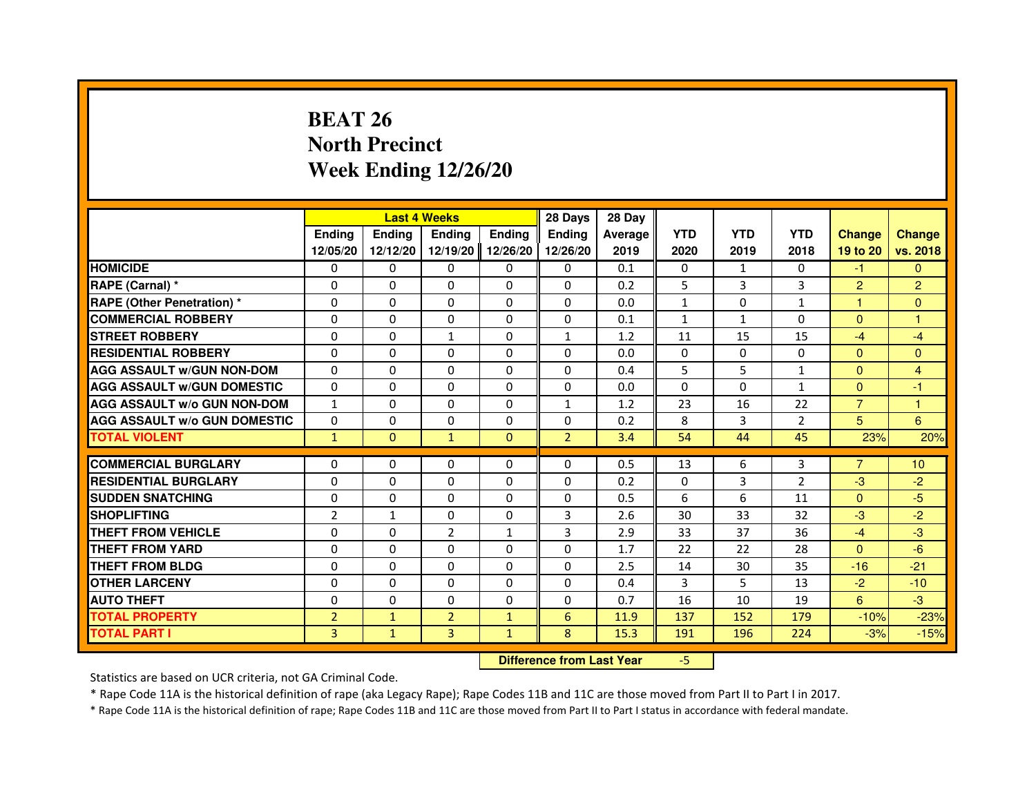# BEAT 26
## North Precinct
## Week Ending 12/26/20

| | Last 4 Weeks | | | | 28 Days | 28 Day | | | | | |
|---|---|---|---|---|---|---|---|---|---|---|---|
| | Ending 12/05/20 | Ending 12/12/20 | Ending 12/19/20 | Ending 12/26/20 | Ending 12/26/20 | Average 2019 | YTD 2020 | YTD 2019 | YTD 2018 | Change 19 to 20 | Change vs. 2018 |
| HOMICIDE | 0 | 0 | 0 | 0 | 0 | 0.1 | 0 | 1 | 0 | -1 | 0 |
| RAPE (Carnal) * | 0 | 0 | 0 | 0 | 0 | 0.2 | 5 | 3 | 3 | 2 | 2 |
| RAPE (Other Penetration) * | 0 | 0 | 0 | 0 | 0 | 0.0 | 1 | 0 | 1 | 1 | 0 |
| COMMERCIAL ROBBERY | 0 | 0 | 0 | 0 | 0 | 0.1 | 1 | 1 | 0 | 0 | 1 |
| STREET ROBBERY | 0 | 0 | 1 | 0 | 1 | 1.2 | 11 | 15 | 15 | -4 | -4 |
| RESIDENTIAL ROBBERY | 0 | 0 | 0 | 0 | 0 | 0.0 | 0 | 0 | 0 | 0 | 0 |
| AGG ASSAULT w/GUN NON-DOM | 0 | 0 | 0 | 0 | 0 | 0.4 | 5 | 5 | 1 | 0 | 4 |
| AGG ASSAULT w/GUN DOMESTIC | 0 | 0 | 0 | 0 | 0 | 0.0 | 0 | 0 | 1 | 0 | -1 |
| AGG ASSAULT w/o GUN NON-DOM | 1 | 0 | 0 | 0 | 1 | 1.2 | 23 | 16 | 22 | 7 | 1 |
| AGG ASSAULT w/o GUN DOMESTIC | 0 | 0 | 0 | 0 | 0 | 0.2 | 8 | 3 | 2 | 5 | 6 |
| TOTAL VIOLENT | 1 | 0 | 1 | 0 | 2 | 3.4 | 54 | 44 | 45 | 23% | 20% |
| COMMERCIAL BURGLARY | 0 | 0 | 0 | 0 | 0 | 0.5 | 13 | 6 | 3 | 7 | 10 |
| RESIDENTIAL BURGLARY | 0 | 0 | 0 | 0 | 0 | 0.2 | 0 | 3 | 2 | -3 | -2 |
| SUDDEN SNATCHING | 0 | 0 | 0 | 0 | 0 | 0.5 | 6 | 6 | 11 | 0 | -5 |
| SHOPLIFTING | 2 | 1 | 0 | 0 | 3 | 2.6 | 30 | 33 | 32 | -3 | -2 |
| THEFT FROM VEHICLE | 0 | 0 | 2 | 1 | 3 | 2.9 | 33 | 37 | 36 | -4 | -3 |
| THEFT FROM YARD | 0 | 0 | 0 | 0 | 0 | 1.7 | 22 | 22 | 28 | 0 | -6 |
| THEFT FROM BLDG | 0 | 0 | 0 | 0 | 0 | 2.5 | 14 | 30 | 35 | -16 | -21 |
| OTHER LARCENY | 0 | 0 | 0 | 0 | 0 | 0.4 | 3 | 5 | 13 | -2 | -10 |
| AUTO THEFT | 0 | 0 | 0 | 0 | 0 | 0.7 | 16 | 10 | 19 | 6 | -3 |
| TOTAL PROPERTY | 2 | 1 | 2 | 1 | 6 | 11.9 | 137 | 152 | 179 | -10% | -23% |
| TOTAL PART I | 3 | 1 | 3 | 1 | 8 | 15.3 | 191 | 196 | 224 | -3% | -15% |

| Difference from Last Year | -5 |
|---|---|

Statistics are based on UCR criteria, not GA Criminal Code.

* Rape Code 11A is the historical definition of rape (aka Legacy Rape); Rape Codes 11B and 11C are those moved from Part II to Part I in 2017.

* Rape Code 11A is the historical definition of rape; Rape Codes 11B and 11C are those moved from Part II to Part I status in accordance with federal mandate.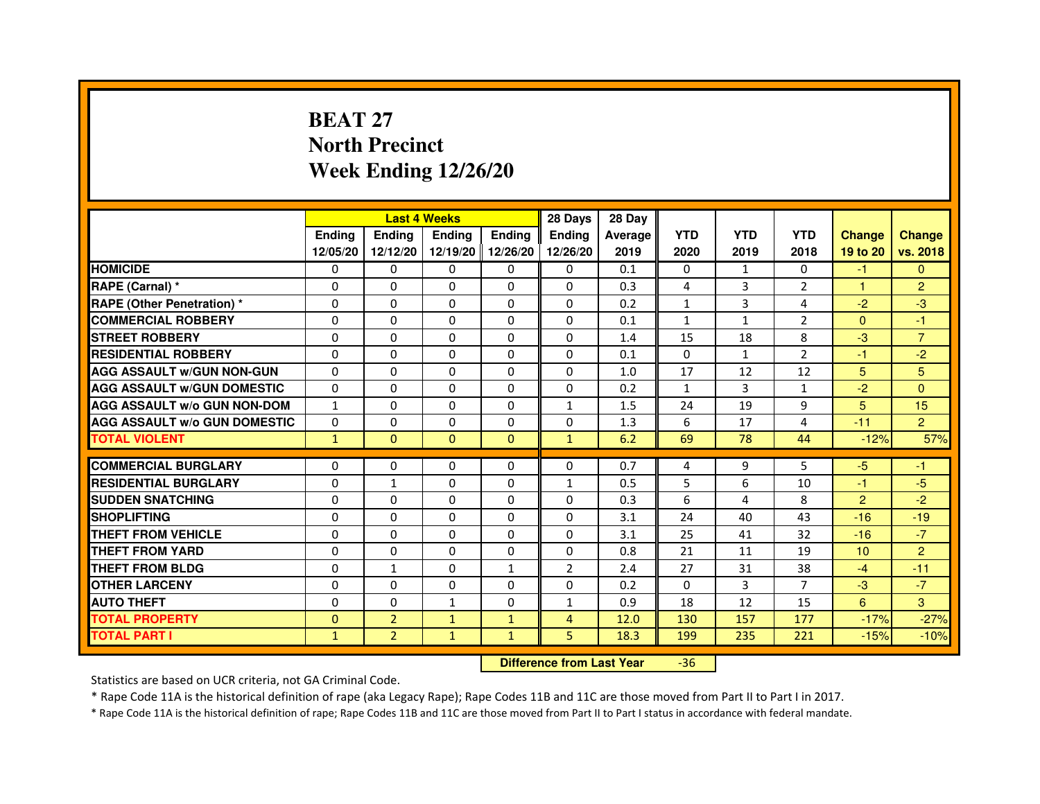# BEAT 27
## North Precinct
## Week Ending 12/26/20

| | Last 4 Weeks | | | | 28 Days | 28 Day | | | | | |
|---|---|---|---|---|---|---|---|---|---|---|---|
| | Ending 12/05/20 | Ending 12/12/20 | Ending 12/19/20 | Ending 12/26/20 | Ending 12/26/20 | Average 2019 | YTD 2020 | YTD 2019 | YTD 2018 | Change 19 to 20 | Change vs. 2018 |
| HOMICIDE | 0 | 0 | 0 | 0 | 0 | 0.1 | 0 | 1 | 0 | -1 | 0 |
| RAPE (Carnal) * | 0 | 0 | 0 | 0 | 0 | 0.3 | 4 | 3 | 2 | 1 | 2 |
| RAPE (Other Penetration) * | 0 | 0 | 0 | 0 | 0 | 0.2 | 1 | 3 | 4 | -2 | -3 |
| COMMERCIAL ROBBERY | 0 | 0 | 0 | 0 | 0 | 0.1 | 1 | 1 | 2 | 0 | -1 |
| STREET ROBBERY | 0 | 0 | 0 | 0 | 0 | 1.4 | 15 | 18 | 8 | -3 | 7 |
| RESIDENTIAL ROBBERY | 0 | 0 | 0 | 0 | 0 | 0.1 | 0 | 1 | 2 | -1 | -2 |
| AGG ASSAULT w/GUN NON-GUN | 0 | 0 | 0 | 0 | 0 | 1.0 | 17 | 12 | 12 | 5 | 5 |
| AGG ASSAULT w/GUN DOMESTIC | 0 | 0 | 0 | 0 | 0 | 0.2 | 1 | 3 | 1 | -2 | 0 |
| AGG ASSAULT w/o GUN NON-DOM | 1 | 0 | 0 | 0 | 1 | 1.5 | 24 | 19 | 9 | 5 | 15 |
| AGG ASSAULT w/o GUN DOMESTIC | 0 | 0 | 0 | 0 | 0 | 1.3 | 6 | 17 | 4 | -11 | 2 |
| TOTAL VIOLENT | 1 | 0 | 0 | 0 | 1 | 6.2 | 69 | 78 | 44 | -12% | 57% |
| COMMERCIAL BURGLARY | 0 | 0 | 0 | 0 | 0 | 0.7 | 4 | 9 | 5 | -5 | -1 |
| RESIDENTIAL BURGLARY | 0 | 1 | 0 | 0 | 1 | 0.5 | 5 | 6 | 10 | -1 | -5 |
| SUDDEN SNATCHING | 0 | 0 | 0 | 0 | 0 | 0.3 | 6 | 4 | 8 | 2 | -2 |
| SHOPLIFTING | 0 | 0 | 0 | 0 | 0 | 3.1 | 24 | 40 | 43 | -16 | -19 |
| THEFT FROM VEHICLE | 0 | 0 | 0 | 0 | 0 | 3.1 | 25 | 41 | 32 | -16 | -7 |
| THEFT FROM YARD | 0 | 0 | 0 | 0 | 0 | 0.8 | 21 | 11 | 19 | 10 | 2 |
| THEFT FROM BLDG | 0 | 1 | 0 | 1 | 2 | 2.4 | 27 | 31 | 38 | -4 | -11 |
| OTHER LARCENY | 0 | 0 | 0 | 0 | 0 | 0.2 | 0 | 3 | 7 | -3 | -7 |
| AUTO THEFT | 0 | 0 | 1 | 0 | 1 | 0.9 | 18 | 12 | 15 | 6 | 3 |
| TOTAL PROPERTY | 0 | 2 | 1 | 1 | 4 | 12.0 | 130 | 157 | 177 | -17% | -27% |
| TOTAL PART I | 1 | 2 | 1 | 1 | 5 | 18.3 | 199 | 235 | 221 | -15% | -10% |

**Difference from Last Year** -36

Statistics are based on UCR criteria, not GA Criminal Code.

* Rape Code 11A is the historical definition of rape (aka Legacy Rape); Rape Codes 11B and 11C are those moved from Part II to Part I in 2017.

* Rape Code 11A is the historical definition of rape; Rape Codes 11B and 11C are those moved from Part II to Part I status in accordance with federal mandate.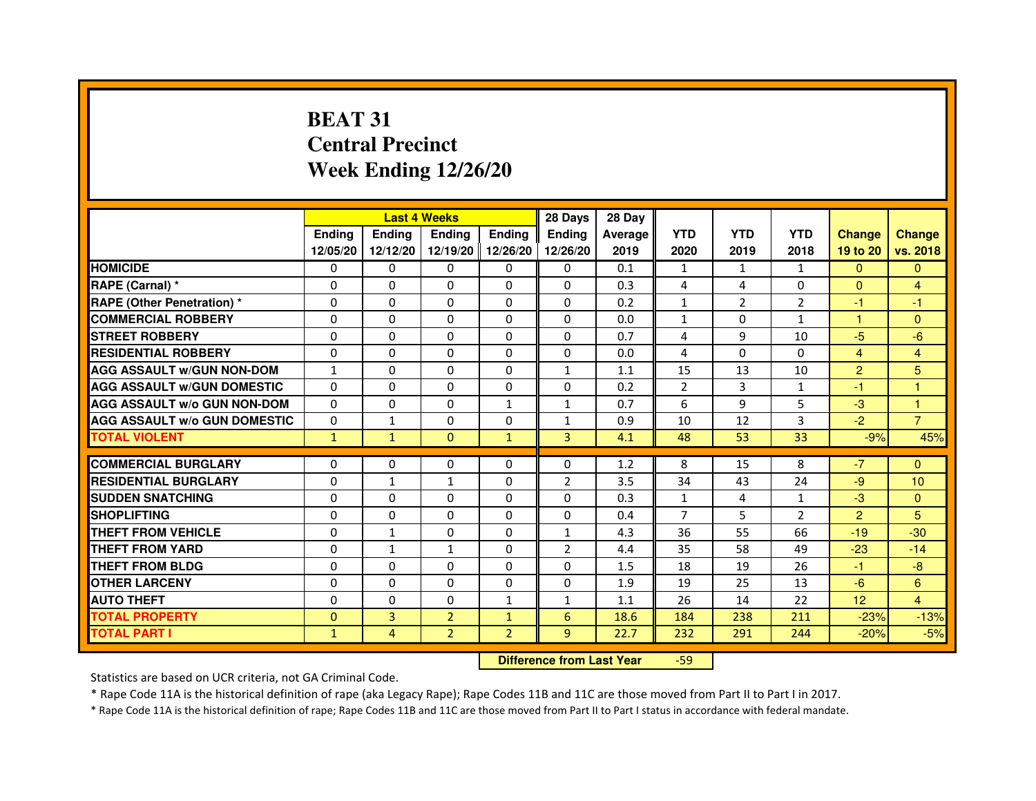# BEAT 31
## Central Precinct
## Week Ending 12/26/20

| | Last 4 Weeks | | | | 28 Days | 28 Day | | | | | |
|---|---|---|---|---|---|---|---|---|---|---|---|
| | Ending 12/05/20 | Ending 12/12/20 | Ending 12/19/20 | Ending 12/26/20 | Ending 12/26/20 | Average 2019 | YTD 2020 | YTD 2019 | YTD 2018 | Change 19 to 20 | Change vs. 2018 |
| HOMICIDE | 0 | 0 | 0 | 0 | 0 | 0.1 | 1 | 1 | 1 | 0 | 0 |
| RAPE (Carnal) * | 0 | 0 | 0 | 0 | 0 | 0.3 | 4 | 4 | 0 | 0 | 4 |
| RAPE (Other Penetration) * | 0 | 0 | 0 | 0 | 0 | 0.2 | 1 | 2 | 2 | -1 | -1 |
| COMMERCIAL ROBBERY | 0 | 0 | 0 | 0 | 0 | 0.0 | 1 | 0 | 1 | 1 | 0 |
| STREET ROBBERY | 0 | 0 | 0 | 0 | 0 | 0.7 | 4 | 9 | 10 | -5 | -6 |
| RESIDENTIAL ROBBERY | 0 | 0 | 0 | 0 | 0 | 0.0 | 4 | 0 | 0 | 4 | 4 |
| AGG ASSAULT w/GUN NON-DOM | 1 | 0 | 0 | 0 | 1 | 1.1 | 15 | 13 | 10 | 2 | 5 |
| AGG ASSAULT w/GUN DOMESTIC | 0 | 0 | 0 | 0 | 0 | 0.2 | 2 | 3 | 1 | -1 | 1 |
| AGG ASSAULT w/o GUN NON-DOM | 0 | 0 | 0 | 1 | 1 | 0.7 | 6 | 9 | 5 | -3 | 1 |
| AGG ASSAULT w/o GUN DOMESTIC | 0 | 1 | 0 | 0 | 1 | 0.9 | 10 | 12 | 3 | -2 | 7 |
| TOTAL VIOLENT | 1 | 1 | 0 | 1 | 3 | 4.1 | 48 | 53 | 33 | -9% | 45% |
| COMMERCIAL BURGLARY | 0 | 0 | 0 | 0 | 0 | 1.2 | 8 | 15 | 8 | -7 | 0 |
| RESIDENTIAL BURGLARY | 0 | 1 | 1 | 0 | 2 | 3.5 | 34 | 43 | 24 | -9 | 10 |
| SUDDEN SNATCHING | 0 | 0 | 0 | 0 | 0 | 0.3 | 1 | 4 | 1 | -3 | 0 |
| SHOPLIFTING | 0 | 0 | 0 | 0 | 0 | 0.4 | 7 | 5 | 2 | 2 | 5 |
| THEFT FROM VEHICLE | 0 | 1 | 0 | 0 | 1 | 4.3 | 36 | 55 | 66 | -19 | -30 |
| THEFT FROM YARD | 0 | 1 | 1 | 0 | 2 | 4.4 | 35 | 58 | 49 | -23 | -14 |
| THEFT FROM BLDG | 0 | 0 | 0 | 0 | 0 | 1.5 | 18 | 19 | 26 | -1 | -8 |
| OTHER LARCENY | 0 | 0 | 0 | 0 | 0 | 1.9 | 19 | 25 | 13 | -6 | 6 |
| AUTO THEFT | 0 | 0 | 0 | 1 | 1 | 1.1 | 26 | 14 | 22 | 12 | 4 |
| TOTAL PROPERTY | 0 | 3 | 2 | 1 | 6 | 18.6 | 184 | 238 | 211 | -23% | -13% |
| TOTAL PART I | 1 | 4 | 2 | 2 | 9 | 22.7 | 232 | 291 | 244 | -20% | -5% |

**Difference from Last Year** -59

Statistics are based on UCR criteria, not GA Criminal Code.

* Rape Code 11A is the historical definition of rape (aka Legacy Rape); Rape Codes 11B and 11C are those moved from Part II to Part I in 2017.

* Rape Code 11A is the historical definition of rape; Rape Codes 11B and 11C are those moved from Part II to Part I status in accordance with federal mandate.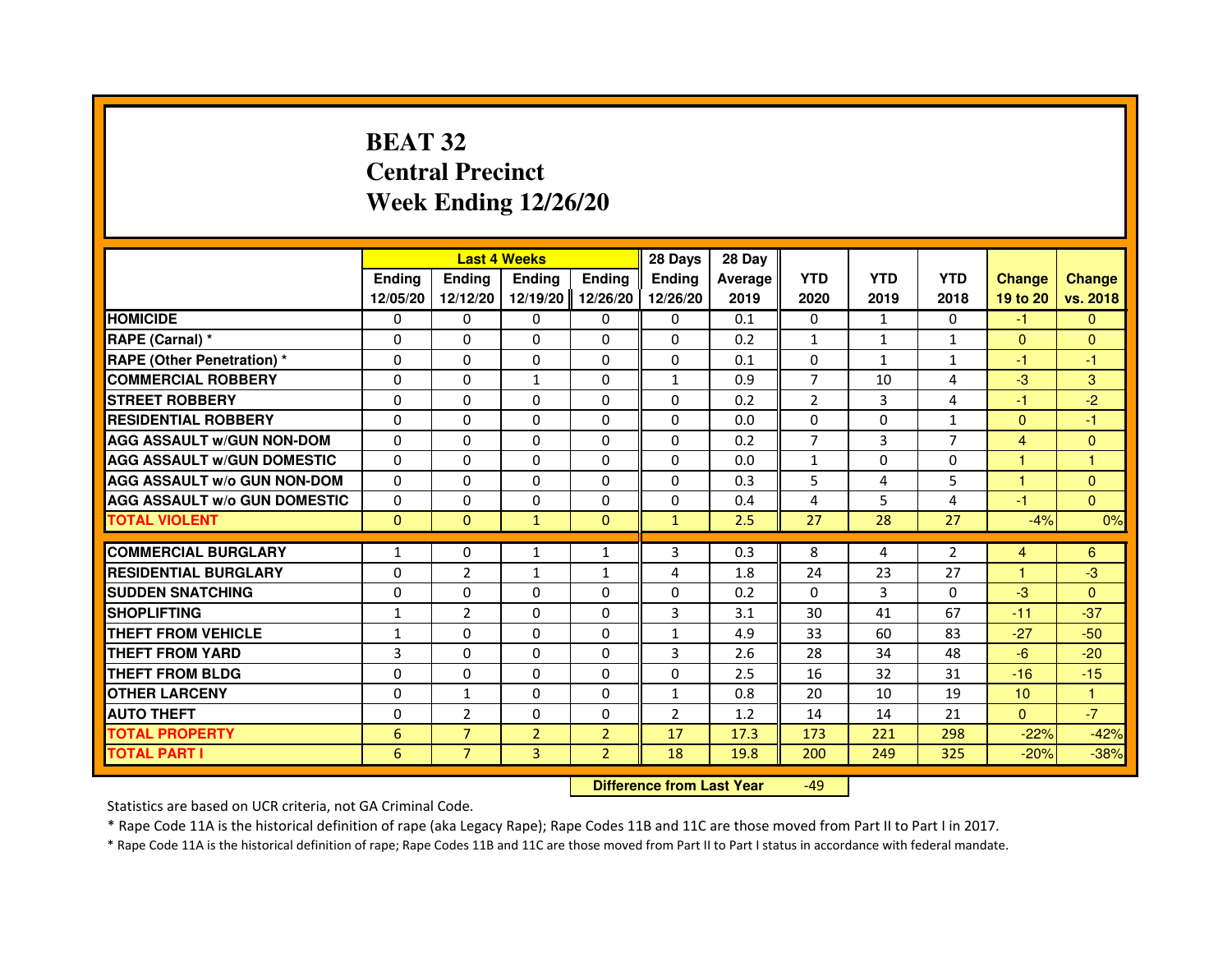# BEAT 32
# Central Precinct
# Week Ending 12/26/20

| | Last 4 Weeks | | | | 28 Days | 28 Day | | | | | |
|---|---|---|---|---|---|---|---|---|---|---|---|
| | Ending 12/05/20 | Ending 12/12/20 | Ending 12/19/20 | Ending 12/26/20 | Ending 12/26/20 | Average 2019 | YTD 2020 | YTD 2019 | YTD 2018 | Change 19 to 20 | Change vs. 2018 |
| HOMICIDE | 0 | 0 | 0 | 0 | 0 | 0.1 | 0 | 1 | 0 | -1 | 0 |
| RAPE (Carnal) * | 0 | 0 | 0 | 0 | 0 | 0.2 | 1 | 1 | 1 | 0 | 0 |
| RAPE (Other Penetration) * | 0 | 0 | 0 | 0 | 0 | 0.1 | 0 | 1 | 1 | -1 | -1 |
| COMMERCIAL ROBBERY | 0 | 0 | 1 | 0 | 1 | 0.9 | 7 | 10 | 4 | -3 | 3 |
| STREET ROBBERY | 0 | 0 | 0 | 0 | 0 | 0.2 | 2 | 3 | 4 | -1 | -2 |
| RESIDENTIAL ROBBERY | 0 | 0 | 0 | 0 | 0 | 0.0 | 0 | 0 | 1 | 0 | -1 |
| AGG ASSAULT w/GUN NON-DOM | 0 | 0 | 0 | 0 | 0 | 0.2 | 7 | 3 | 7 | 4 | 0 |
| AGG ASSAULT w/GUN DOMESTIC | 0 | 0 | 0 | 0 | 0 | 0.0 | 1 | 0 | 0 | 1 | 1 |
| AGG ASSAULT w/o GUN NON-DOM | 0 | 0 | 0 | 0 | 0 | 0.3 | 5 | 4 | 5 | 1 | 0 |
| AGG ASSAULT w/o GUN DOMESTIC | 0 | 0 | 0 | 0 | 0 | 0.4 | 4 | 5 | 4 | -1 | 0 |
| TOTAL VIOLENT | 0 | 0 | 1 | 0 | 1 | 2.5 | 27 | 28 | 27 | -4% | 0% |
| COMMERCIAL BURGLARY | 1 | 0 | 1 | 1 | 3 | 0.3 | 8 | 4 | 2 | 4 | 6 |
| RESIDENTIAL BURGLARY | 0 | 2 | 1 | 1 | 4 | 1.8 | 24 | 23 | 27 | 1 | -3 |
| SUDDEN SNATCHING | 0 | 0 | 0 | 0 | 0 | 0.2 | 0 | 3 | 0 | -3 | 0 |
| SHOPLIFTING | 1 | 2 | 0 | 0 | 3 | 3.1 | 30 | 41 | 67 | -11 | -37 |
| THEFT FROM VEHICLE | 1 | 0 | 0 | 0 | 1 | 4.9 | 33 | 60 | 83 | -27 | -50 |
| THEFT FROM YARD | 3 | 0 | 0 | 0 | 3 | 2.6 | 28 | 34 | 48 | -6 | -20 |
| THEFT FROM BLDG | 0 | 0 | 0 | 0 | 0 | 2.5 | 16 | 32 | 31 | -16 | -15 |
| OTHER LARCENY | 0 | 1 | 0 | 0 | 1 | 0.8 | 20 | 10 | 19 | 10 | 1 |
| AUTO THEFT | 0 | 2 | 0 | 0 | 2 | 1.2 | 14 | 14 | 21 | 0 | -7 |
| TOTAL PROPERTY | 6 | 7 | 2 | 2 | 17 | 17.3 | 173 | 221 | 298 | -22% | -42% |
| TOTAL PART I | 6 | 7 | 3 | 2 | 18 | 19.8 | 200 | 249 | 325 | -20% | -38% |

**Difference from Last Year** -49

Statistics are based on UCR criteria, not GA Criminal Code.

* Rape Code 11A is the historical definition of rape (aka Legacy Rape); Rape Codes 11B and 11C are those moved from Part II to Part I in 2017.

* Rape Code 11A is the historical definition of rape; Rape Codes 11B and 11C are those moved from Part II to Part I status in accordance with federal mandate.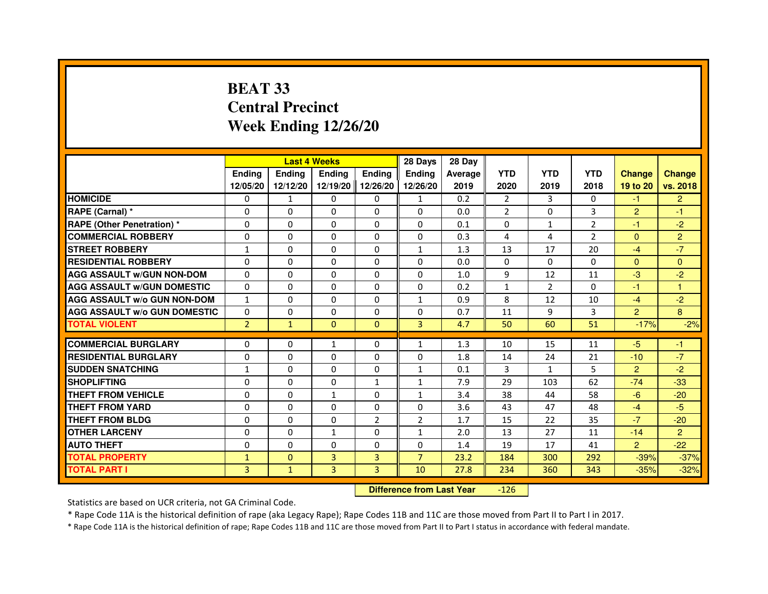# BEAT 33
## Central Precinct
## Week Ending 12/26/20

| | Last 4 Weeks | | | | 28 Days | 28 Day | | | | | |
|---|---|---|---|---|---|---|---|---|---|---|---|
| | Ending 12/05/20 | Ending 12/12/20 | Ending 12/19/20 | Ending 12/26/20 | Ending 12/26/20 | Average 2019 | YTD 2020 | YTD 2019 | YTD 2018 | Change 19 to 20 | Change vs. 2018 |
| HOMICIDE | 0 | 1 | 0 | 0 | 1 | 0.2 | 2 | 3 | 0 | -1 | 2 |
| RAPE (Carnal) * | 0 | 0 | 0 | 0 | 0 | 0.0 | 2 | 0 | 3 | 2 | -1 |
| RAPE (Other Penetration) * | 0 | 0 | 0 | 0 | 0 | 0.1 | 0 | 1 | 2 | -1 | -2 |
| COMMERCIAL ROBBERY | 0 | 0 | 0 | 0 | 0 | 0.3 | 4 | 4 | 2 | 0 | 2 |
| STREET ROBBERY | 1 | 0 | 0 | 0 | 1 | 1.3 | 13 | 17 | 20 | -4 | -7 |
| RESIDENTIAL ROBBERY | 0 | 0 | 0 | 0 | 0 | 0.0 | 0 | 0 | 0 | 0 | 0 |
| AGG ASSAULT w/GUN NON-DOM | 0 | 0 | 0 | 0 | 0 | 1.0 | 9 | 12 | 11 | -3 | -2 |
| AGG ASSAULT w/GUN DOMESTIC | 0 | 0 | 0 | 0 | 0 | 0.2 | 1 | 2 | 0 | -1 | 1 |
| AGG ASSAULT w/o GUN NON-DOM | 1 | 0 | 0 | 0 | 1 | 0.9 | 8 | 12 | 10 | -4 | -2 |
| AGG ASSAULT w/o GUN DOMESTIC | 0 | 0 | 0 | 0 | 0 | 0.7 | 11 | 9 | 3 | 2 | 8 |
| TOTAL VIOLENT | 2 | 1 | 0 | 0 | 3 | 4.7 | 50 | 60 | 51 | -17% | -2% |
| COMMERCIAL BURGLARY | 0 | 0 | 1 | 0 | 1 | 1.3 | 10 | 15 | 11 | -5 | -1 |
| RESIDENTIAL BURGLARY | 0 | 0 | 0 | 0 | 0 | 1.8 | 14 | 24 | 21 | -10 | -7 |
| SUDDEN SNATCHING | 1 | 0 | 0 | 0 | 1 | 0.1 | 3 | 1 | 5 | 2 | -2 |
| SHOPLIFTING | 0 | 0 | 0 | 1 | 1 | 7.9 | 29 | 103 | 62 | -74 | -33 |
| THEFT FROM VEHICLE | 0 | 0 | 1 | 0 | 1 | 3.4 | 38 | 44 | 58 | -6 | -20 |
| THEFT FROM YARD | 0 | 0 | 0 | 0 | 0 | 3.6 | 43 | 47 | 48 | -4 | -5 |
| THEFT FROM BLDG | 0 | 0 | 0 | 2 | 2 | 1.7 | 15 | 22 | 35 | -7 | -20 |
| OTHER LARCENY | 0 | 0 | 1 | 0 | 1 | 2.0 | 13 | 27 | 11 | -14 | 2 |
| AUTO THEFT | 0 | 0 | 0 | 0 | 0 | 1.4 | 19 | 17 | 41 | 2 | -22 |
| TOTAL PROPERTY | 1 | 0 | 3 | 3 | 7 | 23.2 | 184 | 300 | 292 | -39% | -37% |
| TOTAL PART I | 3 | 1 | 3 | 3 | 10 | 27.8 | 234 | 360 | 343 | -35% | -32% |

**Difference from Last Year** -126

Statistics are based on UCR criteria, not GA Criminal Code.

* Rape Code 11A is the historical definition of rape (aka Legacy Rape); Rape Codes 11B and 11C are those moved from Part II to Part I in 2017.

* Rape Code 11A is the historical definition of rape; Rape Codes 11B and 11C are those moved from Part II to Part I status in accordance with federal mandate.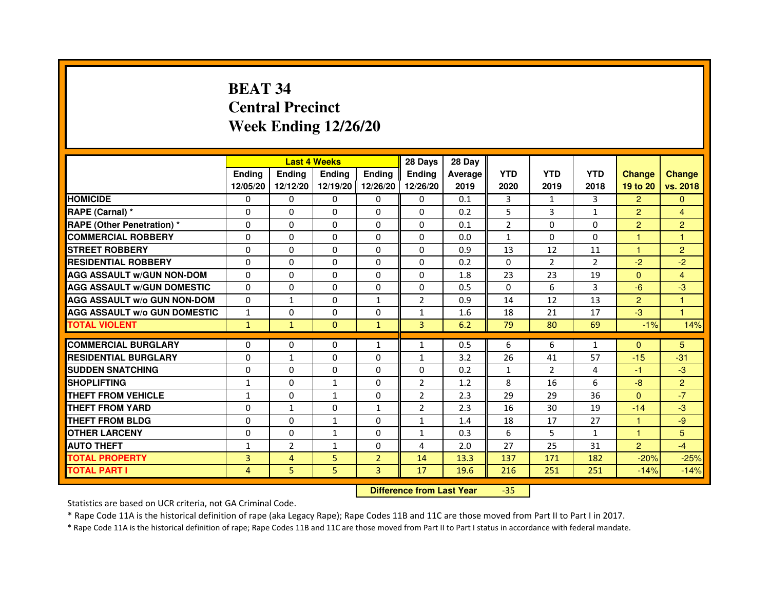# BEAT 34
## Central Precinct
## Week Ending 12/26/20

| | Last 4 Weeks | | | | 28 Days | 28 Day | | | | | |
|---|---|---|---|---|---|---|---|---|---|---|---|
| | Ending 12/05/20 | Ending 12/12/20 | Ending 12/19/20 | Ending 12/26/20 | Ending 12/26/20 | Average 2019 | YTD 2020 | YTD 2019 | YTD 2018 | Change 19 to 20 | Change vs. 2018 |
| HOMICIDE | 0 | 0 | 0 | 0 | 0 | 0.1 | 3 | 1 | 3 | 2 | 0 |
| RAPE (Carnal) * | 0 | 0 | 0 | 0 | 0 | 0.2 | 5 | 3 | 1 | 2 | 4 |
| RAPE (Other Penetration) * | 0 | 0 | 0 | 0 | 0 | 0.1 | 2 | 0 | 0 | 2 | 2 |
| COMMERCIAL ROBBERY | 0 | 0 | 0 | 0 | 0 | 0.0 | 1 | 0 | 0 | 1 | 1 |
| STREET ROBBERY | 0 | 0 | 0 | 0 | 0 | 0.9 | 13 | 12 | 11 | 1 | 2 |
| RESIDENTIAL ROBBERY | 0 | 0 | 0 | 0 | 0 | 0.2 | 0 | 2 | 2 | -2 | -2 |
| AGG ASSAULT w/GUN NON-DOM | 0 | 0 | 0 | 0 | 0 | 1.8 | 23 | 23 | 19 | 0 | 4 |
| AGG ASSAULT w/GUN DOMESTIC | 0 | 0 | 0 | 0 | 0 | 0.5 | 0 | 6 | 3 | -6 | -3 |
| AGG ASSAULT w/o GUN NON-DOM | 0 | 1 | 0 | 1 | 2 | 0.9 | 14 | 12 | 13 | 2 | 1 |
| AGG ASSAULT w/o GUN DOMESTIC | 1 | 0 | 0 | 0 | 1 | 1.6 | 18 | 21 | 17 | -3 | 1 |
| TOTAL VIOLENT | 1 | 1 | 0 | 1 | 3 | 6.2 | 79 | 80 | 69 | -1% | 14% |
| COMMERCIAL BURGLARY | 0 | 0 | 0 | 1 | 1 | 0.5 | 6 | 6 | 1 | 0 | 5 |
| RESIDENTIAL BURGLARY | 0 | 1 | 0 | 0 | 1 | 3.2 | 26 | 41 | 57 | -15 | -31 |
| SUDDEN SNATCHING | 0 | 0 | 0 | 0 | 0 | 0.2 | 1 | 2 | 4 | -1 | -3 |
| SHOPLIFTING | 1 | 0 | 1 | 0 | 2 | 1.2 | 8 | 16 | 6 | -8 | 2 |
| THEFT FROM VEHICLE | 1 | 0 | 1 | 0 | 2 | 2.3 | 29 | 29 | 36 | 0 | -7 |
| THEFT FROM YARD | 0 | 1 | 0 | 1 | 2 | 2.3 | 16 | 30 | 19 | -14 | -3 |
| THEFT FROM BLDG | 0 | 0 | 1 | 0 | 1 | 1.4 | 18 | 17 | 27 | 1 | -9 |
| OTHER LARCENY | 0 | 0 | 1 | 0 | 1 | 0.3 | 6 | 5 | 1 | 1 | 5 |
| AUTO THEFT | 1 | 2 | 1 | 0 | 4 | 2.0 | 27 | 25 | 31 | 2 | -4 |
| TOTAL PROPERTY | 3 | 4 | 5 | 2 | 14 | 13.3 | 137 | 171 | 182 | -20% | -25% |
| TOTAL PART I | 4 | 5 | 5 | 3 | 17 | 19.6 | 216 | 251 | 251 | -14% | -14% |

**Difference from Last Year** -35

Statistics are based on UCR criteria, not GA Criminal Code.

* Rape Code 11A is the historical definition of rape (aka Legacy Rape); Rape Codes 11B and 11C are those moved from Part II to Part I in 2017.

* Rape Code 11A is the historical definition of rape; Rape Codes 11B and 11C are those moved from Part II to Part I status in accordance with federal mandate.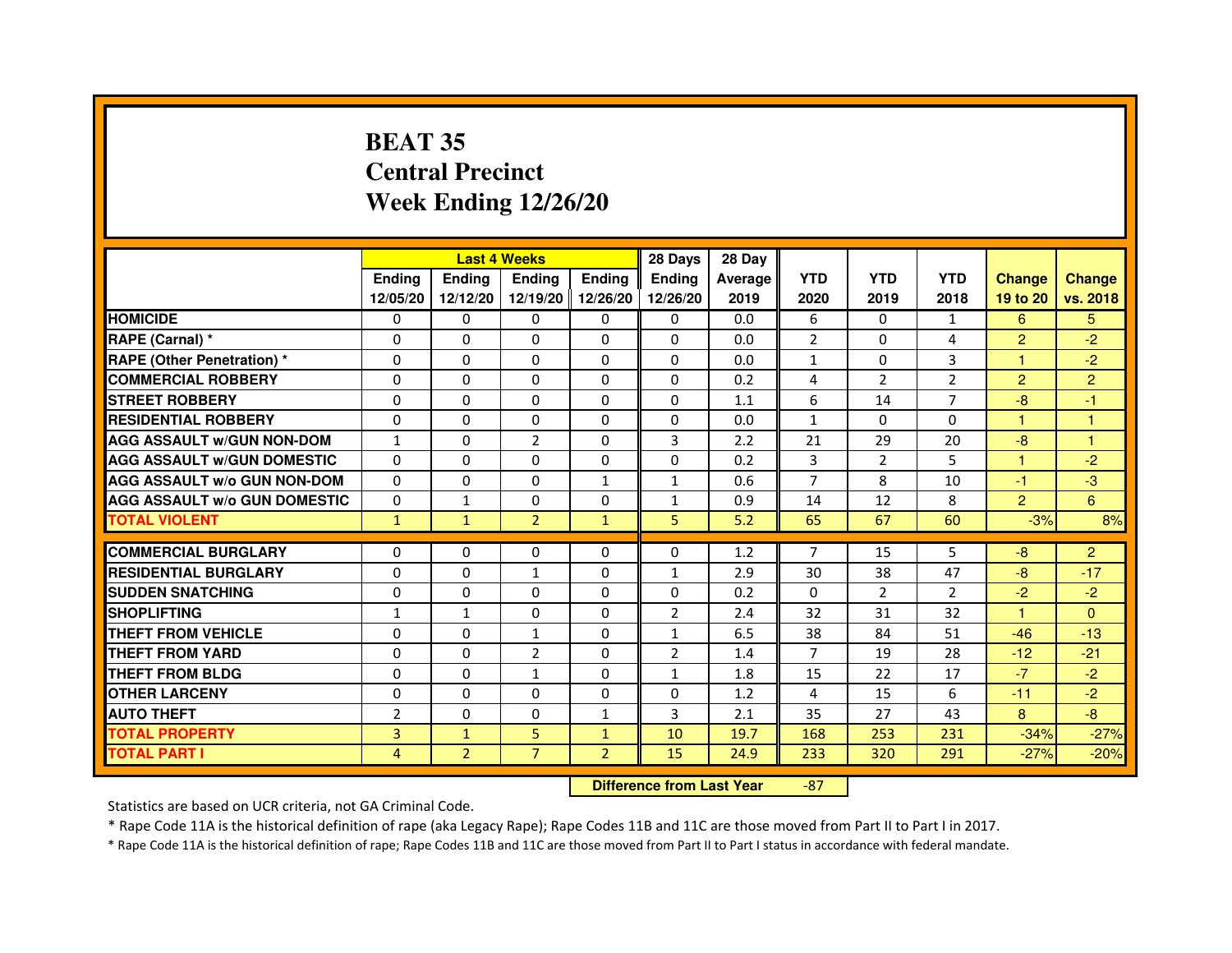# BEAT 35
## Central Precinct
## Week Ending 12/26/20

| | Last 4 Weeks | | | | 28 Days | 28 Day | | | | | |
|---|---|---|---|---|---|---|---|---|---|---|---|
| | Ending 12/05/20 | Ending 12/12/20 | Ending 12/19/20 | Ending 12/26/20 | Ending 12/26/20 | Average 2019 | YTD 2020 | YTD 2019 | YTD 2018 | Change 19 to 20 | Change vs. 2018 |
| HOMICIDE | 0 | 0 | 0 | 0 | 0 | 0.0 | 6 | 0 | 1 | 6 | 5 |
| RAPE (Carnal) * | 0 | 0 | 0 | 0 | 0 | 0.0 | 2 | 0 | 4 | 2 | -2 |
| RAPE (Other Penetration) * | 0 | 0 | 0 | 0 | 0 | 0.0 | 1 | 0 | 3 | 1 | -2 |
| COMMERCIAL ROBBERY | 0 | 0 | 0 | 0 | 0 | 0.2 | 4 | 2 | 2 | 2 | 2 |
| STREET ROBBERY | 0 | 0 | 0 | 0 | 0 | 1.1 | 6 | 14 | 7 | -8 | -1 |
| RESIDENTIAL ROBBERY | 0 | 0 | 0 | 0 | 0 | 0.0 | 1 | 0 | 0 | 1 | 1 |
| AGG ASSAULT w/GUN NON-DOM | 1 | 0 | 2 | 0 | 3 | 2.2 | 21 | 29 | 20 | -8 | 1 |
| AGG ASSAULT w/GUN DOMESTIC | 0 | 0 | 0 | 0 | 0 | 0.2 | 3 | 2 | 5 | 1 | -2 |
| AGG ASSAULT w/o GUN NON-DOM | 0 | 0 | 0 | 1 | 1 | 0.6 | 7 | 8 | 10 | -1 | -3 |
| AGG ASSAULT w/o GUN DOMESTIC | 0 | 1 | 0 | 0 | 1 | 0.9 | 14 | 12 | 8 | 2 | 6 |
| TOTAL VIOLENT | 1 | 1 | 2 | 1 | 5 | 5.2 | 65 | 67 | 60 | -3% | 8% |
| COMMERCIAL BURGLARY | 0 | 0 | 0 | 0 | 0 | 1.2 | 7 | 15 | 5 | -8 | 2 |
| RESIDENTIAL BURGLARY | 0 | 0 | 1 | 0 | 1 | 2.9 | 30 | 38 | 47 | -8 | -17 |
| SUDDEN SNATCHING | 0 | 0 | 0 | 0 | 0 | 0.2 | 0 | 2 | 2 | -2 | -2 |
| SHOPLIFTING | 1 | 1 | 0 | 0 | 2 | 2.4 | 32 | 31 | 32 | 1 | 0 |
| THEFT FROM VEHICLE | 0 | 0 | 1 | 0 | 1 | 6.5 | 38 | 84 | 51 | -46 | -13 |
| THEFT FROM YARD | 0 | 0 | 2 | 0 | 2 | 1.4 | 7 | 19 | 28 | -12 | -21 |
| THEFT FROM BLDG | 0 | 0 | 1 | 0 | 1 | 1.8 | 15 | 22 | 17 | -7 | -2 |
| OTHER LARCENY | 0 | 0 | 0 | 0 | 0 | 1.2 | 4 | 15 | 6 | -11 | -2 |
| AUTO THEFT | 2 | 0 | 0 | 1 | 3 | 2.1 | 35 | 27 | 43 | 8 | -8 |
| TOTAL PROPERTY | 3 | 1 | 5 | 1 | 10 | 19.7 | 168 | 253 | 231 | -34% | -27% |
| TOTAL PART I | 4 | 2 | 7 | 2 | 15 | 24.9 | 233 | 320 | 291 | -27% | -20% |

Difference from Last Year: -87

Statistics are based on UCR criteria, not GA Criminal Code.

* Rape Code 11A is the historical definition of rape (aka Legacy Rape); Rape Codes 11B and 11C are those moved from Part II to Part I in 2017.

* Rape Code 11A is the historical definition of rape; Rape Codes 11B and 11C are those moved from Part II to Part I status in accordance with federal mandate.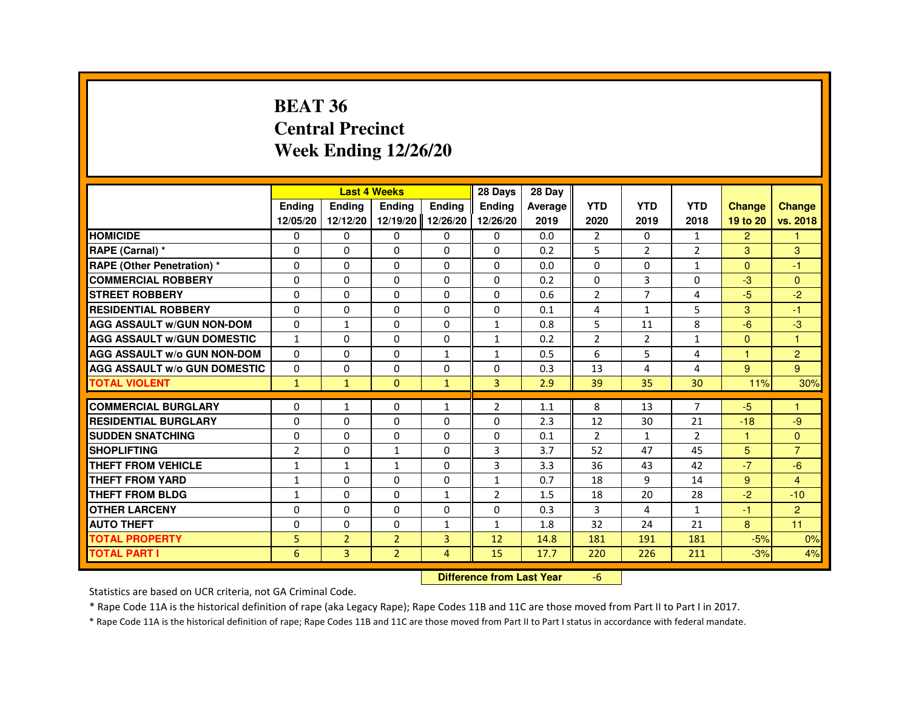# BEAT 36
# Central Precinct
# Week Ending 12/26/20

| | Last 4 Weeks | | | | 28 Days | 28 Day | | | | | |
|---|---|---|---|---|---|---|---|---|---|---|---|
| | Ending 12/05/20 | Ending 12/12/20 | Ending 12/19/20 | Ending 12/26/20 | Ending 12/26/20 | Average 2019 | YTD 2020 | YTD 2019 | YTD 2018 | Change 19 to 20 | Change vs. 2018 |
| HOMICIDE | 0 | 0 | 0 | 0 | 0 | 0.0 | 2 | 0 | 1 | 2 | 1 |
| RAPE (Carnal) * | 0 | 0 | 0 | 0 | 0 | 0.2 | 5 | 2 | 2 | 3 | 3 |
| RAPE (Other Penetration) * | 0 | 0 | 0 | 0 | 0 | 0.0 | 0 | 0 | 1 | 0 | -1 |
| COMMERCIAL ROBBERY | 0 | 0 | 0 | 0 | 0 | 0.2 | 0 | 3 | 0 | -3 | 0 |
| STREET ROBBERY | 0 | 0 | 0 | 0 | 0 | 0.6 | 2 | 7 | 4 | -5 | -2 |
| RESIDENTIAL ROBBERY | 0 | 0 | 0 | 0 | 0 | 0.1 | 4 | 1 | 5 | 3 | -1 |
| AGG ASSAULT w/GUN NON-DOM | 0 | 1 | 0 | 0 | 1 | 0.8 | 5 | 11 | 8 | -6 | -3 |
| AGG ASSAULT w/GUN DOMESTIC | 1 | 0 | 0 | 0 | 1 | 0.2 | 2 | 2 | 1 | 0 | 1 |
| AGG ASSAULT w/o GUN NON-DOM | 0 | 0 | 0 | 1 | 1 | 0.5 | 6 | 5 | 4 | 1 | 2 |
| AGG ASSAULT w/o GUN DOMESTIC | 0 | 0 | 0 | 0 | 0 | 0.3 | 13 | 4 | 4 | 9 | 9 |
| TOTAL VIOLENT | 1 | 1 | 0 | 1 | 3 | 2.9 | 39 | 35 | 30 | 11% | 30% |
| COMMERCIAL BURGLARY | 0 | 1 | 0 | 1 | 2 | 1.1 | 8 | 13 | 7 | -5 | 1 |
| RESIDENTIAL BURGLARY | 0 | 0 | 0 | 0 | 0 | 2.3 | 12 | 30 | 21 | -18 | -9 |
| SUDDEN SNATCHING | 0 | 0 | 0 | 0 | 0 | 0.1 | 2 | 1 | 2 | 1 | 0 |
| SHOPLIFTING | 2 | 0 | 1 | 0 | 3 | 3.7 | 52 | 47 | 45 | 5 | 7 |
| THEFT FROM VEHICLE | 1 | 1 | 1 | 0 | 3 | 3.3 | 36 | 43 | 42 | -7 | -6 |
| THEFT FROM YARD | 1 | 0 | 0 | 0 | 1 | 0.7 | 18 | 9 | 14 | 9 | 4 |
| THEFT FROM BLDG | 1 | 0 | 0 | 1 | 2 | 1.5 | 18 | 20 | 28 | -2 | -10 |
| OTHER LARCENY | 0 | 0 | 0 | 0 | 0 | 0.3 | 3 | 4 | 1 | -1 | 2 |
| AUTO THEFT | 0 | 0 | 0 | 1 | 1 | 1.8 | 32 | 24 | 21 | 8 | 11 |
| TOTAL PROPERTY | 5 | 2 | 2 | 3 | 12 | 14.8 | 181 | 191 | 181 | -5% | 0% |
| TOTAL PART I | 6 | 3 | 2 | 4 | 15 | 17.7 | 220 | 226 | 211 | -3% | 4% |

**Difference from Last Year** -6

Statistics are based on UCR criteria, not GA Criminal Code.

* Rape Code 11A is the historical definition of rape (aka Legacy Rape); Rape Codes 11B and 11C are those moved from Part II to Part I in 2017.

* Rape Code 11A is the historical definition of rape; Rape Codes 11B and 11C are those moved from Part II to Part I status in accordance with federal mandate.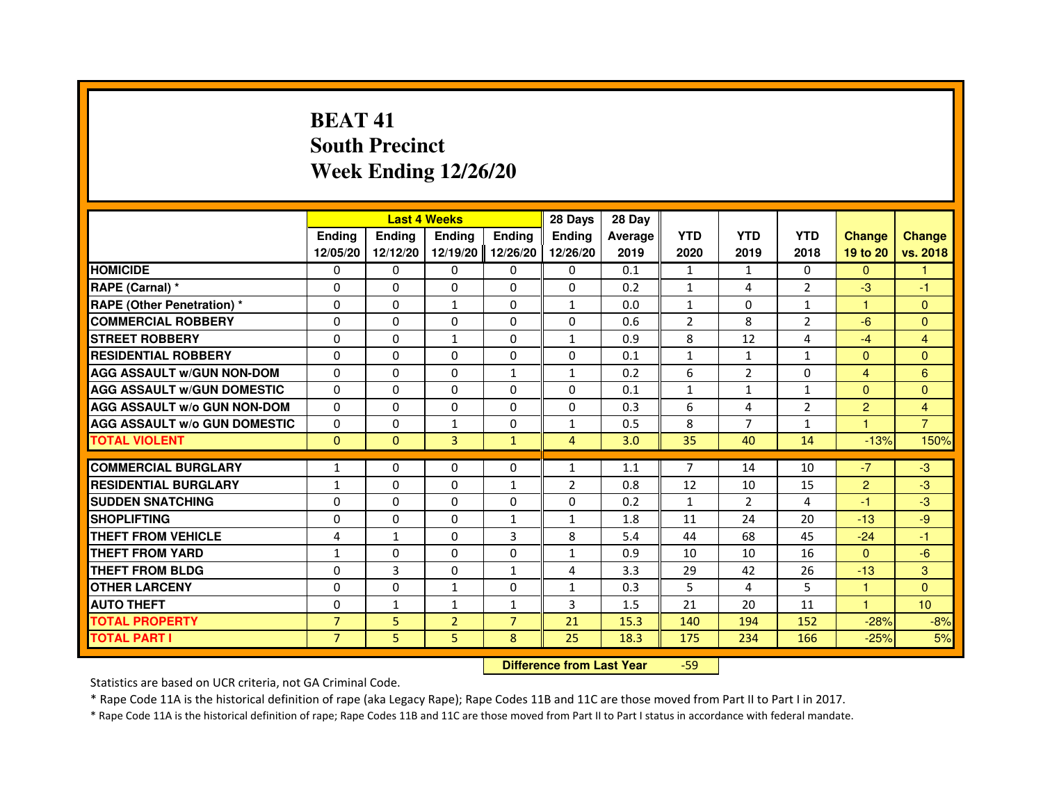# BEAT 41
## South Precinct
## Week Ending 12/26/20

| | Last 4 Weeks | | | | 28 Days | 28 Day | | | | | |
|---|---|---|---|---|---|---|---|---|---|---|---|
| | Ending 12/05/20 | Ending 12/12/20 | Ending 12/19/20 | Ending 12/26/20 | Ending 12/26/20 | Average 2019 | YTD 2020 | YTD 2019 | YTD 2018 | Change 19 to 20 | Change vs. 2018 |
| HOMICIDE | 0 | 0 | 0 | 0 | 0 | 0.1 | 1 | 1 | 0 | 0 | 1 |
| RAPE (Carnal) * | 0 | 0 | 0 | 0 | 0 | 0.2 | 1 | 4 | 2 | -3 | -1 |
| RAPE (Other Penetration) * | 0 | 0 | 1 | 0 | 1 | 0.0 | 1 | 0 | 1 | 1 | 0 |
| COMMERCIAL ROBBERY | 0 | 0 | 0 | 0 | 0 | 0.6 | 2 | 8 | 2 | -6 | 0 |
| STREET ROBBERY | 0 | 0 | 1 | 0 | 1 | 0.9 | 8 | 12 | 4 | -4 | 4 |
| RESIDENTIAL ROBBERY | 0 | 0 | 0 | 0 | 0 | 0.1 | 1 | 1 | 1 | 0 | 0 |
| AGG ASSAULT w/GUN NON-DOM | 0 | 0 | 0 | 1 | 1 | 0.2 | 6 | 2 | 0 | 4 | 6 |
| AGG ASSAULT w/GUN DOMESTIC | 0 | 0 | 0 | 0 | 0 | 0.1 | 1 | 1 | 1 | 0 | 0 |
| AGG ASSAULT w/o GUN NON-DOM | 0 | 0 | 0 | 0 | 0 | 0.3 | 6 | 4 | 2 | 2 | 4 |
| AGG ASSAULT w/o GUN DOMESTIC | 0 | 0 | 1 | 0 | 1 | 0.5 | 8 | 7 | 1 | 1 | 7 |
| TOTAL VIOLENT | 0 | 0 | 3 | 1 | 4 | 3.0 | 35 | 40 | 14 | -13% | 150% |
| COMMERCIAL BURGLARY | 1 | 0 | 0 | 0 | 1 | 1.1 | 7 | 14 | 10 | -7 | -3 |
| RESIDENTIAL BURGLARY | 1 | 0 | 0 | 1 | 2 | 0.8 | 12 | 10 | 15 | 2 | -3 |
| SUDDEN SNATCHING | 0 | 0 | 0 | 0 | 0 | 0.2 | 1 | 2 | 4 | -1 | -3 |
| SHOPLIFTING | 0 | 0 | 0 | 1 | 1 | 1.8 | 11 | 24 | 20 | -13 | -9 |
| THEFT FROM VEHICLE | 4 | 1 | 0 | 3 | 8 | 5.4 | 44 | 68 | 45 | -24 | -1 |
| THEFT FROM YARD | 1 | 0 | 0 | 0 | 1 | 0.9 | 10 | 10 | 16 | 0 | -6 |
| THEFT FROM BLDG | 0 | 3 | 0 | 1 | 4 | 3.3 | 29 | 42 | 26 | -13 | 3 |
| OTHER LARCENY | 0 | 0 | 1 | 0 | 1 | 0.3 | 5 | 4 | 5 | 1 | 0 |
| AUTO THEFT | 0 | 1 | 1 | 1 | 3 | 1.5 | 21 | 20 | 11 | 1 | 10 |
| TOTAL PROPERTY | 7 | 5 | 2 | 7 | 21 | 15.3 | 140 | 194 | 152 | -28% | -8% |
| TOTAL PART I | 7 | 5 | 5 | 8 | 25 | 18.3 | 175 | 234 | 166 | -25% | 5% |

**Difference from Last Year** -59

Statistics are based on UCR criteria, not GA Criminal Code.

* Rape Code 11A is the historical definition of rape (aka Legacy Rape); Rape Codes 11B and 11C are those moved from Part II to Part I in 2017.

* Rape Code 11A is the historical definition of rape; Rape Codes 11B and 11C are those moved from Part II to Part I status in accordance with federal mandate.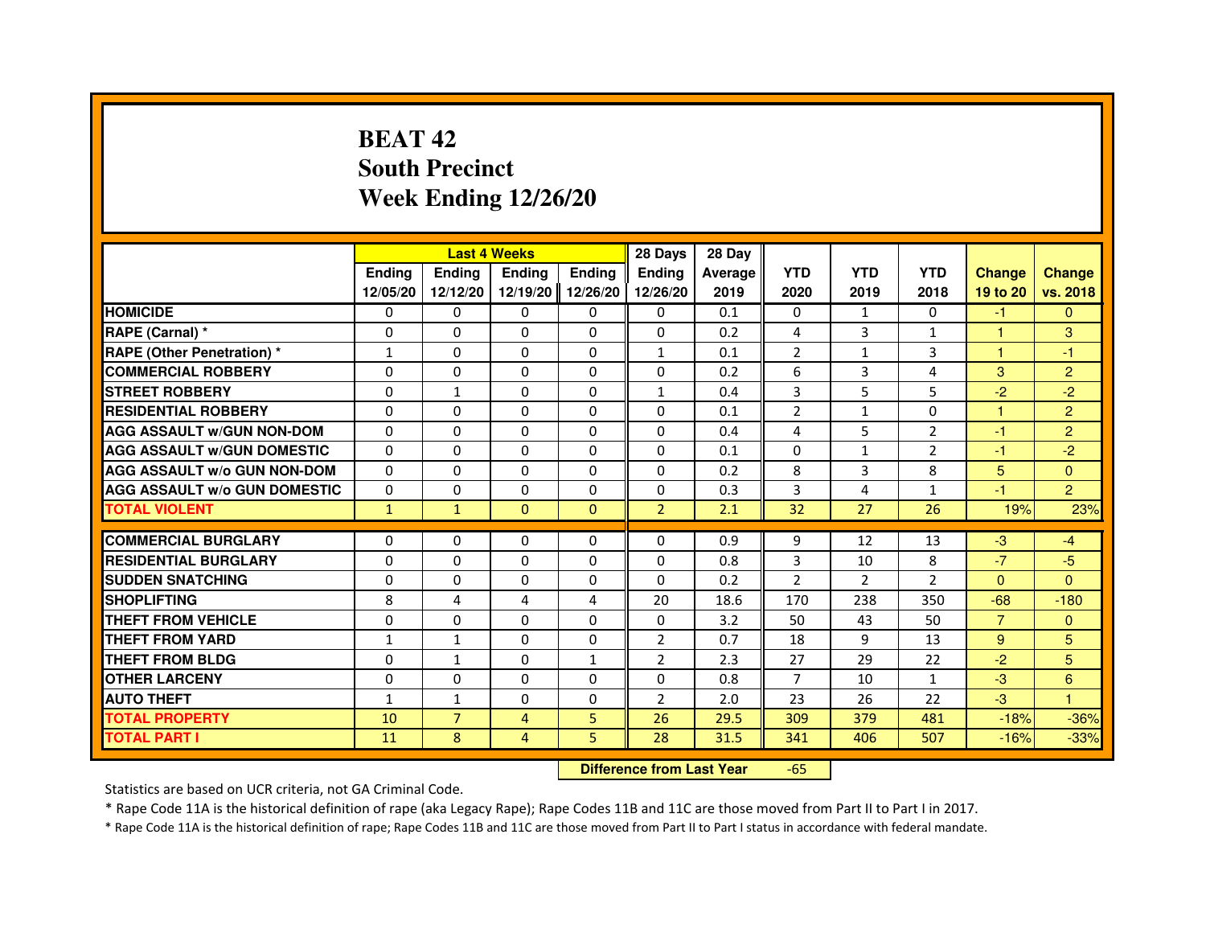# BEAT 42
# South Precinct
# Week Ending 12/26/20

| | Last 4 Weeks | | | | 28 Days | 28 Day | | | | | |
|---|---|---|---|---|---|---|---|---|---|---|---|
| | Ending 12/05/20 | Ending 12/12/20 | Ending 12/19/20 | Ending 12/26/20 | Ending 12/26/20 | Average 2019 | YTD 2020 | YTD 2019 | YTD 2018 | Change 19 to 20 | Change vs. 2018 |
| HOMICIDE | 0 | 0 | 0 | 0 | 0 | 0.1 | 0 | 1 | 0 | -1 | 0 |
| RAPE (Carnal) * | 0 | 0 | 0 | 0 | 0 | 0.2 | 4 | 3 | 1 | 1 | 3 |
| RAPE (Other Penetration) * | 1 | 0 | 0 | 0 | 1 | 0.1 | 2 | 1 | 3 | 1 | -1 |
| COMMERCIAL ROBBERY | 0 | 0 | 0 | 0 | 0 | 0.2 | 6 | 3 | 4 | 3 | 2 |
| STREET ROBBERY | 0 | 1 | 0 | 0 | 1 | 0.4 | 3 | 5 | 5 | -2 | -2 |
| RESIDENTIAL ROBBERY | 0 | 0 | 0 | 0 | 0 | 0.1 | 2 | 1 | 0 | 1 | 2 |
| AGG ASSAULT w/GUN NON-DOM | 0 | 0 | 0 | 0 | 0 | 0.4 | 4 | 5 | 2 | -1 | 2 |
| AGG ASSAULT w/GUN DOMESTIC | 0 | 0 | 0 | 0 | 0 | 0.1 | 0 | 1 | 2 | -1 | -2 |
| AGG ASSAULT w/o GUN NON-DOM | 0 | 0 | 0 | 0 | 0 | 0.2 | 8 | 3 | 8 | 5 | 0 |
| AGG ASSAULT w/o GUN DOMESTIC | 0 | 0 | 0 | 0 | 0 | 0.3 | 3 | 4 | 1 | -1 | 2 |
| TOTAL VIOLENT | 1 | 1 | 0 | 0 | 2 | 2.1 | 32 | 27 | 26 | 19% | 23% |
| COMMERCIAL BURGLARY | 0 | 0 | 0 | 0 | 0 | 0.9 | 9 | 12 | 13 | -3 | -4 |
| RESIDENTIAL BURGLARY | 0 | 0 | 0 | 0 | 0 | 0.8 | 3 | 10 | 8 | -7 | -5 |
| SUDDEN SNATCHING | 0 | 0 | 0 | 0 | 0 | 0.2 | 2 | 2 | 2 | 0 | 0 |
| SHOPLIFTING | 8 | 4 | 4 | 4 | 20 | 18.6 | 170 | 238 | 350 | -68 | -180 |
| THEFT FROM VEHICLE | 0 | 0 | 0 | 0 | 0 | 3.2 | 50 | 43 | 50 | 7 | 0 |
| THEFT FROM YARD | 1 | 1 | 0 | 0 | 2 | 0.7 | 18 | 9 | 13 | 9 | 5 |
| THEFT FROM BLDG | 0 | 1 | 0 | 1 | 2 | 2.3 | 27 | 29 | 22 | -2 | 5 |
| OTHER LARCENY | 0 | 0 | 0 | 0 | 0 | 0.8 | 7 | 10 | 1 | -3 | 6 |
| AUTO THEFT | 1 | 1 | 0 | 0 | 2 | 2.0 | 23 | 26 | 22 | -3 | 1 |
| TOTAL PROPERTY | 10 | 7 | 4 | 5 | 26 | 29.5 | 309 | 379 | 481 | -18% | -36% |
| TOTAL PART I | 11 | 8 | 4 | 5 | 28 | 31.5 | 341 | 406 | 507 | -16% | -33% |

| Difference from Last Year | -65 |
|---|---|

Statistics are based on UCR criteria, not GA Criminal Code.

* Rape Code 11A is the historical definition of rape (aka Legacy Rape); Rape Codes 11B and 11C are those moved from Part II to Part I in 2017.

* Rape Code 11A is the historical definition of rape; Rape Codes 11B and 11C are those moved from Part II to Part I status in accordance with federal mandate.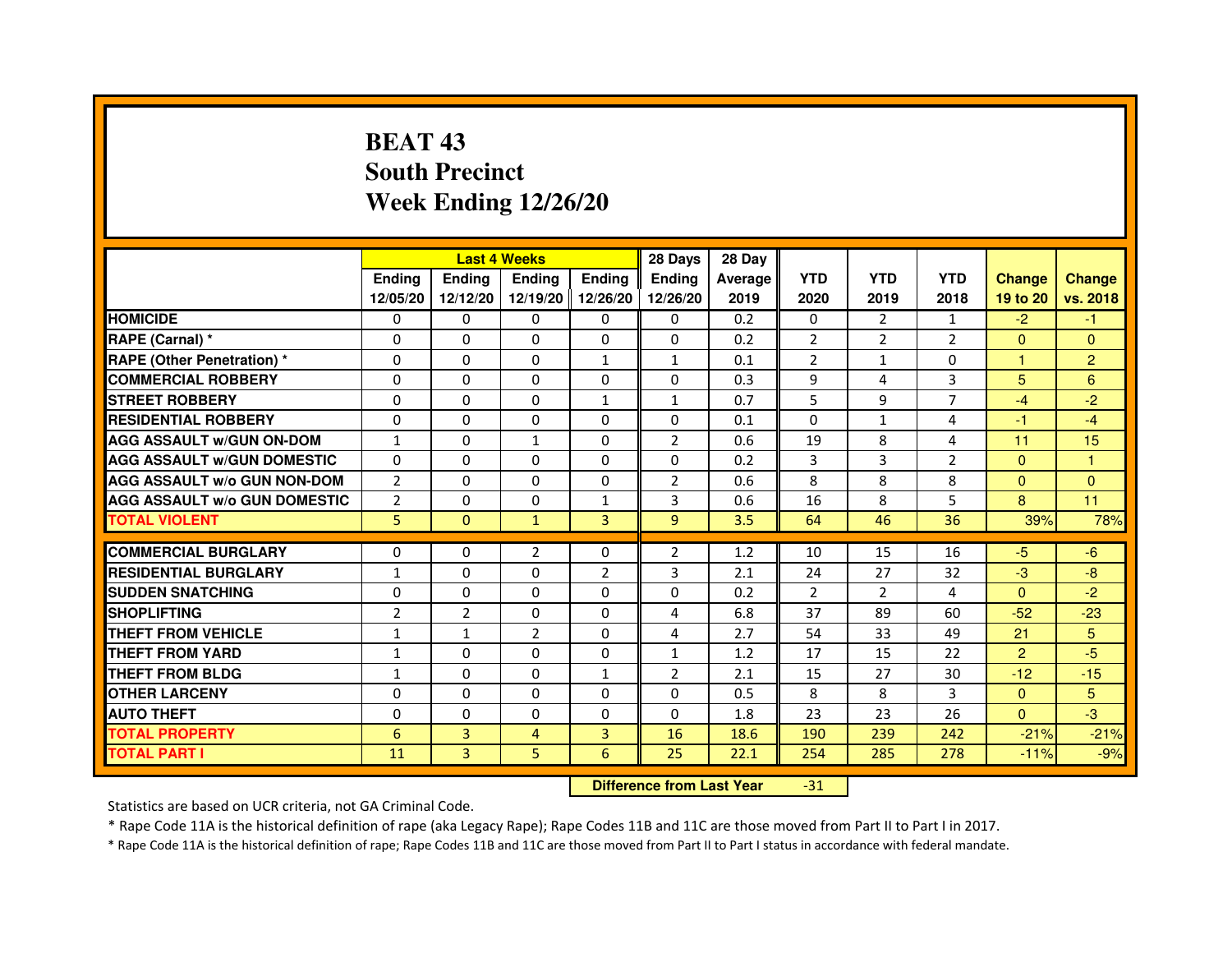# BEAT 43
## South Precinct
## Week Ending 12/26/20

| | Last 4 Weeks | | | | 28 Days | 28 Day | | | | | |
|---|---|---|---|---|---|---|---|---|---|---|---|
| | Ending 12/05/20 | Ending 12/12/20 | Ending 12/19/20 | Ending 12/26/20 | Ending 12/26/20 | Average 2019 | YTD 2020 | YTD 2019 | YTD 2018 | Change 19 to 20 | Change vs. 2018 |
| **HOMICIDE** | 0 | 0 | 0 | 0 | 0 | 0.2 | 0 | 2 | 1 | -2 | -1 |
| **RAPE (Carnal) *** | 0 | 0 | 0 | 0 | 0 | 0.2 | 2 | 2 | 2 | 0 | 0 |
| **RAPE (Other Penetration) *** | 0 | 0 | 0 | 1 | 1 | 0.1 | 2 | 1 | 0 | 1 | 2 |
| **COMMERCIAL ROBBERY** | 0 | 0 | 0 | 0 | 0 | 0.3 | 9 | 4 | 3 | 5 | 6 |
| **STREET ROBBERY** | 0 | 0 | 0 | 1 | 1 | 0.7 | 5 | 9 | 7 | -4 | -2 |
| **RESIDENTIAL ROBBERY** | 0 | 0 | 0 | 0 | 0 | 0.1 | 0 | 1 | 4 | -1 | -4 |
| **AGG ASSAULT w/GUN ON-DOM** | 1 | 0 | 1 | 0 | 2 | 0.6 | 19 | 8 | 4 | 11 | 15 |
| **AGG ASSAULT w/GUN DOMESTIC** | 0 | 0 | 0 | 0 | 0 | 0.2 | 3 | 3 | 2 | 0 | 1 |
| **AGG ASSAULT w/o GUN NON-DOM** | 2 | 0 | 0 | 0 | 2 | 0.6 | 8 | 8 | 8 | 0 | 0 |
| **AGG ASSAULT w/o GUN DOMESTIC** | 2 | 0 | 0 | 1 | 3 | 0.6 | 16 | 8 | 5 | 8 | 11 |
| **TOTAL VIOLENT** | 5 | 0 | 1 | 3 | 9 | 3.5 | 64 | 46 | 36 | 39% | 78% |
| **COMMERCIAL BURGLARY** | 0 | 0 | 2 | 0 | 2 | 1.2 | 10 | 15 | 16 | -5 | -6 |
| **RESIDENTIAL BURGLARY** | 1 | 0 | 0 | 2 | 3 | 2.1 | 24 | 27 | 32 | -3 | -8 |
| **SUDDEN SNATCHING** | 0 | 0 | 0 | 0 | 0 | 0.2 | 2 | 2 | 4 | 0 | -2 |
| **SHOPLIFTING** | 2 | 2 | 0 | 0 | 4 | 6.8 | 37 | 89 | 60 | -52 | -23 |
| **THEFT FROM VEHICLE** | 1 | 1 | 2 | 0 | 4 | 2.7 | 54 | 33 | 49 | 21 | 5 |
| **THEFT FROM YARD** | 1 | 0 | 0 | 0 | 1 | 1.2 | 17 | 15 | 22 | 2 | -5 |
| **THEFT FROM BLDG** | 1 | 0 | 0 | 1 | 2 | 2.1 | 15 | 27 | 30 | -12 | -15 |
| **OTHER LARCENY** | 0 | 0 | 0 | 0 | 0 | 0.5 | 8 | 8 | 3 | 0 | 5 |
| **AUTO THEFT** | 0 | 0 | 0 | 0 | 0 | 1.8 | 23 | 23 | 26 | 0 | -3 |
| **TOTAL PROPERTY** | 6 | 3 | 4 | 3 | 16 | 18.6 | 190 | 239 | 242 | -21% | -21% |
| **TOTAL PART I** | 11 | 3 | 5 | 6 | 25 | 22.1 | 254 | 285 | 278 | -11% | -9% |

**Difference from Last Year** -31

Statistics are based on UCR criteria, not GA Criminal Code.

* Rape Code 11A is the historical definition of rape (aka Legacy Rape); Rape Codes 11B and 11C are those moved from Part II to Part I in 2017.

* Rape Code 11A is the historical definition of rape; Rape Codes 11B and 11C are those moved from Part II to Part I status in accordance with federal mandate.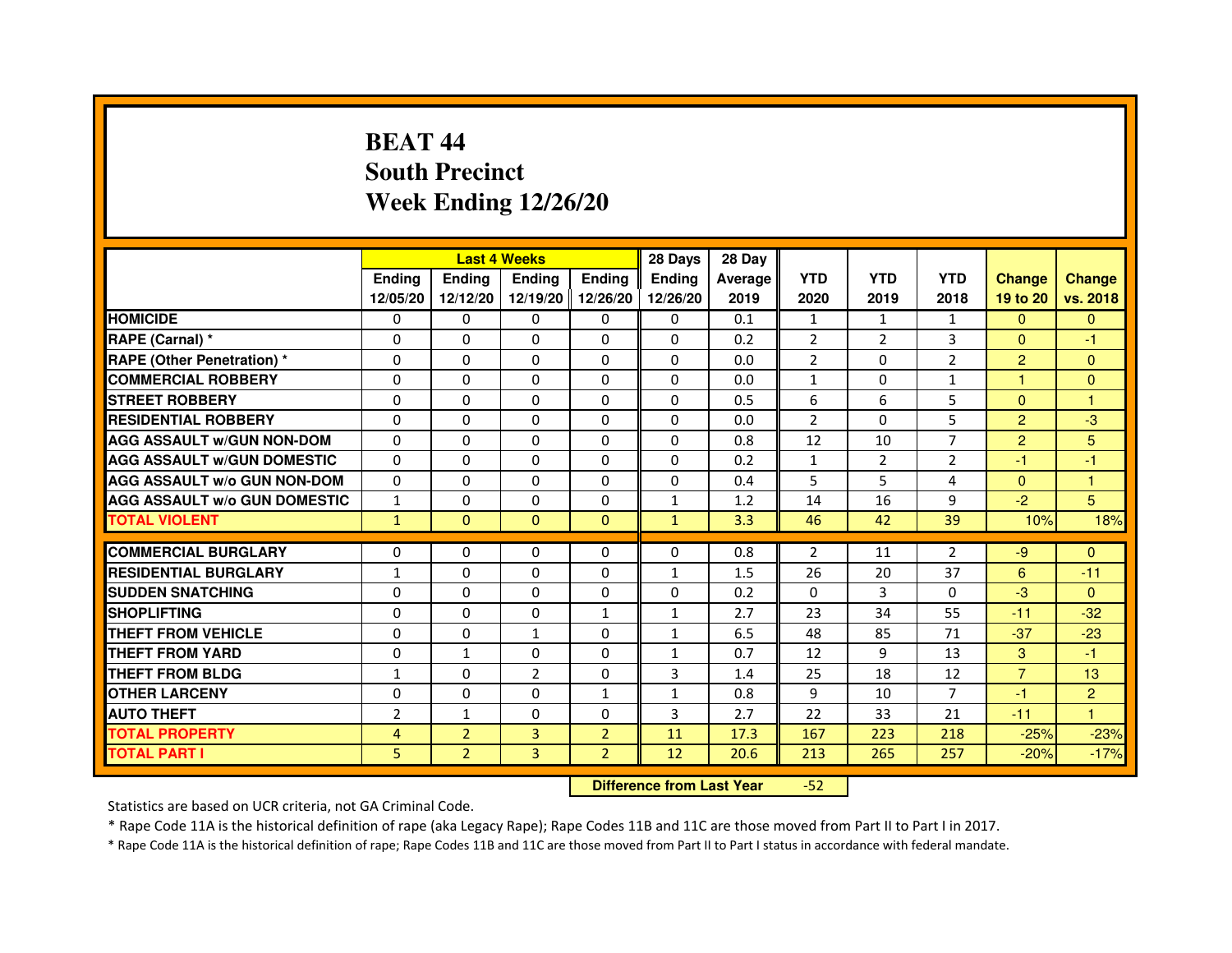# BEAT 44
## South Precinct
## Week Ending 12/26/20

| | Last 4 Weeks | | | | 28 Days | 28 Day | | | | | |
|---|---|---|---|---|---|---|---|---|---|---|---|
| | Ending 12/05/20 | Ending 12/12/20 | Ending 12/19/20 | Ending 12/26/20 | Ending 12/26/20 | Average 2019 | YTD 2020 | YTD 2019 | YTD 2018 | Change 19 to 20 | Change vs. 2018 |
| HOMICIDE | 0 | 0 | 0 | 0 | 0 | 0.1 | 1 | 1 | 1 | 0 | 0 |
| RAPE (Carnal) * | 0 | 0 | 0 | 0 | 0 | 0.2 | 2 | 2 | 3 | 0 | -1 |
| RAPE (Other Penetration) * | 0 | 0 | 0 | 0 | 0 | 0.0 | 2 | 0 | 2 | 2 | 0 |
| COMMERCIAL ROBBERY | 0 | 0 | 0 | 0 | 0 | 0.0 | 1 | 0 | 1 | 1 | 0 |
| STREET ROBBERY | 0 | 0 | 0 | 0 | 0 | 0.5 | 6 | 6 | 5 | 0 | 1 |
| RESIDENTIAL ROBBERY | 0 | 0 | 0 | 0 | 0 | 0.0 | 2 | 0 | 5 | 2 | -3 |
| AGG ASSAULT w/GUN NON-DOM | 0 | 0 | 0 | 0 | 0 | 0.8 | 12 | 10 | 7 | 2 | 5 |
| AGG ASSAULT w/GUN DOMESTIC | 0 | 0 | 0 | 0 | 0 | 0.2 | 1 | 2 | 2 | -1 | -1 |
| AGG ASSAULT w/o GUN NON-DOM | 0 | 0 | 0 | 0 | 0 | 0.4 | 5 | 5 | 4 | 0 | 1 |
| AGG ASSAULT w/o GUN DOMESTIC | 1 | 0 | 0 | 0 | 1 | 1.2 | 14 | 16 | 9 | -2 | 5 |
| TOTAL VIOLENT | 1 | 0 | 0 | 0 | 1 | 3.3 | 46 | 42 | 39 | 10% | 18% |
| COMMERCIAL BURGLARY | 0 | 0 | 0 | 0 | 0 | 0.8 | 2 | 11 | 2 | -9 | 0 |
| RESIDENTIAL BURGLARY | 1 | 0 | 0 | 0 | 1 | 1.5 | 26 | 20 | 37 | 6 | -11 |
| SUDDEN SNATCHING | 0 | 0 | 0 | 0 | 0 | 0.2 | 0 | 3 | 0 | -3 | 0 |
| SHOPLIFTING | 0 | 0 | 0 | 1 | 1 | 2.7 | 23 | 34 | 55 | -11 | -32 |
| THEFT FROM VEHICLE | 0 | 0 | 1 | 0 | 1 | 6.5 | 48 | 85 | 71 | -37 | -23 |
| THEFT FROM YARD | 0 | 1 | 0 | 0 | 1 | 0.7 | 12 | 9 | 13 | 3 | -1 |
| THEFT FROM BLDG | 1 | 0 | 2 | 0 | 3 | 1.4 | 25 | 18 | 12 | 7 | 13 |
| OTHER LARCENY | 0 | 0 | 0 | 1 | 1 | 0.8 | 9 | 10 | 7 | -1 | 2 |
| AUTO THEFT | 2 | 1 | 0 | 0 | 3 | 2.7 | 22 | 33 | 21 | -11 | 1 |
| TOTAL PROPERTY | 4 | 2 | 3 | 2 | 11 | 17.3 | 167 | 223 | 218 | -25% | -23% |
| TOTAL PART I | 5 | 2 | 3 | 2 | 12 | 20.6 | 213 | 265 | 257 | -20% | -17% |

**Difference from Last Year** -52

Statistics are based on UCR criteria, not GA Criminal Code.

* Rape Code 11A is the historical definition of rape (aka Legacy Rape); Rape Codes 11B and 11C are those moved from Part II to Part I in 2017.

* Rape Code 11A is the historical definition of rape; Rape Codes 11B and 11C are those moved from Part II to Part I status in accordance with federal mandate.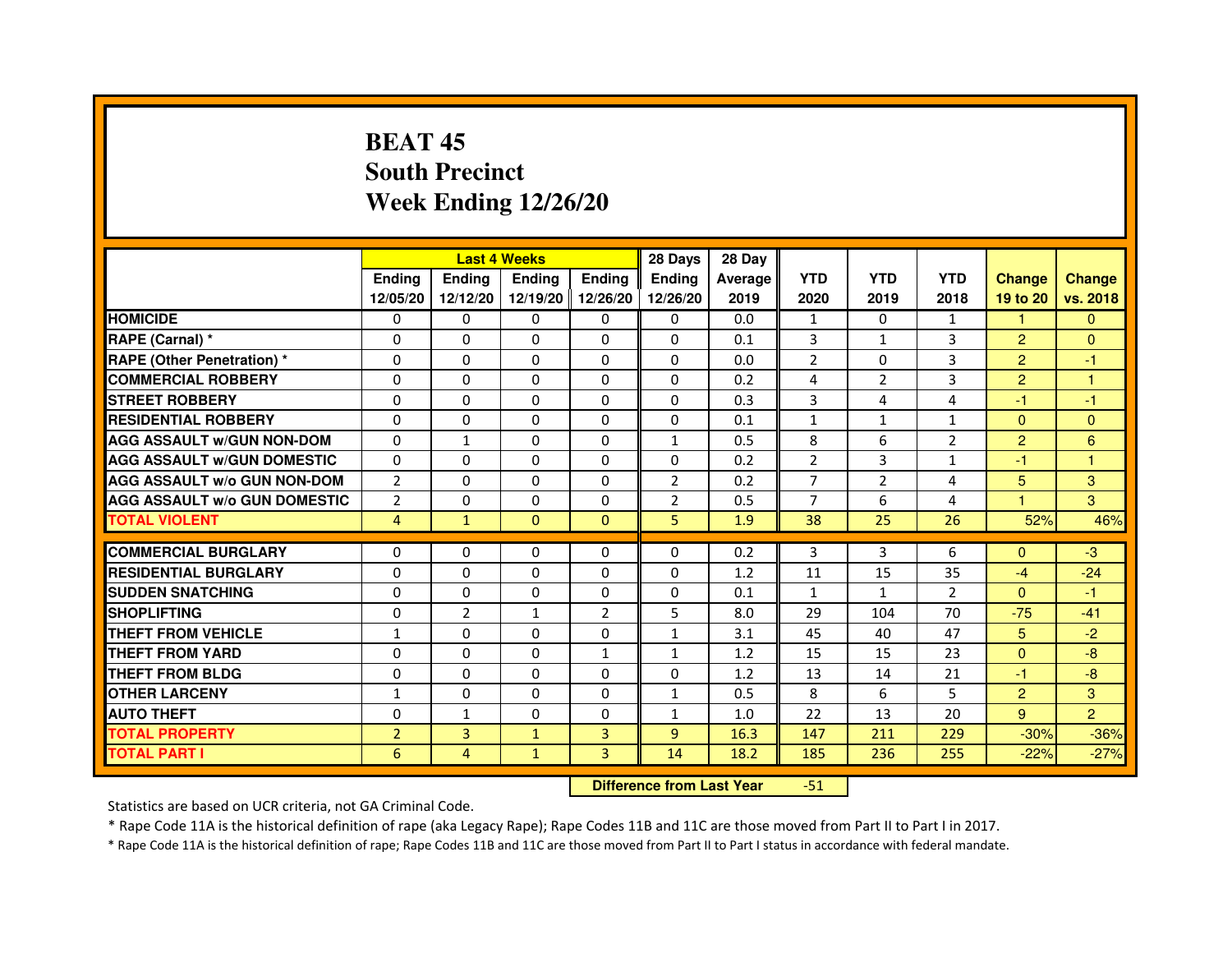# BEAT 45
## South Precinct
## Week Ending 12/26/20

| | Last 4 Weeks | | | | 28 Days | 28 Day | | | | | |
|---|---|---|---|---|---|---|---|---|---|---|---|
| | Ending 12/05/20 | Ending 12/12/20 | Ending 12/19/20 | Ending 12/26/20 | Ending 12/26/20 | Average 2019 | YTD 2020 | YTD 2019 | YTD 2018 | Change 19 to 20 | Change vs. 2018 |
| HOMICIDE | 0 | 0 | 0 | 0 | 0 | 0.0 | 1 | 0 | 1 | 1 | 0 |
| RAPE (Carnal) * | 0 | 0 | 0 | 0 | 0 | 0.1 | 3 | 1 | 3 | 2 | 0 |
| RAPE (Other Penetration) * | 0 | 0 | 0 | 0 | 0 | 0.0 | 2 | 0 | 3 | 2 | -1 |
| COMMERCIAL ROBBERY | 0 | 0 | 0 | 0 | 0 | 0.2 | 4 | 2 | 3 | 2 | 1 |
| STREET ROBBERY | 0 | 0 | 0 | 0 | 0 | 0.3 | 3 | 4 | 4 | -1 | -1 |
| RESIDENTIAL ROBBERY | 0 | 0 | 0 | 0 | 0 | 0.1 | 1 | 1 | 1 | 0 | 0 |
| AGG ASSAULT w/GUN NON-DOM | 0 | 1 | 0 | 0 | 1 | 0.5 | 8 | 6 | 2 | 2 | 6 |
| AGG ASSAULT w/GUN DOMESTIC | 0 | 0 | 0 | 0 | 0 | 0.2 | 2 | 3 | 1 | -1 | 1 |
| AGG ASSAULT w/o GUN NON-DOM | 2 | 0 | 0 | 0 | 2 | 0.2 | 7 | 2 | 4 | 5 | 3 |
| AGG ASSAULT w/o GUN DOMESTIC | 2 | 0 | 0 | 0 | 2 | 0.5 | 7 | 6 | 4 | 1 | 3 |
| TOTAL VIOLENT | 4 | 1 | 0 | 0 | 5 | 1.9 | 38 | 25 | 26 | 52% | 46% |
| COMMERCIAL BURGLARY | 0 | 0 | 0 | 0 | 0 | 0.2 | 3 | 3 | 6 | 0 | -3 |
| RESIDENTIAL BURGLARY | 0 | 0 | 0 | 0 | 0 | 1.2 | 11 | 15 | 35 | -4 | -24 |
| SUDDEN SNATCHING | 0 | 0 | 0 | 0 | 0 | 0.1 | 1 | 1 | 2 | 0 | -1 |
| SHOPLIFTING | 0 | 2 | 1 | 2 | 5 | 8.0 | 29 | 104 | 70 | -75 | -41 |
| THEFT FROM VEHICLE | 1 | 0 | 0 | 0 | 1 | 3.1 | 45 | 40 | 47 | 5 | -2 |
| THEFT FROM YARD | 0 | 0 | 0 | 1 | 1 | 1.2 | 15 | 15 | 23 | 0 | -8 |
| THEFT FROM BLDG | 0 | 0 | 0 | 0 | 0 | 1.2 | 13 | 14 | 21 | -1 | -8 |
| OTHER LARCENY | 1 | 0 | 0 | 0 | 1 | 0.5 | 8 | 6 | 5 | 2 | 3 |
| AUTO THEFT | 0 | 1 | 0 | 0 | 1 | 1.0 | 22 | 13 | 20 | 9 | 2 |
| TOTAL PROPERTY | 2 | 3 | 1 | 3 | 9 | 16.3 | 147 | 211 | 229 | -30% | -36% |
| TOTAL PART I | 6 | 4 | 1 | 3 | 14 | 18.2 | 185 | 236 | 255 | -22% | -27% |

**Difference from Last Year** -51

Statistics are based on UCR criteria, not GA Criminal Code.

* Rape Code 11A is the historical definition of rape (aka Legacy Rape); Rape Codes 11B and 11C are those moved from Part II to Part I in 2017.

* Rape Code 11A is the historical definition of rape; Rape Codes 11B and 11C are those moved from Part II to Part I status in accordance with federal mandate.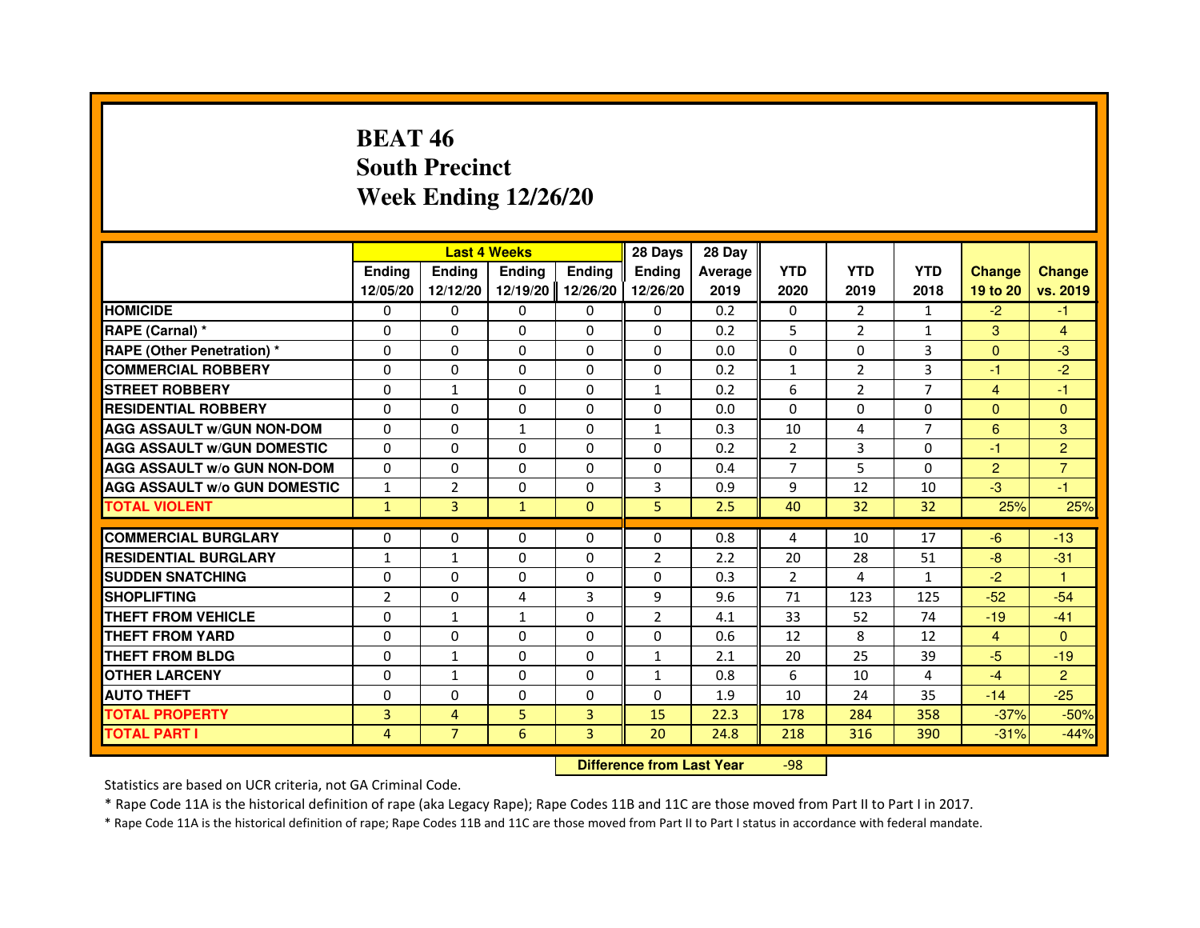# BEAT 46
## South Precinct
## Week Ending 12/26/20

| | Last 4 Weeks | | | | 28 Days | 28 Day | | | | | |
|---|---|---|---|---|---|---|---|---|---|---|---|
| | Ending 12/05/20 | Ending 12/12/20 | Ending 12/19/20 | Ending 12/26/20 | Ending 12/26/20 | Average 2019 | YTD 2020 | YTD 2019 | YTD 2018 | Change 19 to 20 | Change vs. 2019 |
| HOMICIDE | 0 | 0 | 0 | 0 | 0 | 0.2 | 0 | 2 | 1 | -2 | -1 |
| RAPE (Carnal) * | 0 | 0 | 0 | 0 | 0 | 0.2 | 5 | 2 | 1 | 3 | 4 |
| RAPE (Other Penetration) * | 0 | 0 | 0 | 0 | 0 | 0.0 | 0 | 0 | 3 | 0 | -3 |
| COMMERCIAL ROBBERY | 0 | 0 | 0 | 0 | 0 | 0.2 | 1 | 2 | 3 | -1 | -2 |
| STREET ROBBERY | 0 | 1 | 0 | 0 | 1 | 0.2 | 6 | 2 | 7 | 4 | -1 |
| RESIDENTIAL ROBBERY | 0 | 0 | 0 | 0 | 0 | 0.0 | 0 | 0 | 0 | 0 | 0 |
| AGG ASSAULT w/GUN NON-DOM | 0 | 0 | 1 | 0 | 1 | 0.3 | 10 | 4 | 7 | 6 | 3 |
| AGG ASSAULT w/GUN DOMESTIC | 0 | 0 | 0 | 0 | 0 | 0.2 | 2 | 3 | 0 | -1 | 2 |
| AGG ASSAULT w/o GUN NON-DOM | 0 | 0 | 0 | 0 | 0 | 0.4 | 7 | 5 | 0 | 2 | 7 |
| AGG ASSAULT w/o GUN DOMESTIC | 1 | 2 | 0 | 0 | 3 | 0.9 | 9 | 12 | 10 | -3 | -1 |
| TOTAL VIOLENT | 1 | 3 | 1 | 0 | 5 | 2.5 | 40 | 32 | 32 | 25% | 25% |
| COMMERCIAL BURGLARY | 0 | 0 | 0 | 0 | 0 | 0.8 | 4 | 10 | 17 | -6 | -13 |
| RESIDENTIAL BURGLARY | 1 | 1 | 0 | 0 | 2 | 2.2 | 20 | 28 | 51 | -8 | -31 |
| SUDDEN SNATCHING | 0 | 0 | 0 | 0 | 0 | 0.3 | 2 | 4 | 1 | -2 | 1 |
| SHOPLIFTING | 2 | 0 | 4 | 3 | 9 | 9.6 | 71 | 123 | 125 | -52 | -54 |
| THEFT FROM VEHICLE | 0 | 1 | 1 | 0 | 2 | 4.1 | 33 | 52 | 74 | -19 | -41 |
| THEFT FROM YARD | 0 | 0 | 0 | 0 | 0 | 0.6 | 12 | 8 | 12 | 4 | 0 |
| THEFT FROM BLDG | 0 | 1 | 0 | 0 | 1 | 2.1 | 20 | 25 | 39 | -5 | -19 |
| OTHER LARCENY | 0 | 1 | 0 | 0 | 1 | 0.8 | 6 | 10 | 4 | -4 | 2 |
| AUTO THEFT | 0 | 0 | 0 | 0 | 0 | 1.9 | 10 | 24 | 35 | -14 | -25 |
| TOTAL PROPERTY | 3 | 4 | 5 | 3 | 15 | 22.3 | 178 | 284 | 358 | -37% | -50% |
| TOTAL PART I | 4 | 7 | 6 | 3 | 20 | 24.8 | 218 | 316 | 390 | -31% | -44% |

**Difference from Last Year** -98

Statistics are based on UCR criteria, not GA Criminal Code.

* Rape Code 11A is the historical definition of rape (aka Legacy Rape); Rape Codes 11B and 11C are those moved from Part II to Part I in 2017.

* Rape Code 11A is the historical definition of rape; Rape Codes 11B and 11C are those moved from Part II to Part I status in accordance with federal mandate.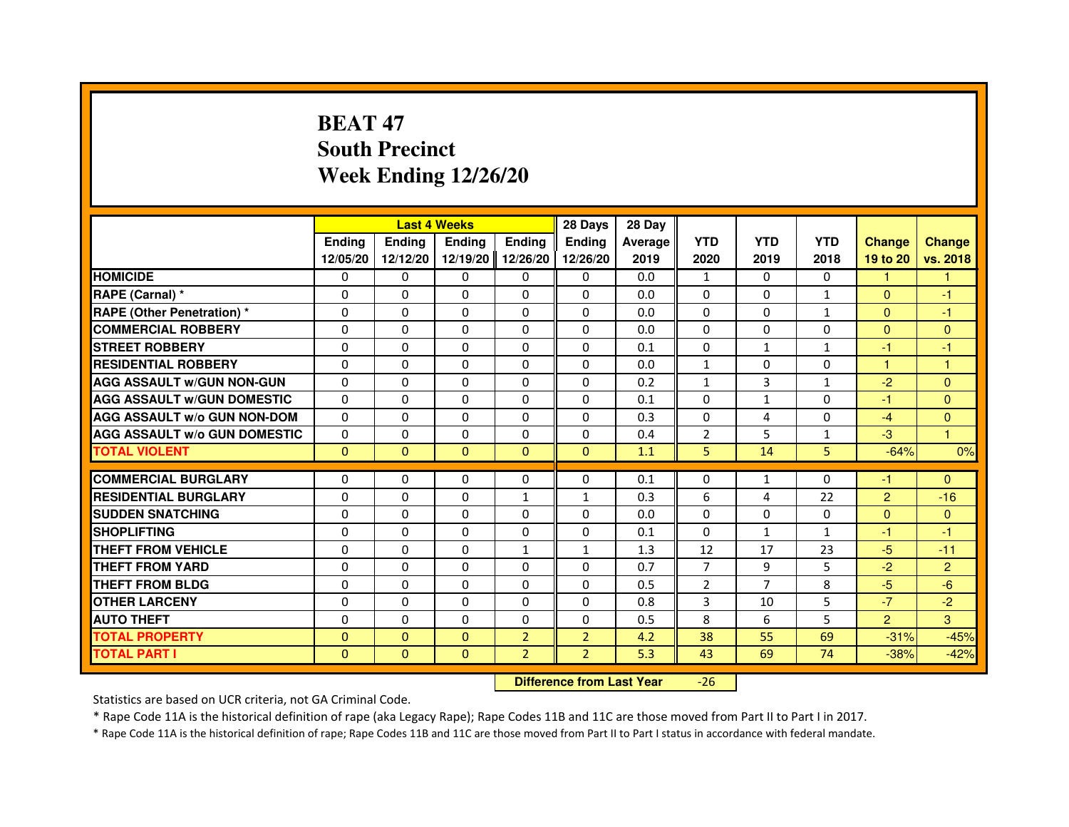# BEAT 47
## South Precinct
## Week Ending 12/26/20

| | Last 4 Weeks | | | | 28 Days | 28 Day | | | | | |
|---|---|---|---|---|---|---|---|---|---|---|---|
| | Ending 12/05/20 | Ending 12/12/20 | Ending 12/19/20 | Ending 12/26/20 | Ending 12/26/20 | Average 2019 | YTD 2020 | YTD 2019 | YTD 2018 | Change 19 to 20 | Change vs. 2018 |
| HOMICIDE | 0 | 0 | 0 | 0 | 0 | 0.0 | 1 | 0 | 0 | 1 | 1 |
| RAPE (Carnal) * | 0 | 0 | 0 | 0 | 0 | 0.0 | 0 | 0 | 1 | 0 | -1 |
| RAPE (Other Penetration) * | 0 | 0 | 0 | 0 | 0 | 0.0 | 0 | 0 | 1 | 0 | -1 |
| COMMERCIAL ROBBERY | 0 | 0 | 0 | 0 | 0 | 0.0 | 0 | 0 | 0 | 0 | 0 |
| STREET ROBBERY | 0 | 0 | 0 | 0 | 0 | 0.1 | 0 | 1 | 1 | -1 | -1 |
| RESIDENTIAL ROBBERY | 0 | 0 | 0 | 0 | 0 | 0.0 | 1 | 0 | 0 | 1 | 1 |
| AGG ASSAULT w/GUN NON-GUN | 0 | 0 | 0 | 0 | 0 | 0.2 | 1 | 3 | 1 | -2 | 0 |
| AGG ASSAULT w/GUN DOMESTIC | 0 | 0 | 0 | 0 | 0 | 0.1 | 0 | 1 | 0 | -1 | 0 |
| AGG ASSAULT w/o GUN NON-DOM | 0 | 0 | 0 | 0 | 0 | 0.3 | 0 | 4 | 0 | -4 | 0 |
| AGG ASSAULT w/o GUN DOMESTIC | 0 | 0 | 0 | 0 | 0 | 0.4 | 2 | 5 | 1 | -3 | 1 |
| TOTAL VIOLENT | 0 | 0 | 0 | 0 | 0 | 1.1 | 5 | 14 | 5 | -64% | 0% |
| COMMERCIAL BURGLARY | 0 | 0 | 0 | 0 | 0 | 0.1 | 0 | 1 | 0 | -1 | 0 |
| RESIDENTIAL BURGLARY | 0 | 0 | 0 | 1 | 1 | 0.3 | 6 | 4 | 22 | 2 | -16 |
| SUDDEN SNATCHING | 0 | 0 | 0 | 0 | 0 | 0.0 | 0 | 0 | 0 | 0 | 0 |
| SHOPLIFTING | 0 | 0 | 0 | 0 | 0 | 0.1 | 0 | 1 | 1 | -1 | -1 |
| THEFT FROM VEHICLE | 0 | 0 | 0 | 1 | 1 | 1.3 | 12 | 17 | 23 | -5 | -11 |
| THEFT FROM YARD | 0 | 0 | 0 | 0 | 0 | 0.7 | 7 | 9 | 5 | -2 | 2 |
| THEFT FROM BLDG | 0 | 0 | 0 | 0 | 0 | 0.5 | 2 | 7 | 8 | -5 | -6 |
| OTHER LARCENY | 0 | 0 | 0 | 0 | 0 | 0.8 | 3 | 10 | 5 | -7 | -2 |
| AUTO THEFT | 0 | 0 | 0 | 0 | 0 | 0.5 | 8 | 6 | 5 | 2 | 3 |
| TOTAL PROPERTY | 0 | 0 | 0 | 2 | 2 | 4.2 | 38 | 55 | 69 | -31% | -45% |
| TOTAL PART I | 0 | 0 | 0 | 2 | 2 | 5.3 | 43 | 69 | 74 | -38% | -42% |

Difference from Last Year: -26

Statistics are based on UCR criteria, not GA Criminal Code.

* Rape Code 11A is the historical definition of rape (aka Legacy Rape); Rape Codes 11B and 11C are those moved from Part II to Part I in 2017.

* Rape Code 11A is the historical definition of rape; Rape Codes 11B and 11C are those moved from Part II to Part I status in accordance with federal mandate.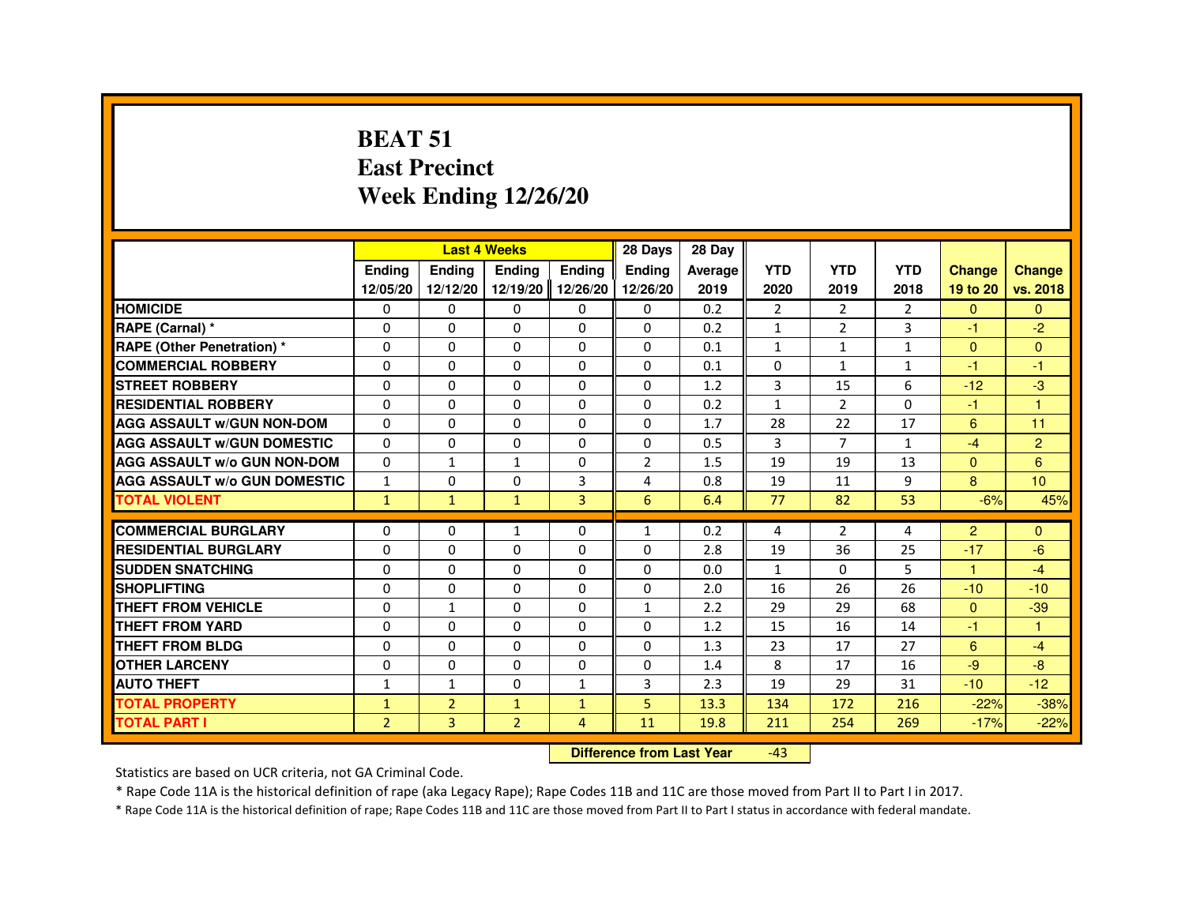# BEAT 51
# East Precinct
# Week Ending 12/26/20

| | Last 4 Weeks | | | | 28 Days | 28 Day | | | | | |
|---|---|---|---|---|---|---|---|---|---|---|---|
| | Ending 12/05/20 | Ending 12/12/20 | Ending 12/19/20 | Ending 12/26/20 | Ending 12/26/20 | Average 2019 | YTD 2020 | YTD 2019 | YTD 2018 | Change 19 to 20 | Change vs. 2018 |
| HOMICIDE | 0 | 0 | 0 | 0 | 0 | 0.2 | 2 | 2 | 2 | 0 | 0 |
| RAPE (Carnal) * | 0 | 0 | 0 | 0 | 0 | 0.2 | 1 | 2 | 3 | -1 | -2 |
| RAPE (Other Penetration) * | 0 | 0 | 0 | 0 | 0 | 0.1 | 1 | 1 | 1 | 0 | 0 |
| COMMERCIAL ROBBERY | 0 | 0 | 0 | 0 | 0 | 0.1 | 0 | 1 | 1 | -1 | -1 |
| STREET ROBBERY | 0 | 0 | 0 | 0 | 0 | 1.2 | 3 | 15 | 6 | -12 | -3 |
| RESIDENTIAL ROBBERY | 0 | 0 | 0 | 0 | 0 | 0.2 | 1 | 2 | 0 | -1 | 1 |
| AGG ASSAULT w/GUN NON-DOM | 0 | 0 | 0 | 0 | 0 | 1.7 | 28 | 22 | 17 | 6 | 11 |
| AGG ASSAULT w/GUN DOMESTIC | 0 | 0 | 0 | 0 | 0 | 0.5 | 3 | 7 | 1 | -4 | 2 |
| AGG ASSAULT w/o GUN NON-DOM | 0 | 1 | 1 | 0 | 2 | 1.5 | 19 | 19 | 13 | 0 | 6 |
| AGG ASSAULT w/o GUN DOMESTIC | 1 | 0 | 0 | 3 | 4 | 0.8 | 19 | 11 | 9 | 8 | 10 |
| TOTAL VIOLENT | 1 | 1 | 1 | 3 | 6 | 6.4 | 77 | 82 | 53 | -6% | 45% |
| COMMERCIAL BURGLARY | 0 | 0 | 1 | 0 | 1 | 0.2 | 4 | 2 | 4 | 2 | 0 |
| RESIDENTIAL BURGLARY | 0 | 0 | 0 | 0 | 0 | 2.8 | 19 | 36 | 25 | -17 | -6 |
| SUDDEN SNATCHING | 0 | 0 | 0 | 0 | 0 | 0.0 | 1 | 0 | 5 | 1 | -4 |
| SHOPLIFTING | 0 | 0 | 0 | 0 | 0 | 2.0 | 16 | 26 | 26 | -10 | -10 |
| THEFT FROM VEHICLE | 0 | 1 | 0 | 0 | 1 | 2.2 | 29 | 29 | 68 | 0 | -39 |
| THEFT FROM YARD | 0 | 0 | 0 | 0 | 0 | 1.2 | 15 | 16 | 14 | -1 | 1 |
| THEFT FROM BLDG | 0 | 0 | 0 | 0 | 0 | 1.3 | 23 | 17 | 27 | 6 | -4 |
| OTHER LARCENY | 0 | 0 | 0 | 0 | 0 | 1.4 | 8 | 17 | 16 | -9 | -8 |
| AUTO THEFT | 1 | 1 | 0 | 1 | 3 | 2.3 | 19 | 29 | 31 | -10 | -12 |
| TOTAL PROPERTY | 1 | 2 | 1 | 1 | 5 | 13.3 | 134 | 172 | 216 | -22% | -38% |
| TOTAL PART I | 2 | 3 | 2 | 4 | 11 | 19.8 | 211 | 254 | 269 | -17% | -22% |

**Difference from Last Year** -43

Statistics are based on UCR criteria, not GA Criminal Code.

* Rape Code 11A is the historical definition of rape (aka Legacy Rape); Rape Codes 11B and 11C are those moved from Part II to Part I in 2017.

* Rape Code 11A is the historical definition of rape; Rape Codes 11B and 11C are those moved from Part II to Part I status in accordance with federal mandate.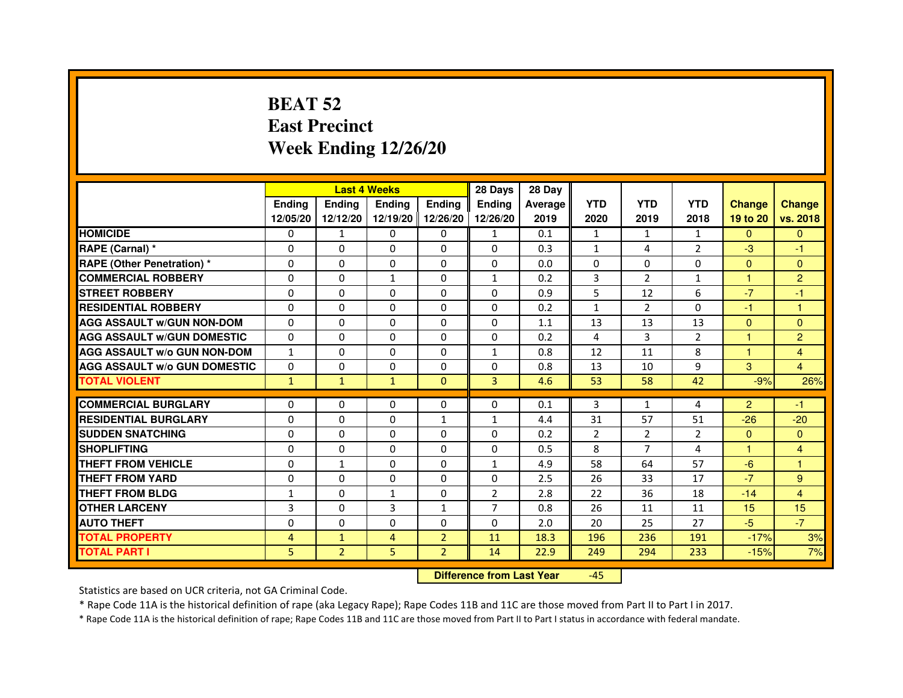# BEAT 52
# East Precinct
# Week Ending 12/26/20

| | Last 4 Weeks | | | | 28 Days | 28 Day | | | | | |
|---|---|---|---|---|---|---|---|---|---|---|---|
| | Ending 12/05/20 | Ending 12/12/20 | Ending 12/19/20 | Ending 12/26/20 | Ending 12/26/20 | Average 2019 | YTD 2020 | YTD 2019 | YTD 2018 | Change 19 to 20 | Change vs. 2018 |
| HOMICIDE | 0 | 1 | 0 | 0 | 1 | 0.1 | 1 | 1 | 1 | 0 | 0 |
| RAPE (Carnal) * | 0 | 0 | 0 | 0 | 0 | 0.3 | 1 | 4 | 2 | -3 | -1 |
| RAPE (Other Penetration) * | 0 | 0 | 0 | 0 | 0 | 0.0 | 0 | 0 | 0 | 0 | 0 |
| COMMERCIAL ROBBERY | 0 | 0 | 1 | 0 | 1 | 0.2 | 3 | 2 | 1 | 1 | 2 |
| STREET ROBBERY | 0 | 0 | 0 | 0 | 0 | 0.9 | 5 | 12 | 6 | -7 | -1 |
| RESIDENTIAL ROBBERY | 0 | 0 | 0 | 0 | 0 | 0.2 | 1 | 2 | 0 | -1 | 1 |
| AGG ASSAULT w/GUN NON-DOM | 0 | 0 | 0 | 0 | 0 | 1.1 | 13 | 13 | 13 | 0 | 0 |
| AGG ASSAULT w/GUN DOMESTIC | 0 | 0 | 0 | 0 | 0 | 0.2 | 4 | 3 | 2 | 1 | 2 |
| AGG ASSAULT w/o GUN NON-DOM | 1 | 0 | 0 | 0 | 1 | 0.8 | 12 | 11 | 8 | 1 | 4 |
| AGG ASSAULT w/o GUN DOMESTIC | 0 | 0 | 0 | 0 | 0 | 0.8 | 13 | 10 | 9 | 3 | 4 |
| TOTAL VIOLENT | 1 | 1 | 1 | 0 | 3 | 4.6 | 53 | 58 | 42 | -9% | 26% |
| COMMERCIAL BURGLARY | 0 | 0 | 0 | 0 | 0 | 0.1 | 3 | 1 | 4 | 2 | -1 |
| RESIDENTIAL BURGLARY | 0 | 0 | 0 | 1 | 1 | 4.4 | 31 | 57 | 51 | -26 | -20 |
| SUDDEN SNATCHING | 0 | 0 | 0 | 0 | 0 | 0.2 | 2 | 2 | 2 | 0 | 0 |
| SHOPLIFTING | 0 | 0 | 0 | 0 | 0 | 0.5 | 8 | 7 | 4 | 1 | 4 |
| THEFT FROM VEHICLE | 0 | 1 | 0 | 0 | 1 | 4.9 | 58 | 64 | 57 | -6 | 1 |
| THEFT FROM YARD | 0 | 0 | 0 | 0 | 0 | 2.5 | 26 | 33 | 17 | -7 | 9 |
| THEFT FROM BLDG | 1 | 0 | 1 | 0 | 2 | 2.8 | 22 | 36 | 18 | -14 | 4 |
| OTHER LARCENY | 3 | 0 | 3 | 1 | 7 | 0.8 | 26 | 11 | 11 | 15 | 15 |
| AUTO THEFT | 0 | 0 | 0 | 0 | 0 | 2.0 | 20 | 25 | 27 | -5 | -7 |
| TOTAL PROPERTY | 4 | 1 | 4 | 2 | 11 | 18.3 | 196 | 236 | 191 | -17% | 3% |
| TOTAL PART I | 5 | 2 | 5 | 2 | 14 | 22.9 | 249 | 294 | 233 | -15% | 7% |

**Difference from Last Year** -45

Statistics are based on UCR criteria, not GA Criminal Code.

* Rape Code 11A is the historical definition of rape (aka Legacy Rape); Rape Codes 11B and 11C are those moved from Part II to Part I in 2017.

* Rape Code 11A is the historical definition of rape; Rape Codes 11B and 11C are those moved from Part II to Part I status in accordance with federal mandate.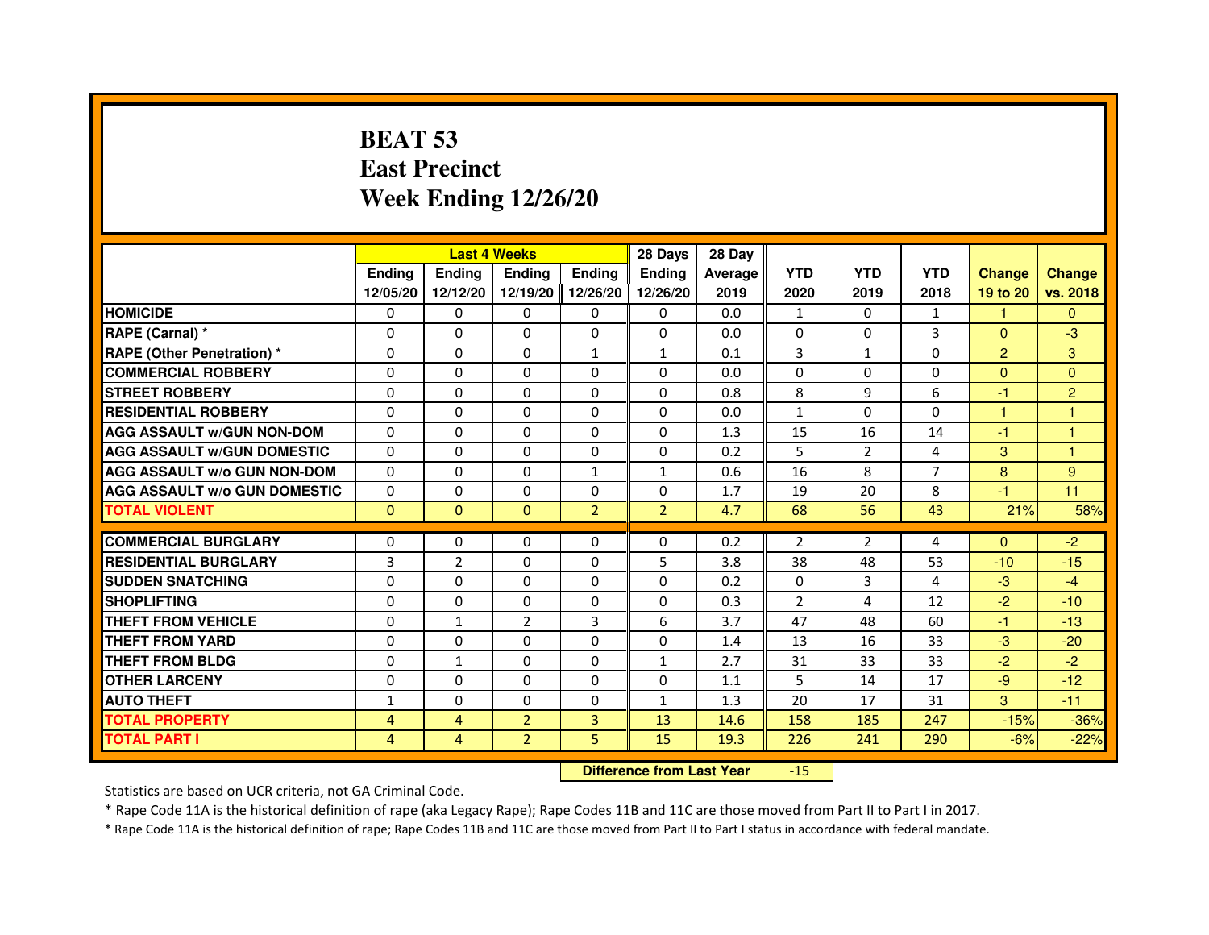# BEAT 53
# East Precinct
# Week Ending 12/26/20

| | Last 4 Weeks | | | | 28 Days | 28 Day | | | | | |
|---|---|---|---|---|---|---|---|---|---|---|---|
| | Ending 12/05/20 | Ending 12/12/20 | Ending 12/19/20 | Ending 12/26/20 | Ending 12/26/20 | Average 2019 | YTD 2020 | YTD 2019 | YTD 2018 | Change 19 to 20 | Change vs. 2018 |
| HOMICIDE | 0 | 0 | 0 | 0 | 0 | 0.0 | 1 | 0 | 1 | 1 | 0 |
| RAPE (Carnal) * | 0 | 0 | 0 | 0 | 0 | 0.0 | 0 | 0 | 3 | 0 | -3 |
| RAPE (Other Penetration) * | 0 | 0 | 0 | 1 | 1 | 0.1 | 3 | 1 | 0 | 2 | 3 |
| COMMERCIAL ROBBERY | 0 | 0 | 0 | 0 | 0 | 0.0 | 0 | 0 | 0 | 0 | 0 |
| STREET ROBBERY | 0 | 0 | 0 | 0 | 0 | 0.8 | 8 | 9 | 6 | -1 | 2 |
| RESIDENTIAL ROBBERY | 0 | 0 | 0 | 0 | 0 | 0.0 | 1 | 0 | 0 | 1 | 1 |
| AGG ASSAULT w/GUN NON-DOM | 0 | 0 | 0 | 0 | 0 | 1.3 | 15 | 16 | 14 | -1 | 1 |
| AGG ASSAULT w/GUN DOMESTIC | 0 | 0 | 0 | 0 | 0 | 0.2 | 5 | 2 | 4 | 3 | 1 |
| AGG ASSAULT w/o GUN NON-DOM | 0 | 0 | 0 | 1 | 1 | 0.6 | 16 | 8 | 7 | 8 | 9 |
| AGG ASSAULT w/o GUN DOMESTIC | 0 | 0 | 0 | 0 | 0 | 1.7 | 19 | 20 | 8 | -1 | 11 |
| TOTAL VIOLENT | 0 | 0 | 0 | 2 | 2 | 4.7 | 68 | 56 | 43 | 21% | 58% |
| COMMERCIAL BURGLARY | 0 | 0 | 0 | 0 | 0 | 0.2 | 2 | 2 | 4 | 0 | -2 |
| RESIDENTIAL BURGLARY | 3 | 2 | 0 | 0 | 5 | 3.8 | 38 | 48 | 53 | -10 | -15 |
| SUDDEN SNATCHING | 0 | 0 | 0 | 0 | 0 | 0.2 | 0 | 3 | 4 | -3 | -4 |
| SHOPLIFTING | 0 | 0 | 0 | 0 | 0 | 0.3 | 2 | 4 | 12 | -2 | -10 |
| THEFT FROM VEHICLE | 0 | 1 | 2 | 3 | 6 | 3.7 | 47 | 48 | 60 | -1 | -13 |
| THEFT FROM YARD | 0 | 0 | 0 | 0 | 0 | 1.4 | 13 | 16 | 33 | -3 | -20 |
| THEFT FROM BLDG | 0 | 1 | 0 | 0 | 1 | 2.7 | 31 | 33 | 33 | -2 | -2 |
| OTHER LARCENY | 0 | 0 | 0 | 0 | 0 | 1.1 | 5 | 14 | 17 | -9 | -12 |
| AUTO THEFT | 1 | 0 | 0 | 0 | 1 | 1.3 | 20 | 17 | 31 | 3 | -11 |
| TOTAL PROPERTY | 4 | 4 | 2 | 3 | 13 | 14.6 | 158 | 185 | 247 | -15% | -36% |
| TOTAL PART I | 4 | 4 | 2 | 5 | 15 | 19.3 | 226 | 241 | 290 | -6% | -22% |

**Difference from Last Year** -15

Statistics are based on UCR criteria, not GA Criminal Code.

* Rape Code 11A is the historical definition of rape (aka Legacy Rape); Rape Codes 11B and 11C are those moved from Part II to Part I in 2017.

* Rape Code 11A is the historical definition of rape; Rape Codes 11B and 11C are those moved from Part II to Part I status in accordance with federal mandate.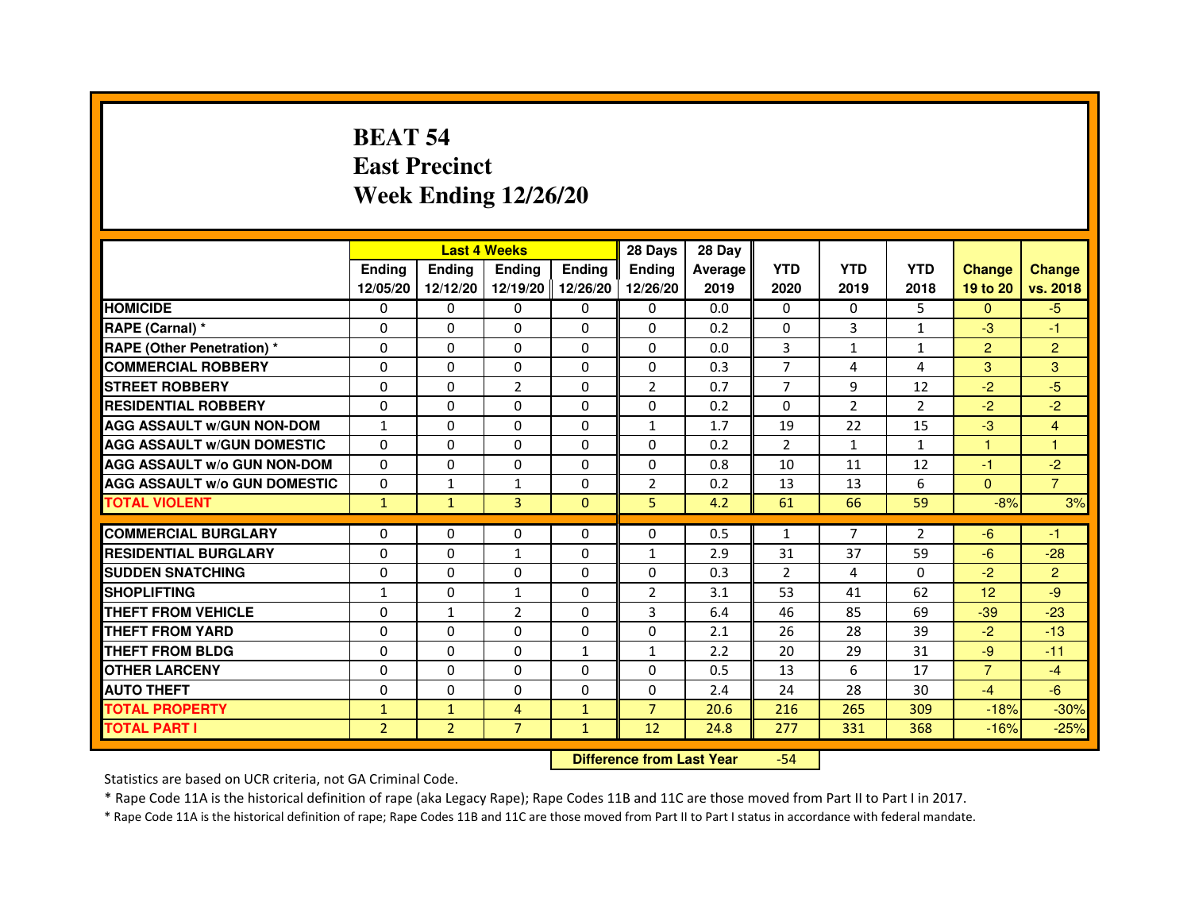# BEAT 54
# East Precinct
# Week Ending 12/26/20

| | Last 4 Weeks | | | | 28 Days | 28 Day | | | | | |
|---|---|---|---|---|---|---|---|---|---|---|---|
| | Ending 12/05/20 | Ending 12/12/20 | Ending 12/19/20 | Ending 12/26/20 | Ending 12/26/20 | Average 2019 | YTD 2020 | YTD 2019 | YTD 2018 | Change 19 to 20 | Change vs. 2018 |
| HOMICIDE | 0 | 0 | 0 | 0 | 0 | 0.0 | 0 | 0 | 5 | 0 | -5 |
| RAPE (Carnal) * | 0 | 0 | 0 | 0 | 0 | 0.2 | 0 | 3 | 1 | -3 | -1 |
| RAPE (Other Penetration) * | 0 | 0 | 0 | 0 | 0 | 0.0 | 3 | 1 | 1 | 2 | 2 |
| COMMERCIAL ROBBERY | 0 | 0 | 0 | 0 | 0 | 0.3 | 7 | 4 | 4 | 3 | 3 |
| STREET ROBBERY | 0 | 0 | 2 | 0 | 2 | 0.7 | 7 | 9 | 12 | -2 | -5 |
| RESIDENTIAL ROBBERY | 0 | 0 | 0 | 0 | 0 | 0.2 | 0 | 2 | 2 | -2 | -2 |
| AGG ASSAULT w/GUN NON-DOM | 1 | 0 | 0 | 0 | 1 | 1.7 | 19 | 22 | 15 | -3 | 4 |
| AGG ASSAULT w/GUN DOMESTIC | 0 | 0 | 0 | 0 | 0 | 0.2 | 2 | 1 | 1 | 1 | 1 |
| AGG ASSAULT w/o GUN NON-DOM | 0 | 0 | 0 | 0 | 0 | 0.8 | 10 | 11 | 12 | -1 | -2 |
| AGG ASSAULT w/o GUN DOMESTIC | 0 | 1 | 1 | 0 | 2 | 0.2 | 13 | 13 | 6 | 0 | 7 |
| TOTAL VIOLENT | 1 | 1 | 3 | 0 | 5 | 4.2 | 61 | 66 | 59 | -8% | 3% |
| COMMERCIAL BURGLARY | 0 | 0 | 0 | 0 | 0 | 0.5 | 1 | 7 | 2 | -6 | -1 |
| RESIDENTIAL BURGLARY | 0 | 0 | 1 | 0 | 1 | 2.9 | 31 | 37 | 59 | -6 | -28 |
| SUDDEN SNATCHING | 0 | 0 | 0 | 0 | 0 | 0.3 | 2 | 4 | 0 | -2 | 2 |
| SHOPLIFTING | 1 | 0 | 1 | 0 | 2 | 3.1 | 53 | 41 | 62 | 12 | -9 |
| THEFT FROM VEHICLE | 0 | 1 | 2 | 0 | 3 | 6.4 | 46 | 85 | 69 | -39 | -23 |
| THEFT FROM YARD | 0 | 0 | 0 | 0 | 0 | 2.1 | 26 | 28 | 39 | -2 | -13 |
| THEFT FROM BLDG | 0 | 0 | 0 | 1 | 1 | 2.2 | 20 | 29 | 31 | -9 | -11 |
| OTHER LARCENY | 0 | 0 | 0 | 0 | 0 | 0.5 | 13 | 6 | 17 | 7 | -4 |
| AUTO THEFT | 0 | 0 | 0 | 0 | 0 | 2.4 | 24 | 28 | 30 | -4 | -6 |
| TOTAL PROPERTY | 1 | 1 | 4 | 1 | 7 | 20.6 | 216 | 265 | 309 | -18% | -30% |
| TOTAL PART I | 2 | 2 | 7 | 1 | 12 | 24.8 | 277 | 331 | 368 | -16% | -25% |

**Difference from Last Year** -54

Statistics are based on UCR criteria, not GA Criminal Code.

* Rape Code 11A is the historical definition of rape (aka Legacy Rape); Rape Codes 11B and 11C are those moved from Part II to Part I in 2017.

* Rape Code 11A is the historical definition of rape; Rape Codes 11B and 11C are those moved from Part II to Part I status in accordance with federal mandate.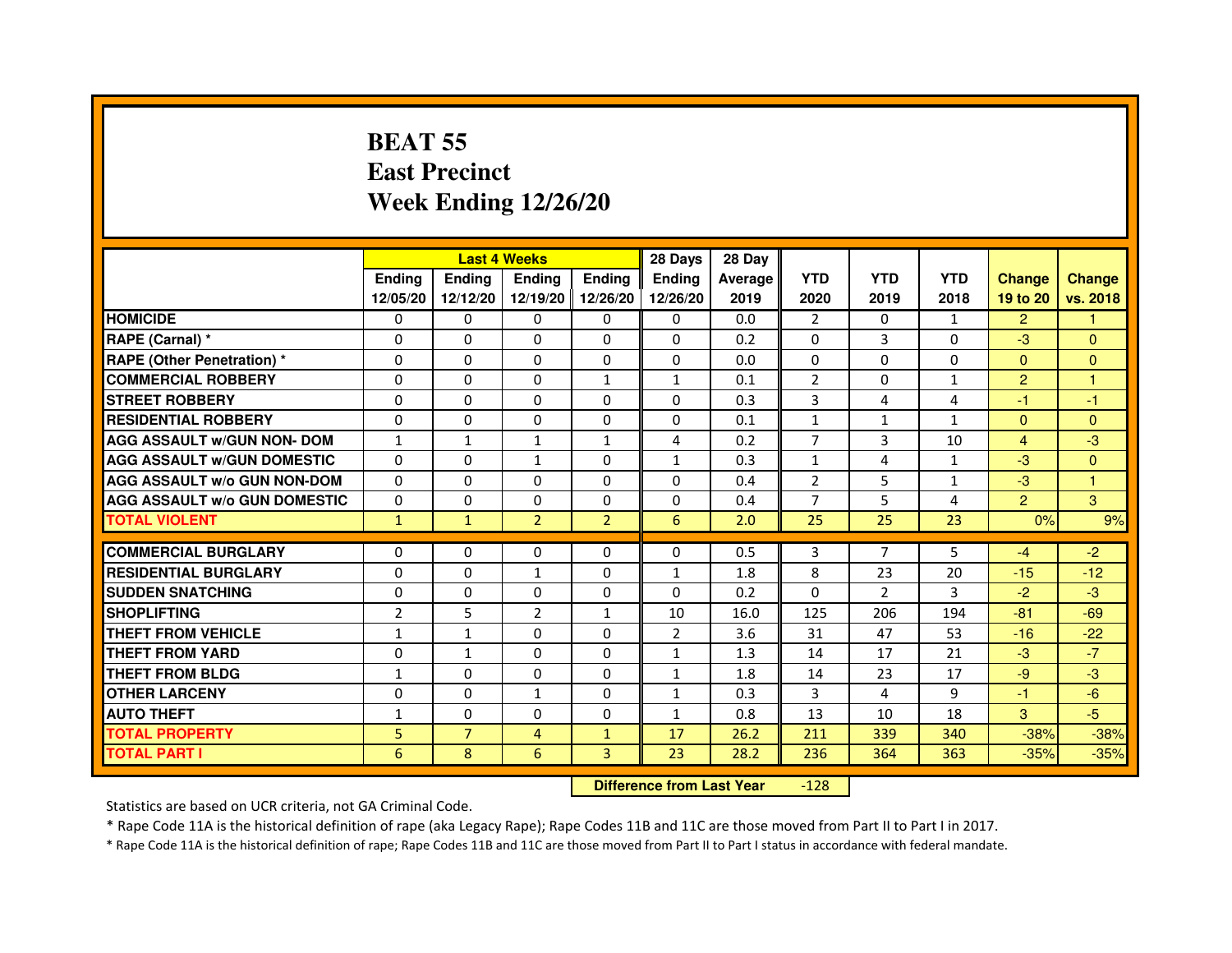# BEAT 55
# East Precinct
# Week Ending 12/26/20

| | Last 4 Weeks | | | | 28 Days | 28 Day | | | | | |
|---|---|---|---|---|---|---|---|---|---|---|---|
| | Ending 12/05/20 | Ending 12/12/20 | Ending 12/19/20 | Ending 12/26/20 | Ending 12/26/20 | Average 2019 | YTD 2020 | YTD 2019 | YTD 2018 | Change 19 to 20 | Change vs. 2018 |
| HOMICIDE | 0 | 0 | 0 | 0 | 0 | 0.0 | 2 | 0 | 1 | 2 | 1 |
| RAPE (Carnal) * | 0 | 0 | 0 | 0 | 0 | 0.2 | 0 | 3 | 0 | -3 | 0 |
| RAPE (Other Penetration) * | 0 | 0 | 0 | 0 | 0 | 0.0 | 0 | 0 | 0 | 0 | 0 |
| COMMERCIAL ROBBERY | 0 | 0 | 0 | 1 | 1 | 0.1 | 2 | 0 | 1 | 2 | 1 |
| STREET ROBBERY | 0 | 0 | 0 | 0 | 0 | 0.3 | 3 | 4 | 4 | -1 | -1 |
| RESIDENTIAL ROBBERY | 0 | 0 | 0 | 0 | 0 | 0.1 | 1 | 1 | 1 | 0 | 0 |
| AGG ASSAULT w/GUN NON- DOM | 1 | 1 | 1 | 1 | 4 | 0.2 | 7 | 3 | 10 | 4 | -3 |
| AGG ASSAULT w/GUN DOMESTIC | 0 | 0 | 1 | 0 | 1 | 0.3 | 1 | 4 | 1 | -3 | 0 |
| AGG ASSAULT w/o GUN NON-DOM | 0 | 0 | 0 | 0 | 0 | 0.4 | 2 | 5 | 1 | -3 | 1 |
| AGG ASSAULT w/o GUN DOMESTIC | 0 | 0 | 0 | 0 | 0 | 0.4 | 7 | 5 | 4 | 2 | 3 |
| TOTAL VIOLENT | 1 | 1 | 2 | 2 | 6 | 2.0 | 25 | 25 | 23 | 0% | 9% |
| COMMERCIAL BURGLARY | 0 | 0 | 0 | 0 | 0 | 0.5 | 3 | 7 | 5 | -4 | -2 |
| RESIDENTIAL BURGLARY | 0 | 0 | 1 | 0 | 1 | 1.8 | 8 | 23 | 20 | -15 | -12 |
| SUDDEN SNATCHING | 0 | 0 | 0 | 0 | 0 | 0.2 | 0 | 2 | 3 | -2 | -3 |
| SHOPLIFTING | 2 | 5 | 2 | 1 | 10 | 16.0 | 125 | 206 | 194 | -81 | -69 |
| THEFT FROM VEHICLE | 1 | 1 | 0 | 0 | 2 | 3.6 | 31 | 47 | 53 | -16 | -22 |
| THEFT FROM YARD | 0 | 1 | 0 | 0 | 1 | 1.3 | 14 | 17 | 21 | -3 | -7 |
| THEFT FROM BLDG | 1 | 0 | 0 | 0 | 1 | 1.8 | 14 | 23 | 17 | -9 | -3 |
| OTHER LARCENY | 0 | 0 | 1 | 0 | 1 | 0.3 | 3 | 4 | 9 | -1 | -6 |
| AUTO THEFT | 1 | 0 | 0 | 0 | 1 | 0.8 | 13 | 10 | 18 | 3 | -5 |
| TOTAL PROPERTY | 5 | 7 | 4 | 1 | 17 | 26.2 | 211 | 339 | 340 | -38% | -38% |
| TOTAL PART I | 6 | 8 | 6 | 3 | 23 | 28.2 | 236 | 364 | 363 | -35% | -35% |

**Difference from Last Year** -128

Statistics are based on UCR criteria, not GA Criminal Code.

* Rape Code 11A is the historical definition of rape (aka Legacy Rape); Rape Codes 11B and 11C are those moved from Part II to Part I in 2017.

* Rape Code 11A is the historical definition of rape; Rape Codes 11B and 11C are those moved from Part II to Part I status in accordance with federal mandate.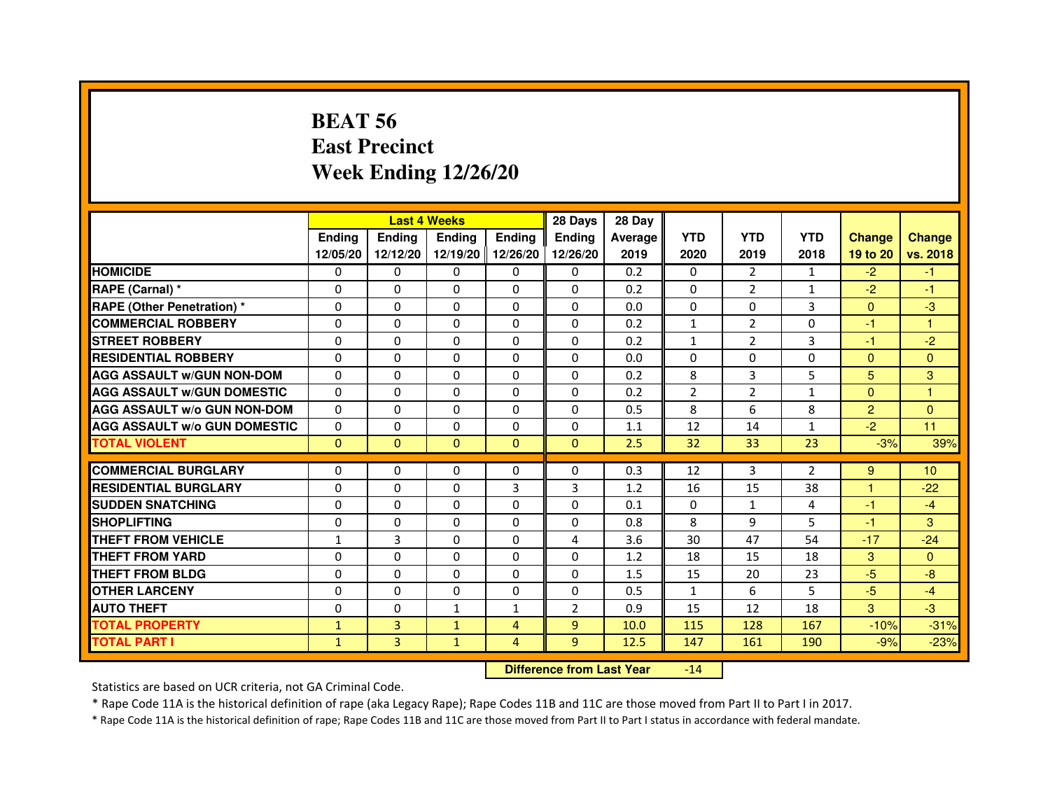# BEAT 56
# East Precinct
# Week Ending 12/26/20

| | Last 4 Weeks | | | | 28 Days | 28 Day | | | | | |
|---|---|---|---|---|---|---|---|---|---|---|---|
| | Ending 12/05/20 | Ending 12/12/20 | Ending 12/19/20 | Ending 12/26/20 | Ending 12/26/20 | Average 2019 | YTD 2020 | YTD 2019 | YTD 2018 | Change 19 to 20 | Change vs. 2018 |
| HOMICIDE | 0 | 0 | 0 | 0 | 0 | 0.2 | 0 | 2 | 1 | -2 | -1 |
| RAPE (Carnal) * | 0 | 0 | 0 | 0 | 0 | 0.2 | 0 | 2 | 1 | -2 | -1 |
| RAPE (Other Penetration) * | 0 | 0 | 0 | 0 | 0 | 0.0 | 0 | 0 | 3 | 0 | -3 |
| COMMERCIAL ROBBERY | 0 | 0 | 0 | 0 | 0 | 0.2 | 1 | 2 | 0 | -1 | 1 |
| STREET ROBBERY | 0 | 0 | 0 | 0 | 0 | 0.2 | 1 | 2 | 3 | -1 | -2 |
| RESIDENTIAL ROBBERY | 0 | 0 | 0 | 0 | 0 | 0.0 | 0 | 0 | 0 | 0 | 0 |
| AGG ASSAULT w/GUN NON-DOM | 0 | 0 | 0 | 0 | 0 | 0.2 | 8 | 3 | 5 | 5 | 3 |
| AGG ASSAULT w/GUN DOMESTIC | 0 | 0 | 0 | 0 | 0 | 0.2 | 2 | 2 | 1 | 0 | 1 |
| AGG ASSAULT w/o GUN NON-DOM | 0 | 0 | 0 | 0 | 0 | 0.5 | 8 | 6 | 8 | 2 | 0 |
| AGG ASSAULT w/o GUN DOMESTIC | 0 | 0 | 0 | 0 | 0 | 1.1 | 12 | 14 | 1 | -2 | 11 |
| TOTAL VIOLENT | 0 | 0 | 0 | 0 | 0 | 2.5 | 32 | 33 | 23 | -3% | 39% |
| COMMERCIAL BURGLARY | 0 | 0 | 0 | 0 | 0 | 0.3 | 12 | 3 | 2 | 9 | 10 |
| RESIDENTIAL BURGLARY | 0 | 0 | 0 | 3 | 3 | 1.2 | 16 | 15 | 38 | 1 | -22 |
| SUDDEN SNATCHING | 0 | 0 | 0 | 0 | 0 | 0.1 | 0 | 1 | 4 | -1 | -4 |
| SHOPLIFTING | 0 | 0 | 0 | 0 | 0 | 0.8 | 8 | 9 | 5 | -1 | 3 |
| THEFT FROM VEHICLE | 1 | 3 | 0 | 0 | 4 | 3.6 | 30 | 47 | 54 | -17 | -24 |
| THEFT FROM YARD | 0 | 0 | 0 | 0 | 0 | 1.2 | 18 | 15 | 18 | 3 | 0 |
| THEFT FROM BLDG | 0 | 0 | 0 | 0 | 0 | 1.5 | 15 | 20 | 23 | -5 | -8 |
| OTHER LARCENY | 0 | 0 | 0 | 0 | 0 | 0.5 | 1 | 6 | 5 | -5 | -4 |
| AUTO THEFT | 0 | 0 | 1 | 1 | 2 | 0.9 | 15 | 12 | 18 | 3 | -3 |
| TOTAL PROPERTY | 1 | 3 | 1 | 4 | 9 | 10.0 | 115 | 128 | 167 | -10% | -31% |
| TOTAL PART I | 1 | 3 | 1 | 4 | 9 | 12.5 | 147 | 161 | 190 | -9% | -23% |

**Difference from Last Year** -14

Statistics are based on UCR criteria, not GA Criminal Code.

* Rape Code 11A is the historical definition of rape (aka Legacy Rape); Rape Codes 11B and 11C are those moved from Part II to Part I in 2017.

* Rape Code 11A is the historical definition of rape; Rape Codes 11B and 11C are those moved from Part II to Part I status in accordance with federal mandate.